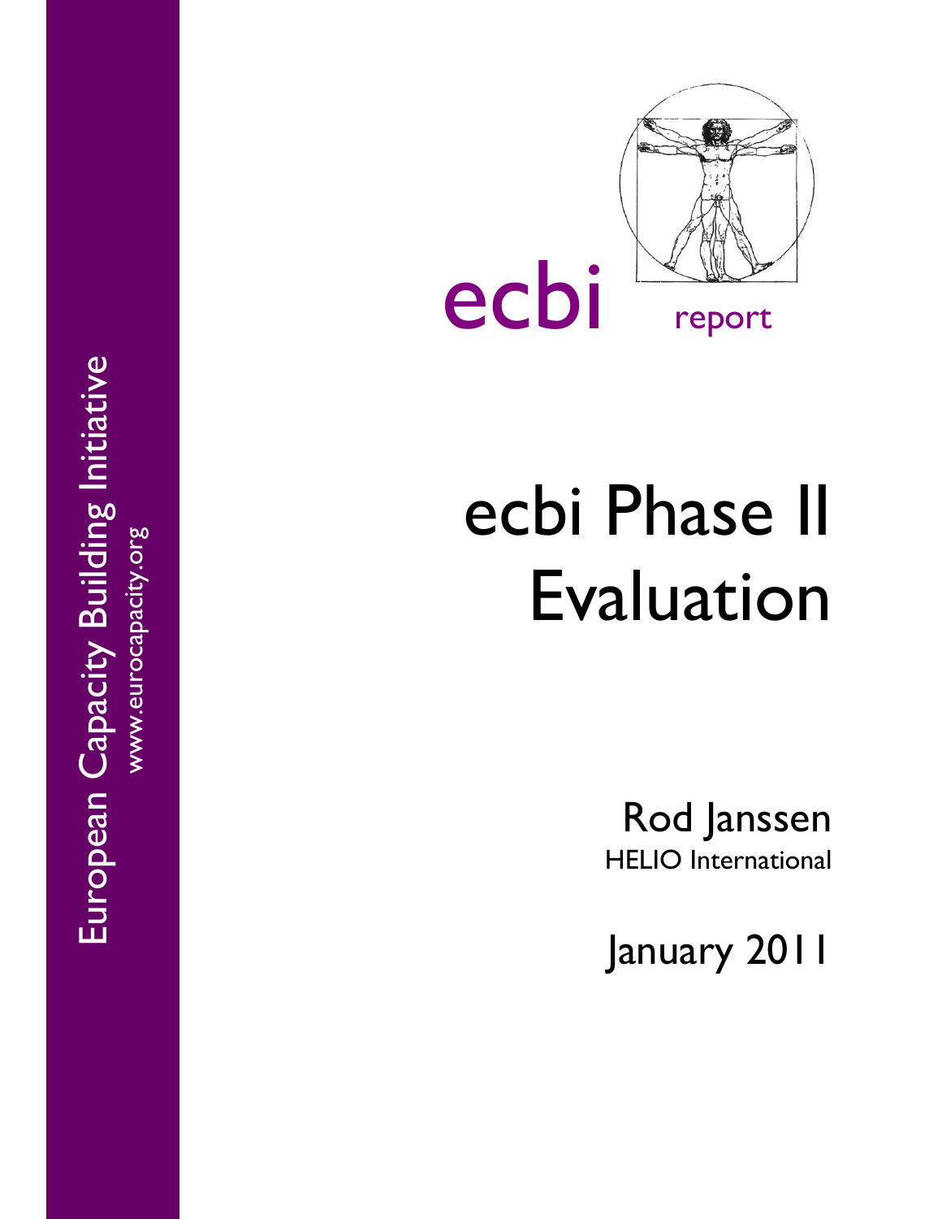European Capacity Building Initiative

www.eurocapacity.org

ecbi report

# ecbi Phase II Evaluation

Rod Janssen

HELIO International

January 2011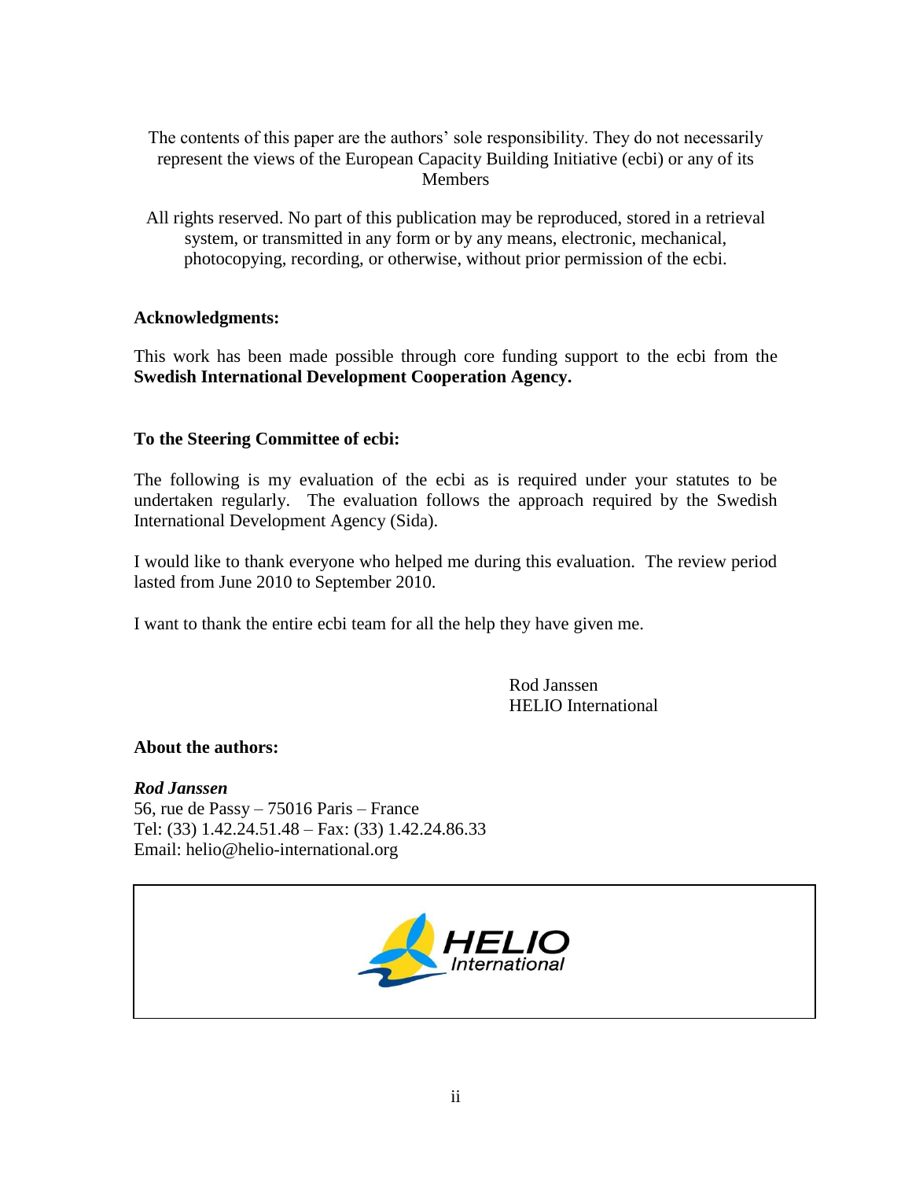The contents of this paper are the authors' sole responsibility. They do not necessarily represent the views of the European Capacity Building Initiative (ecbi) or any of its Members

All rights reserved. No part of this publication may be reproduced, stored in a retrieval system, or transmitted in any form or by any means, electronic, mechanical, photocopying, recording, or otherwise, without prior permission of the ecbi.

**Acknowledgments:**

This work has been made possible through core funding support to the ecbi from the **Swedish International Development Cooperation Agency.**

**To the Steering Committee of ecbi:**

The following is my evaluation of the ecbi as is required under your statutes to be undertaken regularly. The evaluation follows the approach required by the Swedish International Development Agency (Sida).

I would like to thank everyone who helped me during this evaluation. The review period lasted from June 2010 to September 2010.

I want to thank the entire ecbi team for all the help they have given me.

Rod Janssen
HELIO International

**About the authors:**

***Rod Janssen***
56, rue de Passy – 75016 Paris – France
Tel: (33) 1.42.24.51.48 – Fax: (33) 1.42.24.86.33
Email: helio@helio-international.org

HELIO International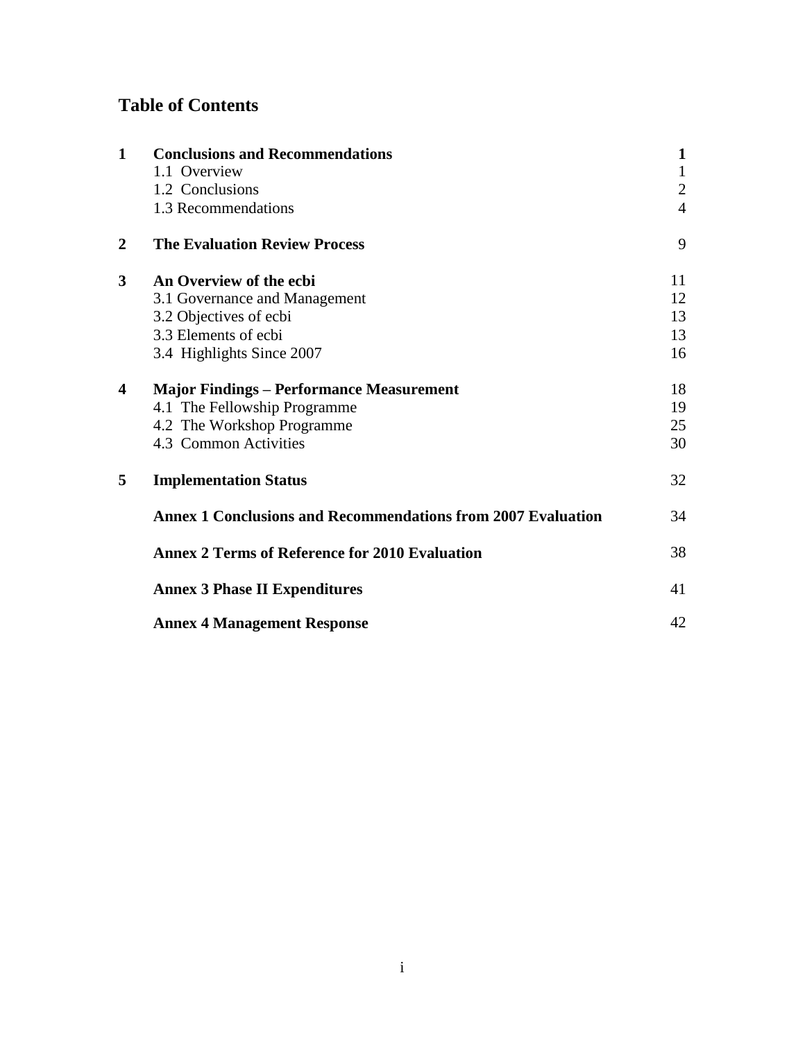# Table of Contents

| | | |
|---|---|---|
| **1** | **Conclusions and Recommendations** | **1** |
| | 1.1 Overview | 1 |
| | 1.2 Conclusions | 2 |
| | 1.3 Recommendations | 4 |
| **2** | **The Evaluation Review Process** | 9 |
| **3** | **An Overview of the ecbi** | 11 |
| | 3.1 Governance and Management | 12 |
| | 3.2 Objectives of ecbi | 13 |
| | 3.3 Elements of ecbi | 13 |
| | 3.4 Highlights Since 2007 | 16 |
| **4** | **Major Findings – Performance Measurement** | 18 |
| | 4.1 The Fellowship Programme | 19 |
| | 4.2 The Workshop Programme | 25 |
| | 4.3 Common Activities | 30 |
| **5** | **Implementation Status** | 32 |
| | **Annex 1 Conclusions and Recommendations from 2007 Evaluation** | 34 |
| | **Annex 2 Terms of Reference for 2010 Evaluation** | 38 |
| | **Annex 3 Phase II Expenditures** | 41 |
| | **Annex 4 Management Response** | 42 |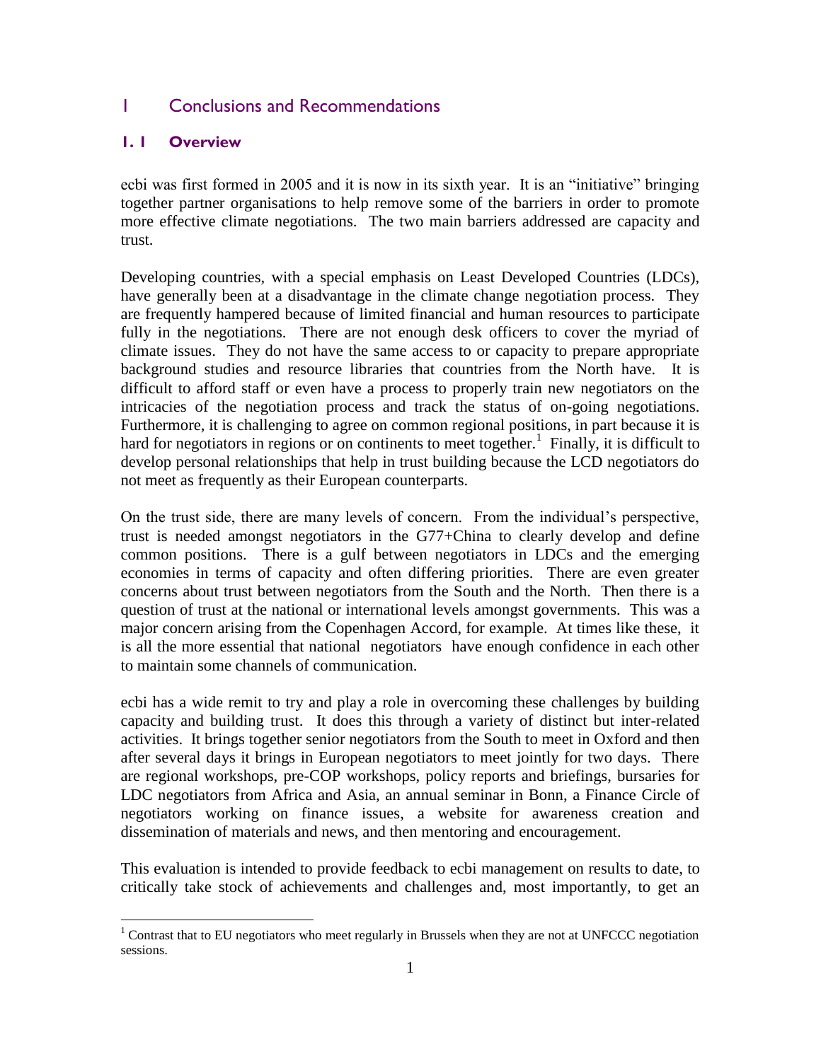# 1 Conclusions and Recommendations

## 1. 1 Overview

ecbi was first formed in 2005 and it is now in its sixth year. It is an "initiative" bringing together partner organisations to help remove some of the barriers in order to promote more effective climate negotiations. The two main barriers addressed are capacity and trust.

Developing countries, with a special emphasis on Least Developed Countries (LDCs), have generally been at a disadvantage in the climate change negotiation process. They are frequently hampered because of limited financial and human resources to participate fully in the negotiations. There are not enough desk officers to cover the myriad of climate issues. They do not have the same access to or capacity to prepare appropriate background studies and resource libraries that countries from the North have. It is difficult to afford staff or even have a process to properly train new negotiators on the intricacies of the negotiation process and track the status of on-going negotiations. Furthermore, it is challenging to agree on common regional positions, in part because it is hard for negotiators in regions or on continents to meet together.[1] Finally, it is difficult to develop personal relationships that help in trust building because the LCD negotiators do not meet as frequently as their European counterparts.

On the trust side, there are many levels of concern. From the individual's perspective, trust is needed amongst negotiators in the G77+China to clearly develop and define common positions. There is a gulf between negotiators in LDCs and the emerging economies in terms of capacity and often differing priorities. There are even greater concerns about trust between negotiators from the South and the North. Then there is a question of trust at the national or international levels amongst governments. This was a major concern arising from the Copenhagen Accord, for example. At times like these, it is all the more essential that national negotiators have enough confidence in each other to maintain some channels of communication.

ecbi has a wide remit to try and play a role in overcoming these challenges by building capacity and building trust. It does this through a variety of distinct but inter-related activities. It brings together senior negotiators from the South to meet in Oxford and then after several days it brings in European negotiators to meet jointly for two days. There are regional workshops, pre-COP workshops, policy reports and briefings, bursaries for LDC negotiators from Africa and Asia, an annual seminar in Bonn, a Finance Circle of negotiators working on finance issues, a website for awareness creation and dissemination of materials and news, and then mentoring and encouragement.

This evaluation is intended to provide feedback to ecbi management on results to date, to critically take stock of achievements and challenges and, most importantly, to get an

[1] Contrast that to EU negotiators who meet regularly in Brussels when they are not at UNFCCC negotiation sessions.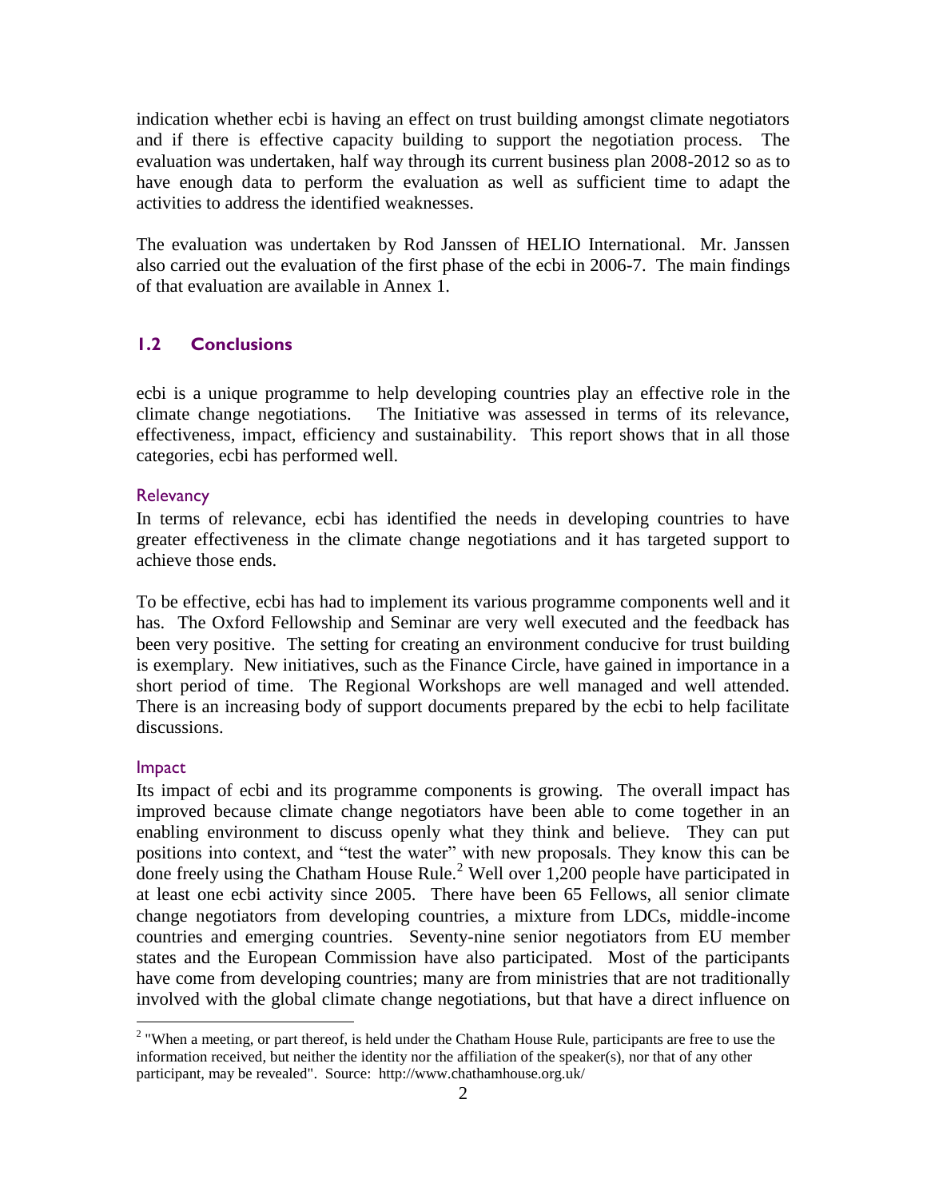indication whether ecbi is having an effect on trust building amongst climate negotiators and if there is effective capacity building to support the negotiation process. The evaluation was undertaken, half way through its current business plan 2008-2012 so as to have enough data to perform the evaluation as well as sufficient time to adapt the activities to address the identified weaknesses.

The evaluation was undertaken by Rod Janssen of HELIO International. Mr. Janssen also carried out the evaluation of the first phase of the ecbi in 2006-7. The main findings of that evaluation are available in Annex 1.

## 1.2 Conclusions

ecbi is a unique programme to help developing countries play an effective role in the climate change negotiations. The Initiative was assessed in terms of its relevance, effectiveness, impact, efficiency and sustainability. This report shows that in all those categories, ecbi has performed well.

### Relevancy

In terms of relevance, ecbi has identified the needs in developing countries to have greater effectiveness in the climate change negotiations and it has targeted support to achieve those ends.

To be effective, ecbi has had to implement its various programme components well and it has. The Oxford Fellowship and Seminar are very well executed and the feedback has been very positive. The setting for creating an environment conducive for trust building is exemplary. New initiatives, such as the Finance Circle, have gained in importance in a short period of time. The Regional Workshops are well managed and well attended. There is an increasing body of support documents prepared by the ecbi to help facilitate discussions.

### Impact

Its impact of ecbi and its programme components is growing. The overall impact has improved because climate change negotiators have been able to come together in an enabling environment to discuss openly what they think and believe. They can put positions into context, and "test the water" with new proposals. They know this can be done freely using the Chatham House Rule.[2] Well over 1,200 people have participated in at least one ecbi activity since 2005. There have been 65 Fellows, all senior climate change negotiators from developing countries, a mixture from LDCs, middle-income countries and emerging countries. Seventy-nine senior negotiators from EU member states and the European Commission have also participated. Most of the participants have come from developing countries; many are from ministries that are not traditionally involved with the global climate change negotiations, but that have a direct influence on

[2] "When a meeting, or part thereof, is held under the Chatham House Rule, participants are free to use the information received, but neither the identity nor the affiliation of the speaker(s), nor that of any other participant, may be revealed". Source: http://www.chathamhouse.org.uk/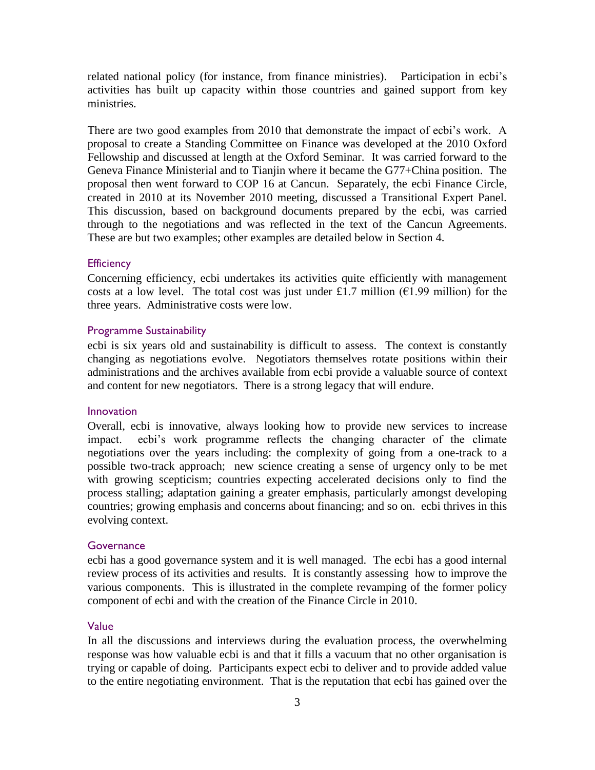related national policy (for instance, from finance ministries). Participation in ecbi's activities has built up capacity within those countries and gained support from key ministries.

There are two good examples from 2010 that demonstrate the impact of ecbi's work. A proposal to create a Standing Committee on Finance was developed at the 2010 Oxford Fellowship and discussed at length at the Oxford Seminar. It was carried forward to the Geneva Finance Ministerial and to Tianjin where it became the G77+China position. The proposal then went forward to COP 16 at Cancun. Separately, the ecbi Finance Circle, created in 2010 at its November 2010 meeting, discussed a Transitional Expert Panel. This discussion, based on background documents prepared by the ecbi, was carried through to the negotiations and was reflected in the text of the Cancun Agreements. These are but two examples; other examples are detailed below in Section 4.

### Efficiency

Concerning efficiency, ecbi undertakes its activities quite efficiently with management costs at a low level. The total cost was just under £1.7 million (€1.99 million) for the three years. Administrative costs were low.

### Programme Sustainability

ecbi is six years old and sustainability is difficult to assess. The context is constantly changing as negotiations evolve. Negotiators themselves rotate positions within their administrations and the archives available from ecbi provide a valuable source of context and content for new negotiators. There is a strong legacy that will endure.

### Innovation

Overall, ecbi is innovative, always looking how to provide new services to increase impact. ecbi's work programme reflects the changing character of the climate negotiations over the years including: the complexity of going from a one-track to a possible two-track approach; new science creating a sense of urgency only to be met with growing scepticism; countries expecting accelerated decisions only to find the process stalling; adaptation gaining a greater emphasis, particularly amongst developing countries; growing emphasis and concerns about financing; and so on. ecbi thrives in this evolving context.

### Governance

ecbi has a good governance system and it is well managed. The ecbi has a good internal review process of its activities and results. It is constantly assessing how to improve the various components. This is illustrated in the complete revamping of the former policy component of ecbi and with the creation of the Finance Circle in 2010.

### Value

In all the discussions and interviews during the evaluation process, the overwhelming response was how valuable ecbi is and that it fills a vacuum that no other organisation is trying or capable of doing. Participants expect ecbi to deliver and to provide added value to the entire negotiating environment. That is the reputation that ecbi has gained over the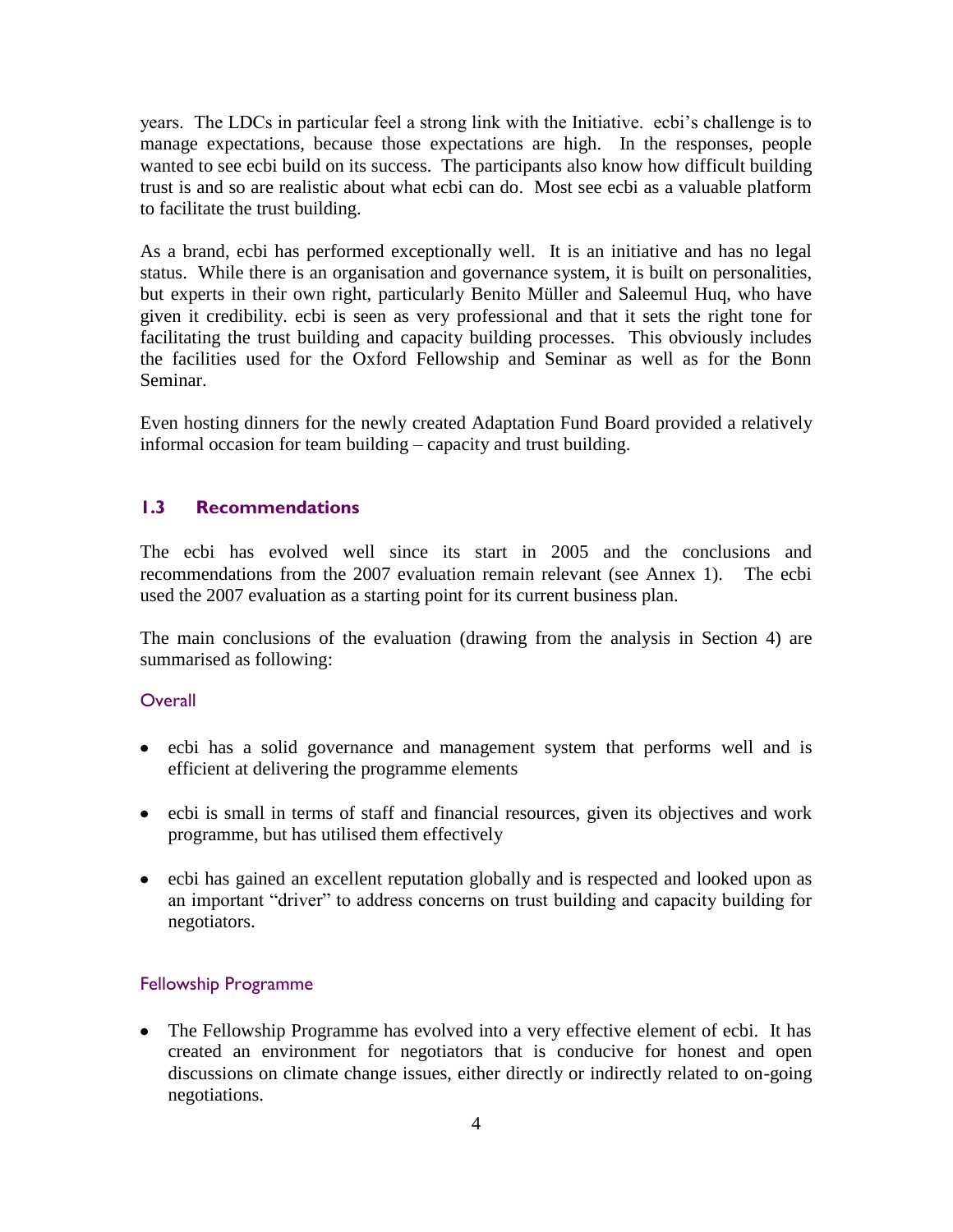years. The LDCs in particular feel a strong link with the Initiative. ecbi's challenge is to manage expectations, because those expectations are high. In the responses, people wanted to see ecbi build on its success. The participants also know how difficult building trust is and so are realistic about what ecbi can do. Most see ecbi as a valuable platform to facilitate the trust building.

As a brand, ecbi has performed exceptionally well. It is an initiative and has no legal status. While there is an organisation and governance system, it is built on personalities, but experts in their own right, particularly Benito Müller and Saleemul Huq, who have given it credibility. ecbi is seen as very professional and that it sets the right tone for facilitating the trust building and capacity building processes. This obviously includes the facilities used for the Oxford Fellowship and Seminar as well as for the Bonn Seminar.

Even hosting dinners for the newly created Adaptation Fund Board provided a relatively informal occasion for team building – capacity and trust building.

## 1.3 Recommendations

The ecbi has evolved well since its start in 2005 and the conclusions and recommendations from the 2007 evaluation remain relevant (see Annex 1). The ecbi used the 2007 evaluation as a starting point for its current business plan.

The main conclusions of the evaluation (drawing from the analysis in Section 4) are summarised as following:

### Overall

- ecbi has a solid governance and management system that performs well and is efficient at delivering the programme elements
- ecbi is small in terms of staff and financial resources, given its objectives and work programme, but has utilised them effectively
- ecbi has gained an excellent reputation globally and is respected and looked upon as an important "driver" to address concerns on trust building and capacity building for negotiators.

### Fellowship Programme

- The Fellowship Programme has evolved into a very effective element of ecbi. It has created an environment for negotiators that is conducive for honest and open discussions on climate change issues, either directly or indirectly related to on-going negotiations.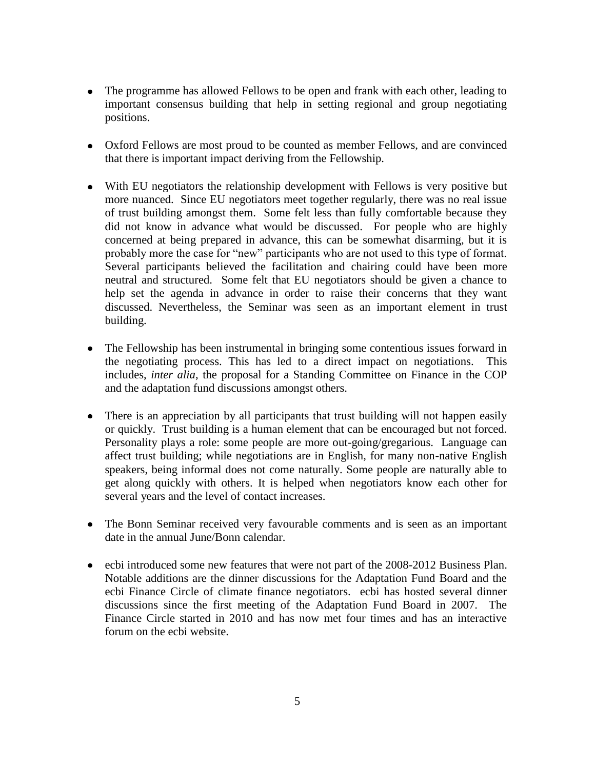- The programme has allowed Fellows to be open and frank with each other, leading to important consensus building that help in setting regional and group negotiating positions.

- Oxford Fellows are most proud to be counted as member Fellows, and are convinced that there is important impact deriving from the Fellowship.

- With EU negotiators the relationship development with Fellows is very positive but more nuanced. Since EU negotiators meet together regularly, there was no real issue of trust building amongst them. Some felt less than fully comfortable because they did not know in advance what would be discussed. For people who are highly concerned at being prepared in advance, this can be somewhat disarming, but it is probably more the case for "new" participants who are not used to this type of format. Several participants believed the facilitation and chairing could have been more neutral and structured. Some felt that EU negotiators should be given a chance to help set the agenda in advance in order to raise their concerns that they want discussed. Nevertheless, the Seminar was seen as an important element in trust building.

- The Fellowship has been instrumental in bringing some contentious issues forward in the negotiating process. This has led to a direct impact on negotiations. This includes, *inter alia*, the proposal for a Standing Committee on Finance in the COP and the adaptation fund discussions amongst others.

- There is an appreciation by all participants that trust building will not happen easily or quickly. Trust building is a human element that can be encouraged but not forced. Personality plays a role: some people are more out-going/gregarious. Language can affect trust building; while negotiations are in English, for many non-native English speakers, being informal does not come naturally. Some people are naturally able to get along quickly with others. It is helped when negotiators know each other for several years and the level of contact increases.

- The Bonn Seminar received very favourable comments and is seen as an important date in the annual June/Bonn calendar.

- ecbi introduced some new features that were not part of the 2008-2012 Business Plan. Notable additions are the dinner discussions for the Adaptation Fund Board and the ecbi Finance Circle of climate finance negotiators. ecbi has hosted several dinner discussions since the first meeting of the Adaptation Fund Board in 2007. The Finance Circle started in 2010 and has now met four times and has an interactive forum on the ecbi website.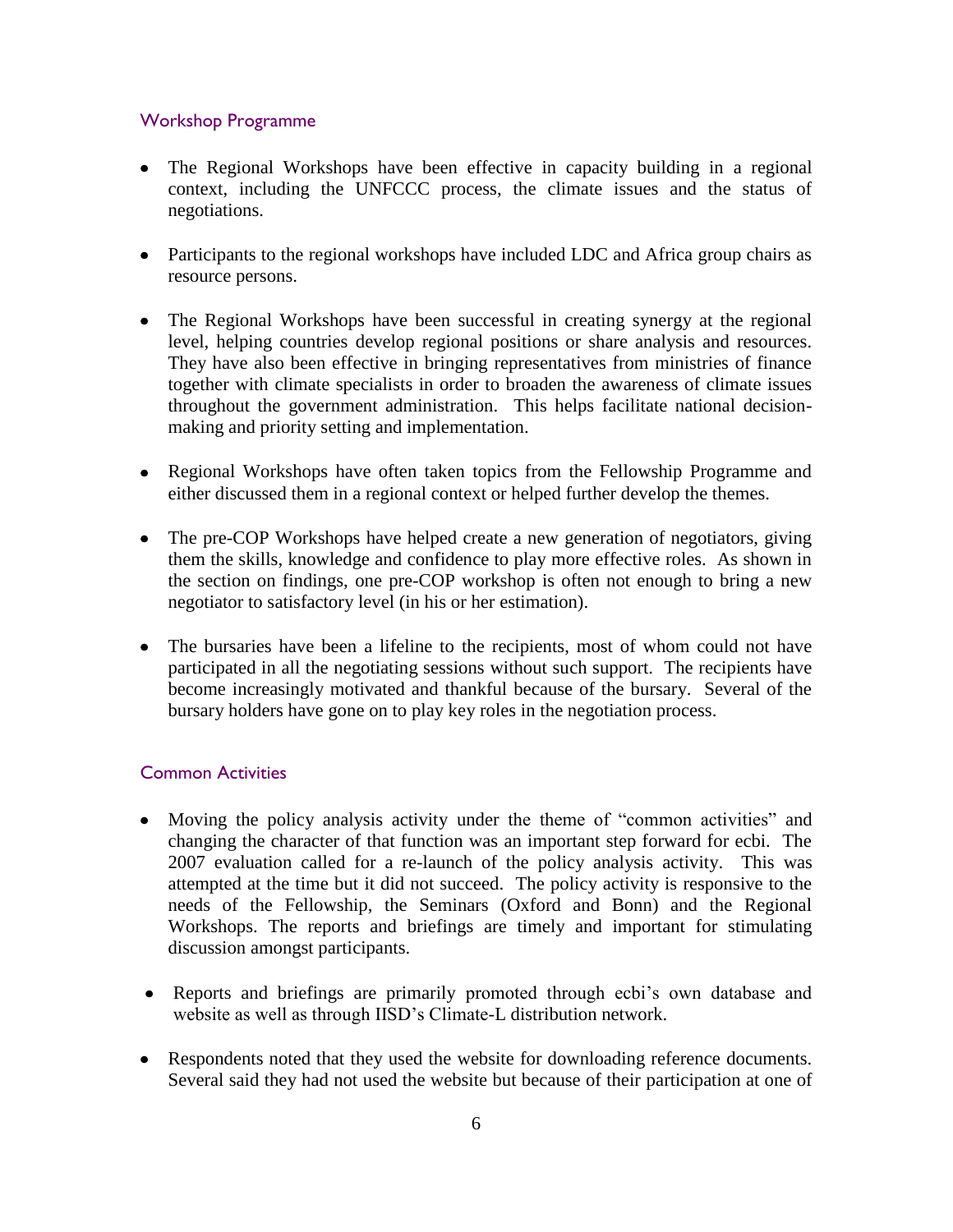### Workshop Programme

- The Regional Workshops have been effective in capacity building in a regional context, including the UNFCCC process, the climate issues and the status of negotiations.
- Participants to the regional workshops have included LDC and Africa group chairs as resource persons.
- The Regional Workshops have been successful in creating synergy at the regional level, helping countries develop regional positions or share analysis and resources. They have also been effective in bringing representatives from ministries of finance together with climate specialists in order to broaden the awareness of climate issues throughout the government administration. This helps facilitate national decision-making and priority setting and implementation.
- Regional Workshops have often taken topics from the Fellowship Programme and either discussed them in a regional context or helped further develop the themes.
- The pre-COP Workshops have helped create a new generation of negotiators, giving them the skills, knowledge and confidence to play more effective roles. As shown in the section on findings, one pre-COP workshop is often not enough to bring a new negotiator to satisfactory level (in his or her estimation).
- The bursaries have been a lifeline to the recipients, most of whom could not have participated in all the negotiating sessions without such support. The recipients have become increasingly motivated and thankful because of the bursary. Several of the bursary holders have gone on to play key roles in the negotiation process.

### Common Activities

- Moving the policy analysis activity under the theme of "common activities" and changing the character of that function was an important step forward for ecbi. The 2007 evaluation called for a re-launch of the policy analysis activity. This was attempted at the time but it did not succeed. The policy activity is responsive to the needs of the Fellowship, the Seminars (Oxford and Bonn) and the Regional Workshops. The reports and briefings are timely and important for stimulating discussion amongst participants.
- Reports and briefings are primarily promoted through ecbi's own database and website as well as through IISD's Climate-L distribution network.
- Respondents noted that they used the website for downloading reference documents. Several said they had not used the website but because of their participation at one of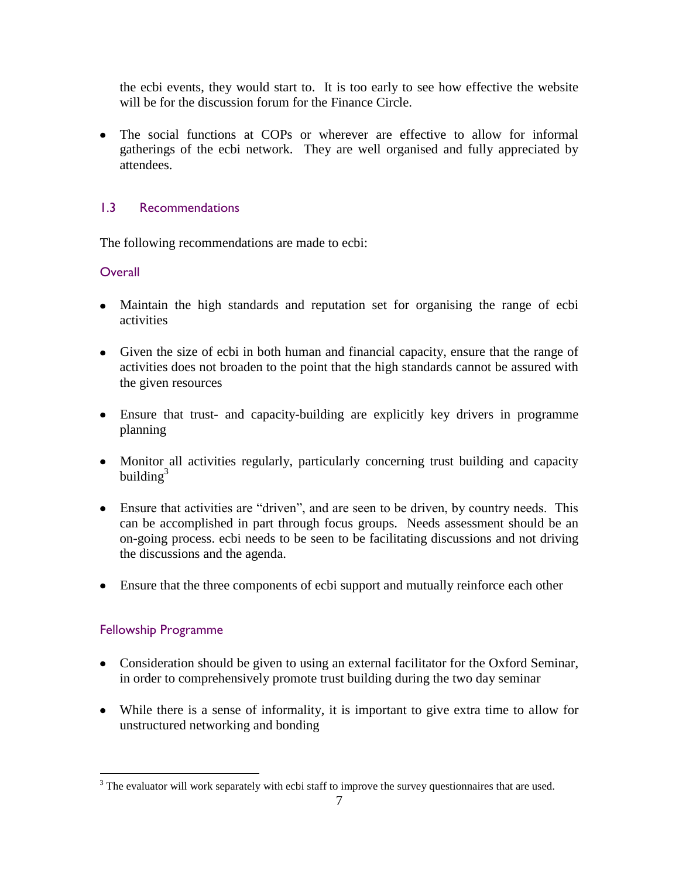the ecbi events, they would start to. It is too early to see how effective the website will be for the discussion forum for the Finance Circle.

- The social functions at COPs or wherever are effective to allow for informal gatherings of the ecbi network. They are well organised and fully appreciated by attendees.

### 1.3 Recommendations

The following recommendations are made to ecbi:

#### Overall

- Maintain the high standards and reputation set for organising the range of ecbi activities
- Given the size of ecbi in both human and financial capacity, ensure that the range of activities does not broaden to the point that the high standards cannot be assured with the given resources
- Ensure that trust- and capacity-building are explicitly key drivers in programme planning
- Monitor all activities regularly, particularly concerning trust building and capacity building[3]
- Ensure that activities are "driven", and are seen to be driven, by country needs. This can be accomplished in part through focus groups. Needs assessment should be an on-going process. ecbi needs to be seen to be facilitating discussions and not driving the discussions and the agenda.
- Ensure that the three components of ecbi support and mutually reinforce each other

#### Fellowship Programme

- Consideration should be given to using an external facilitator for the Oxford Seminar, in order to comprehensively promote trust building during the two day seminar
- While there is a sense of informality, it is important to give extra time to allow for unstructured networking and bonding

[3] The evaluator will work separately with ecbi staff to improve the survey questionnaires that are used.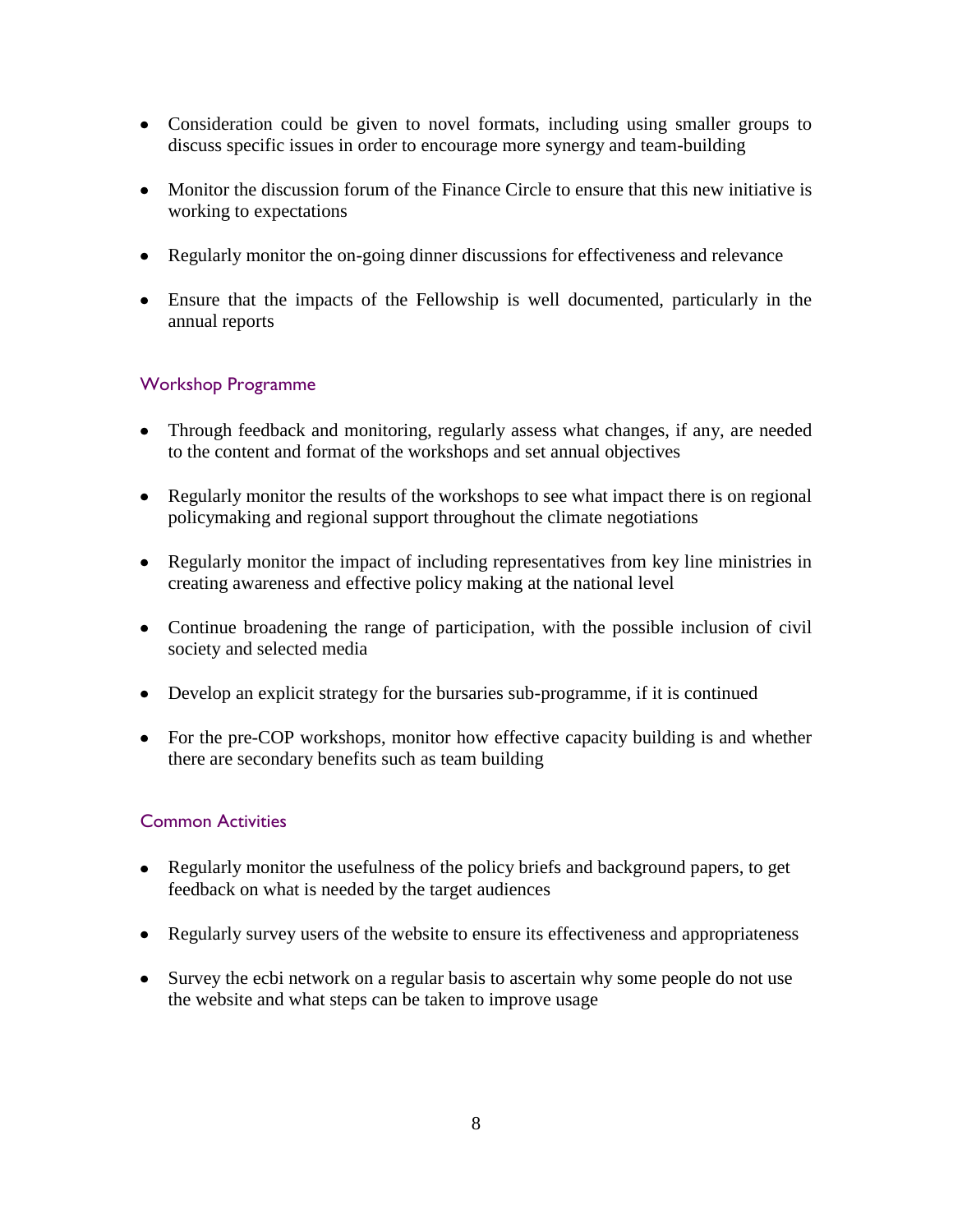- Consideration could be given to novel formats, including using smaller groups to discuss specific issues in order to encourage more synergy and team-building

- Monitor the discussion forum of the Finance Circle to ensure that this new initiative is working to expectations

- Regularly monitor the on-going dinner discussions for effectiveness and relevance

- Ensure that the impacts of the Fellowship is well documented, particularly in the annual reports

### Workshop Programme

- Through feedback and monitoring, regularly assess what changes, if any, are needed to the content and format of the workshops and set annual objectives

- Regularly monitor the results of the workshops to see what impact there is on regional policymaking and regional support throughout the climate negotiations

- Regularly monitor the impact of including representatives from key line ministries in creating awareness and effective policy making at the national level

- Continue broadening the range of participation, with the possible inclusion of civil society and selected media

- Develop an explicit strategy for the bursaries sub-programme, if it is continued

- For the pre-COP workshops, monitor how effective capacity building is and whether there are secondary benefits such as team building

### Common Activities

- Regularly monitor the usefulness of the policy briefs and background papers, to get feedback on what is needed by the target audiences

- Regularly survey users of the website to ensure its effectiveness and appropriateness

- Survey the ecbi network on a regular basis to ascertain why some people do not use the website and what steps can be taken to improve usage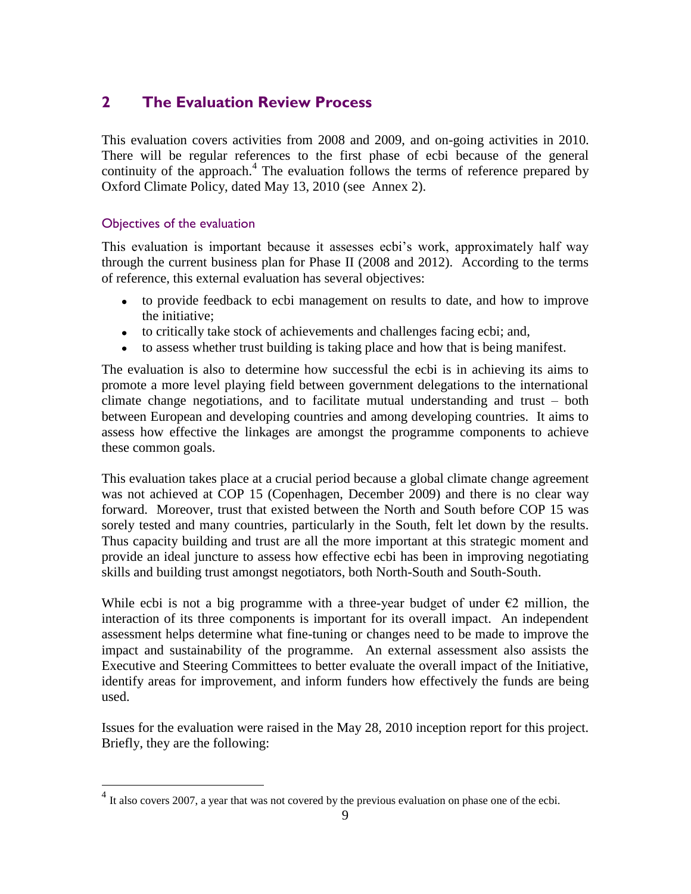## 2 The Evaluation Review Process

This evaluation covers activities from 2008 and 2009, and on-going activities in 2010. There will be regular references to the first phase of ecbi because of the general continuity of the approach.[4] The evaluation follows the terms of reference prepared by Oxford Climate Policy, dated May 13, 2010 (see Annex 2).

### Objectives of the evaluation

This evaluation is important because it assesses ecbi's work, approximately half way through the current business plan for Phase II (2008 and 2012). According to the terms of reference, this external evaluation has several objectives:

- to provide feedback to ecbi management on results to date, and how to improve the initiative;
- to critically take stock of achievements and challenges facing ecbi; and,
- to assess whether trust building is taking place and how that is being manifest.

The evaluation is also to determine how successful the ecbi is in achieving its aims to promote a more level playing field between government delegations to the international climate change negotiations, and to facilitate mutual understanding and trust – both between European and developing countries and among developing countries. It aims to assess how effective the linkages are amongst the programme components to achieve these common goals.

This evaluation takes place at a crucial period because a global climate change agreement was not achieved at COP 15 (Copenhagen, December 2009) and there is no clear way forward. Moreover, trust that existed between the North and South before COP 15 was sorely tested and many countries, particularly in the South, felt let down by the results. Thus capacity building and trust are all the more important at this strategic moment and provide an ideal juncture to assess how effective ecbi has been in improving negotiating skills and building trust amongst negotiators, both North-South and South-South.

While ecbi is not a big programme with a three-year budget of under €2 million, the interaction of its three components is important for its overall impact. An independent assessment helps determine what fine-tuning or changes need to be made to improve the impact and sustainability of the programme. An external assessment also assists the Executive and Steering Committees to better evaluate the overall impact of the Initiative, identify areas for improvement, and inform funders how effectively the funds are being used.

Issues for the evaluation were raised in the May 28, 2010 inception report for this project. Briefly, they are the following:

[4] It also covers 2007, a year that was not covered by the previous evaluation on phase one of the ecbi.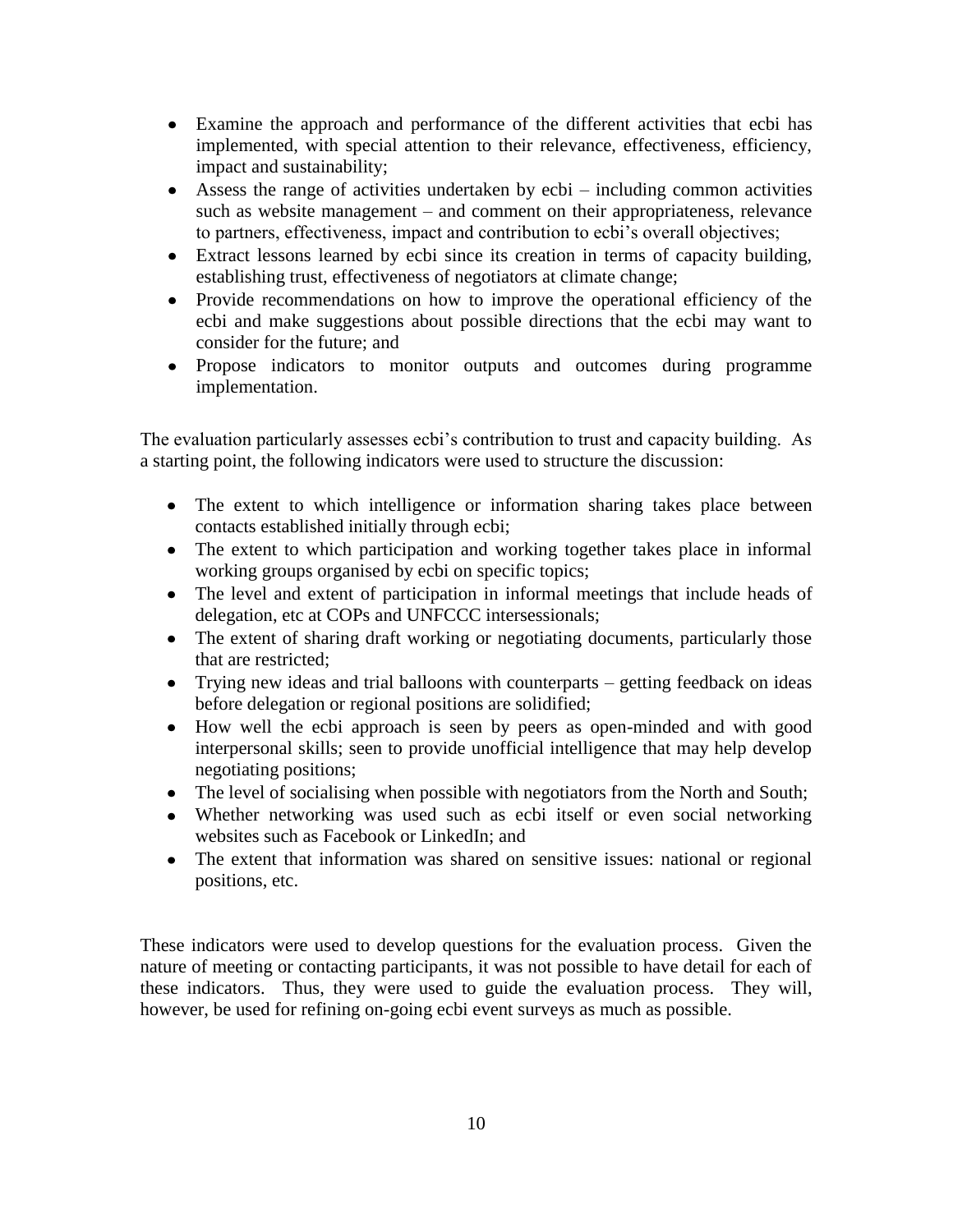- Examine the approach and performance of the different activities that ecbi has implemented, with special attention to their relevance, effectiveness, efficiency, impact and sustainability;
- Assess the range of activities undertaken by ecbi – including common activities such as website management – and comment on their appropriateness, relevance to partners, effectiveness, impact and contribution to ecbi's overall objectives;
- Extract lessons learned by ecbi since its creation in terms of capacity building, establishing trust, effectiveness of negotiators at climate change;
- Provide recommendations on how to improve the operational efficiency of the ecbi and make suggestions about possible directions that the ecbi may want to consider for the future; and
- Propose indicators to monitor outputs and outcomes during programme implementation.

The evaluation particularly assesses ecbi's contribution to trust and capacity building. As a starting point, the following indicators were used to structure the discussion:

- The extent to which intelligence or information sharing takes place between contacts established initially through ecbi;
- The extent to which participation and working together takes place in informal working groups organised by ecbi on specific topics;
- The level and extent of participation in informal meetings that include heads of delegation, etc at COPs and UNFCCC intersessionals;
- The extent of sharing draft working or negotiating documents, particularly those that are restricted;
- Trying new ideas and trial balloons with counterparts – getting feedback on ideas before delegation or regional positions are solidified;
- How well the ecbi approach is seen by peers as open-minded and with good interpersonal skills; seen to provide unofficial intelligence that may help develop negotiating positions;
- The level of socialising when possible with negotiators from the North and South;
- Whether networking was used such as ecbi itself or even social networking websites such as Facebook or LinkedIn; and
- The extent that information was shared on sensitive issues: national or regional positions, etc.

These indicators were used to develop questions for the evaluation process. Given the nature of meeting or contacting participants, it was not possible to have detail for each of these indicators. Thus, they were used to guide the evaluation process. They will, however, be used for refining on-going ecbi event surveys as much as possible.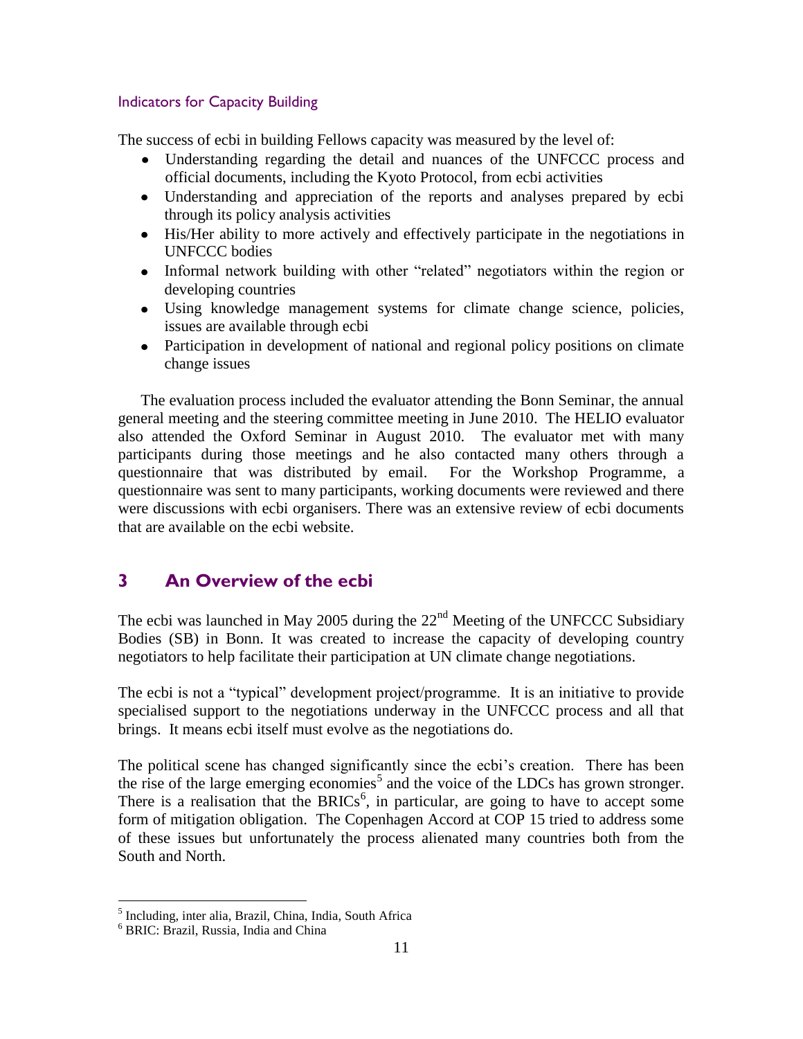### Indicators for Capacity Building

The success of ecbi in building Fellows capacity was measured by the level of:

- Understanding regarding the detail and nuances of the UNFCCC process and official documents, including the Kyoto Protocol, from ecbi activities
- Understanding and appreciation of the reports and analyses prepared by ecbi through its policy analysis activities
- His/Her ability to more actively and effectively participate in the negotiations in UNFCCC bodies
- Informal network building with other "related" negotiators within the region or developing countries
- Using knowledge management systems for climate change science, policies, issues are available through ecbi
- Participation in development of national and regional policy positions on climate change issues

The evaluation process included the evaluator attending the Bonn Seminar, the annual general meeting and the steering committee meeting in June 2010. The HELIO evaluator also attended the Oxford Seminar in August 2010. The evaluator met with many participants during those meetings and he also contacted many others through a questionnaire that was distributed by email. For the Workshop Programme, a questionnaire was sent to many participants, working documents were reviewed and there were discussions with ecbi organisers. There was an extensive review of ecbi documents that are available on the ecbi website.

## 3 An Overview of the ecbi

The ecbi was launched in May 2005 during the 22nd Meeting of the UNFCCC Subsidiary Bodies (SB) in Bonn. It was created to increase the capacity of developing country negotiators to help facilitate their participation at UN climate change negotiations.

The ecbi is not a "typical" development project/programme. It is an initiative to provide specialised support to the negotiations underway in the UNFCCC process and all that brings. It means ecbi itself must evolve as the negotiations do.

The political scene has changed significantly since the ecbi's creation. There has been the rise of the large emerging economies[5] and the voice of the LDCs has grown stronger. There is a realisation that the BRICs[6], in particular, are going to have to accept some form of mitigation obligation. The Copenhagen Accord at COP 15 tried to address some of these issues but unfortunately the process alienated many countries both from the South and North.

---

[5] Including, inter alia, Brazil, China, India, South Africa

[6] BRIC: Brazil, Russia, India and China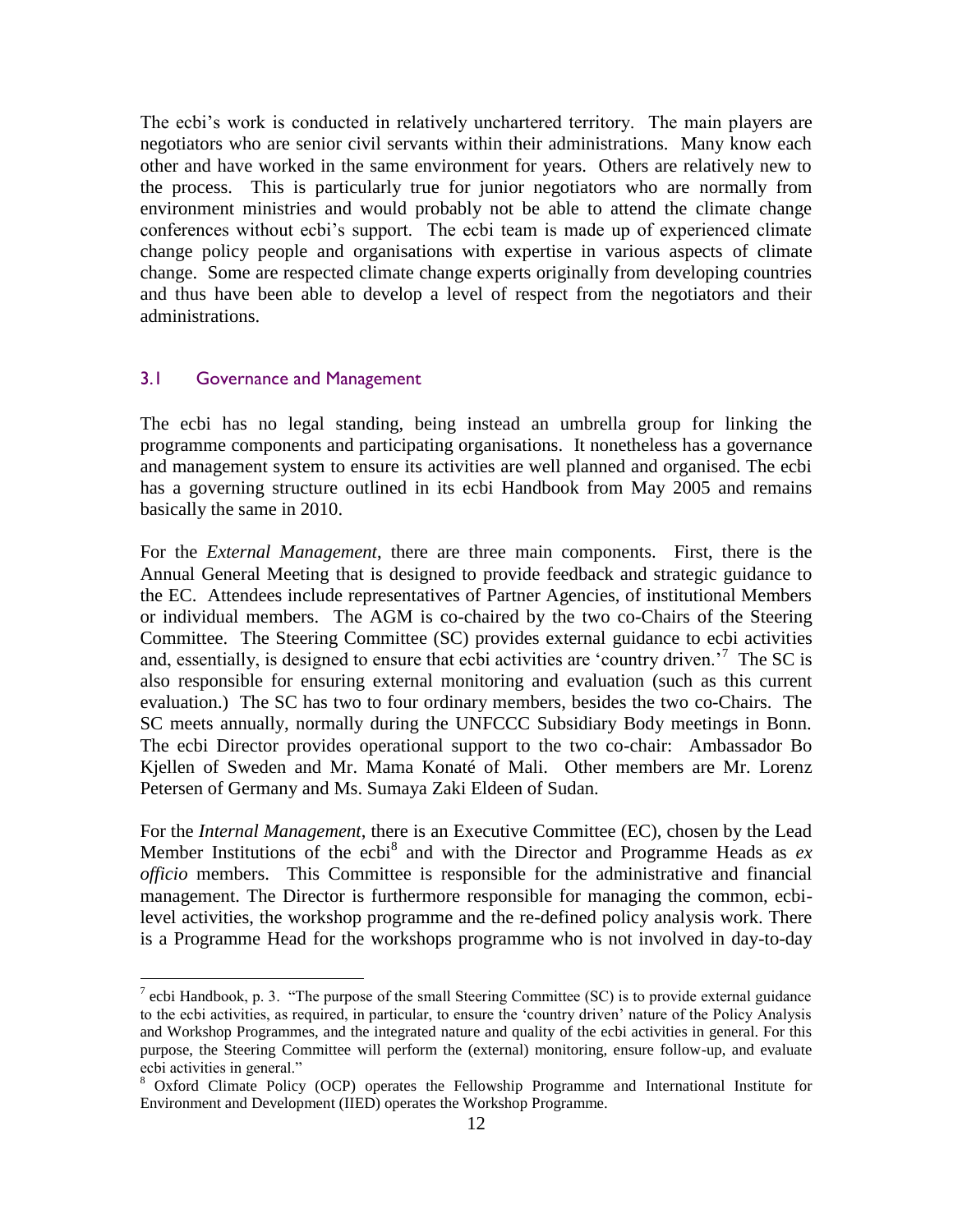The ecbi's work is conducted in relatively unchartered territory. The main players are negotiators who are senior civil servants within their administrations. Many know each other and have worked in the same environment for years. Others are relatively new to the process. This is particularly true for junior negotiators who are normally from environment ministries and would probably not be able to attend the climate change conferences without ecbi's support. The ecbi team is made up of experienced climate change policy people and organisations with expertise in various aspects of climate change. Some are respected climate change experts originally from developing countries and thus have been able to develop a level of respect from the negotiators and their administrations.

### 3.1 Governance and Management

The ecbi has no legal standing, being instead an umbrella group for linking the programme components and participating organisations. It nonetheless has a governance and management system to ensure its activities are well planned and organised. The ecbi has a governing structure outlined in its ecbi Handbook from May 2005 and remains basically the same in 2010.

For the *External Management*, there are three main components. First, there is the Annual General Meeting that is designed to provide feedback and strategic guidance to the EC. Attendees include representatives of Partner Agencies, of institutional Members or individual members. The AGM is co-chaired by the two co-Chairs of the Steering Committee. The Steering Committee (SC) provides external guidance to ecbi activities and, essentially, is designed to ensure that ecbi activities are 'country driven.'[7] The SC is also responsible for ensuring external monitoring and evaluation (such as this current evaluation.) The SC has two to four ordinary members, besides the two co-Chairs. The SC meets annually, normally during the UNFCCC Subsidiary Body meetings in Bonn. The ecbi Director provides operational support to the two co-chair: Ambassador Bo Kjellen of Sweden and Mr. Mama Konaté of Mali. Other members are Mr. Lorenz Petersen of Germany and Ms. Sumaya Zaki Eldeen of Sudan.

For the *Internal Management*, there is an Executive Committee (EC), chosen by the Lead Member Institutions of the ecbi[8] and with the Director and Programme Heads as *ex officio* members. This Committee is responsible for the administrative and financial management. The Director is furthermore responsible for managing the common, ecbi-level activities, the workshop programme and the re-defined policy analysis work. There is a Programme Head for the workshops programme who is not involved in day-to-day

---

[7] ecbi Handbook, p. 3. "The purpose of the small Steering Committee (SC) is to provide external guidance to the ecbi activities, as required, in particular, to ensure the 'country driven' nature of the Policy Analysis and Workshop Programmes, and the integrated nature and quality of the ecbi activities in general. For this purpose, the Steering Committee will perform the (external) monitoring, ensure follow-up, and evaluate ecbi activities in general."

[8] Oxford Climate Policy (OCP) operates the Fellowship Programme and International Institute for Environment and Development (IIED) operates the Workshop Programme.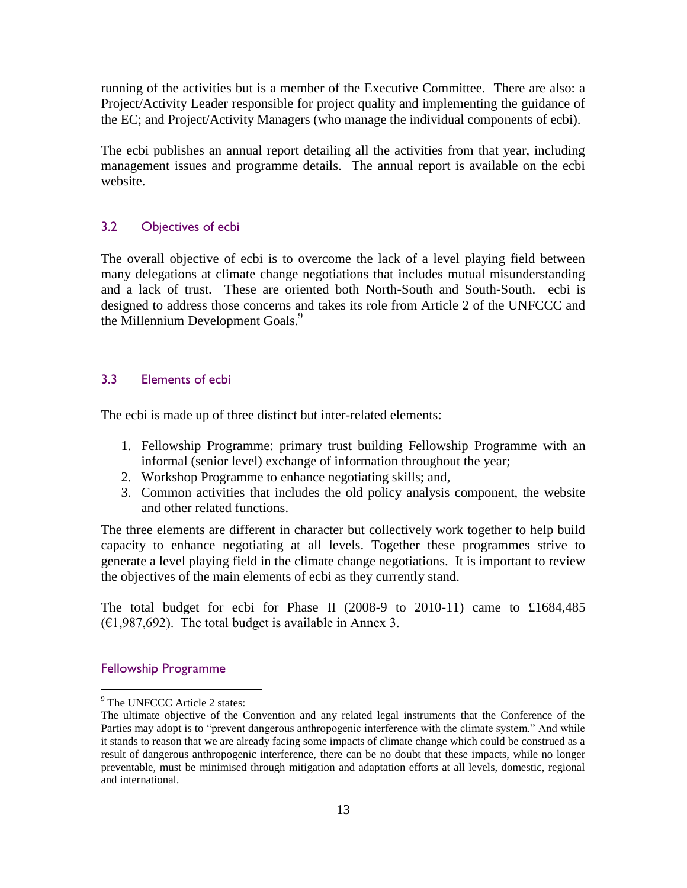running of the activities but is a member of the Executive Committee. There are also: a Project/Activity Leader responsible for project quality and implementing the guidance of the EC; and Project/Activity Managers (who manage the individual components of ecbi).

The ecbi publishes an annual report detailing all the activities from that year, including management issues and programme details. The annual report is available on the ecbi website.

### 3.2 Objectives of ecbi

The overall objective of ecbi is to overcome the lack of a level playing field between many delegations at climate change negotiations that includes mutual misunderstanding and a lack of trust. These are oriented both North-South and South-South. ecbi is designed to address those concerns and takes its role from Article 2 of the UNFCCC and the Millennium Development Goals.[9]

### 3.3 Elements of ecbi

The ecbi is made up of three distinct but inter-related elements:

1. Fellowship Programme: primary trust building Fellowship Programme with an informal (senior level) exchange of information throughout the year;
2. Workshop Programme to enhance negotiating skills; and,
3. Common activities that includes the old policy analysis component, the website and other related functions.

The three elements are different in character but collectively work together to help build capacity to enhance negotiating at all levels. Together these programmes strive to generate a level playing field in the climate change negotiations. It is important to review the objectives of the main elements of ecbi as they currently stand.

The total budget for ecbi for Phase II (2008-9 to 2010-11) came to £1684,485 (€1,987,692). The total budget is available in Annex 3.

#### Fellowship Programme

---

[9] The UNFCCC Article 2 states:

The ultimate objective of the Convention and any related legal instruments that the Conference of the Parties may adopt is to "prevent dangerous anthropogenic interference with the climate system." And while it stands to reason that we are already facing some impacts of climate change which could be construed as a result of dangerous anthropogenic interference, there can be no doubt that these impacts, while no longer preventable, must be minimised through mitigation and adaptation efforts at all levels, domestic, regional and international.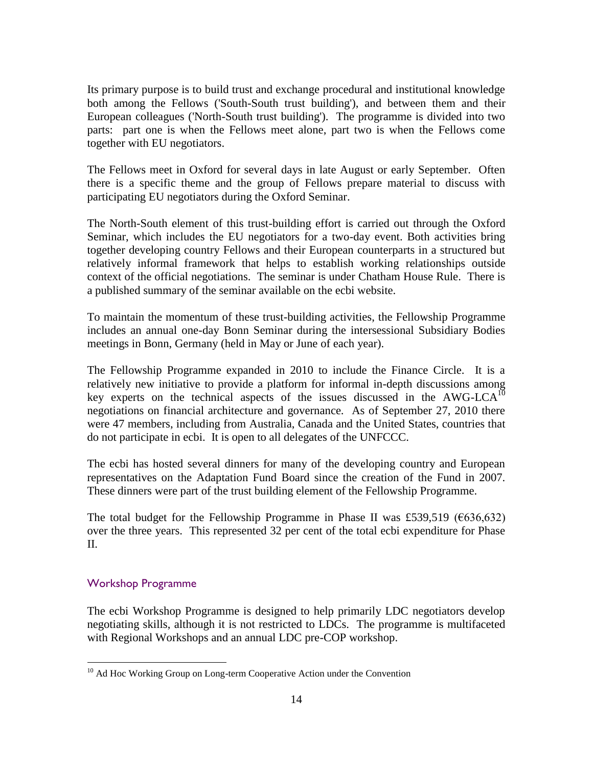Its primary purpose is to build trust and exchange procedural and institutional knowledge both among the Fellows ('South-South trust building'), and between them and their European colleagues ('North-South trust building'). The programme is divided into two parts: part one is when the Fellows meet alone, part two is when the Fellows come together with EU negotiators.

The Fellows meet in Oxford for several days in late August or early September. Often there is a specific theme and the group of Fellows prepare material to discuss with participating EU negotiators during the Oxford Seminar.

The North-South element of this trust-building effort is carried out through the Oxford Seminar, which includes the EU negotiators for a two-day event. Both activities bring together developing country Fellows and their European counterparts in a structured but relatively informal framework that helps to establish working relationships outside context of the official negotiations. The seminar is under Chatham House Rule. There is a published summary of the seminar available on the ecbi website.

To maintain the momentum of these trust-building activities, the Fellowship Programme includes an annual one-day Bonn Seminar during the intersessional Subsidiary Bodies meetings in Bonn, Germany (held in May or June of each year).

The Fellowship Programme expanded in 2010 to include the Finance Circle. It is a relatively new initiative to provide a platform for informal in-depth discussions among key experts on the technical aspects of the issues discussed in the AWG-LCA[10] negotiations on financial architecture and governance. As of September 27, 2010 there were 47 members, including from Australia, Canada and the United States, countries that do not participate in ecbi. It is open to all delegates of the UNFCCC.

The ecbi has hosted several dinners for many of the developing country and European representatives on the Adaptation Fund Board since the creation of the Fund in 2007. These dinners were part of the trust building element of the Fellowship Programme.

The total budget for the Fellowship Programme in Phase II was £539,519 (€636,632) over the three years. This represented 32 per cent of the total ecbi expenditure for Phase II.

### Workshop Programme

The ecbi Workshop Programme is designed to help primarily LDC negotiators develop negotiating skills, although it is not restricted to LDCs. The programme is multifaceted with Regional Workshops and an annual LDC pre-COP workshop.

[10] Ad Hoc Working Group on Long-term Cooperative Action under the Convention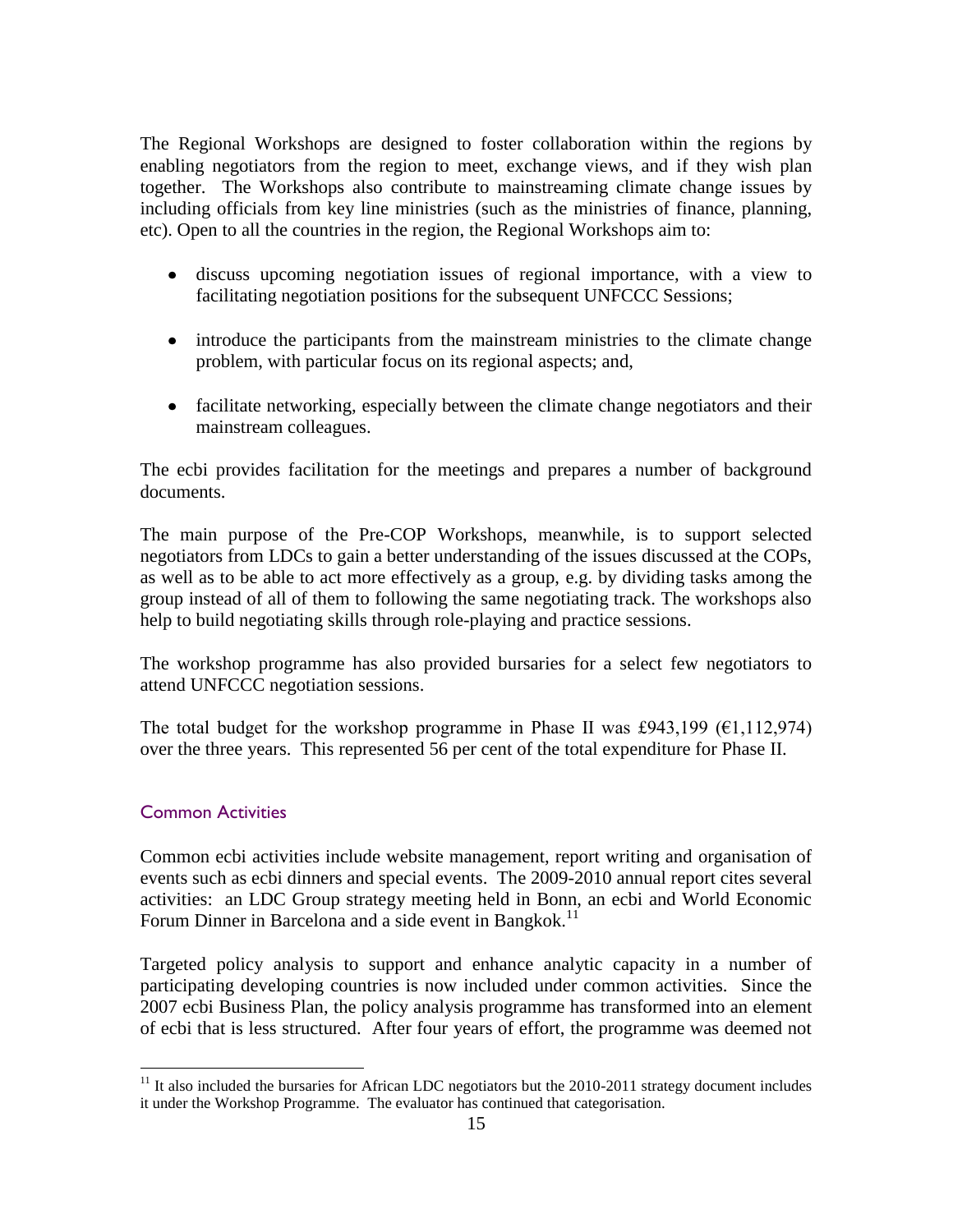The Regional Workshops are designed to foster collaboration within the regions by enabling negotiators from the region to meet, exchange views, and if they wish plan together. The Workshops also contribute to mainstreaming climate change issues by including officials from key line ministries (such as the ministries of finance, planning, etc). Open to all the countries in the region, the Regional Workshops aim to:

- discuss upcoming negotiation issues of regional importance, with a view to facilitating negotiation positions for the subsequent UNFCCC Sessions;
- introduce the participants from the mainstream ministries to the climate change problem, with particular focus on its regional aspects; and,
- facilitate networking, especially between the climate change negotiators and their mainstream colleagues.

The ecbi provides facilitation for the meetings and prepares a number of background documents.

The main purpose of the Pre-COP Workshops, meanwhile, is to support selected negotiators from LDCs to gain a better understanding of the issues discussed at the COPs, as well as to be able to act more effectively as a group, e.g. by dividing tasks among the group instead of all of them to following the same negotiating track. The workshops also help to build negotiating skills through role-playing and practice sessions.

The workshop programme has also provided bursaries for a select few negotiators to attend UNFCCC negotiation sessions.

The total budget for the workshop programme in Phase II was £943,199 (€1,112,974) over the three years. This represented 56 per cent of the total expenditure for Phase II.

### Common Activities

Common ecbi activities include website management, report writing and organisation of events such as ecbi dinners and special events. The 2009-2010 annual report cites several activities: an LDC Group strategy meeting held in Bonn, an ecbi and World Economic Forum Dinner in Barcelona and a side event in Bangkok.[11]

Targeted policy analysis to support and enhance analytic capacity in a number of participating developing countries is now included under common activities. Since the 2007 ecbi Business Plan, the policy analysis programme has transformed into an element of ecbi that is less structured. After four years of effort, the programme was deemed not

[11] It also included the bursaries for African LDC negotiators but the 2010-2011 strategy document includes it under the Workshop Programme. The evaluator has continued that categorisation.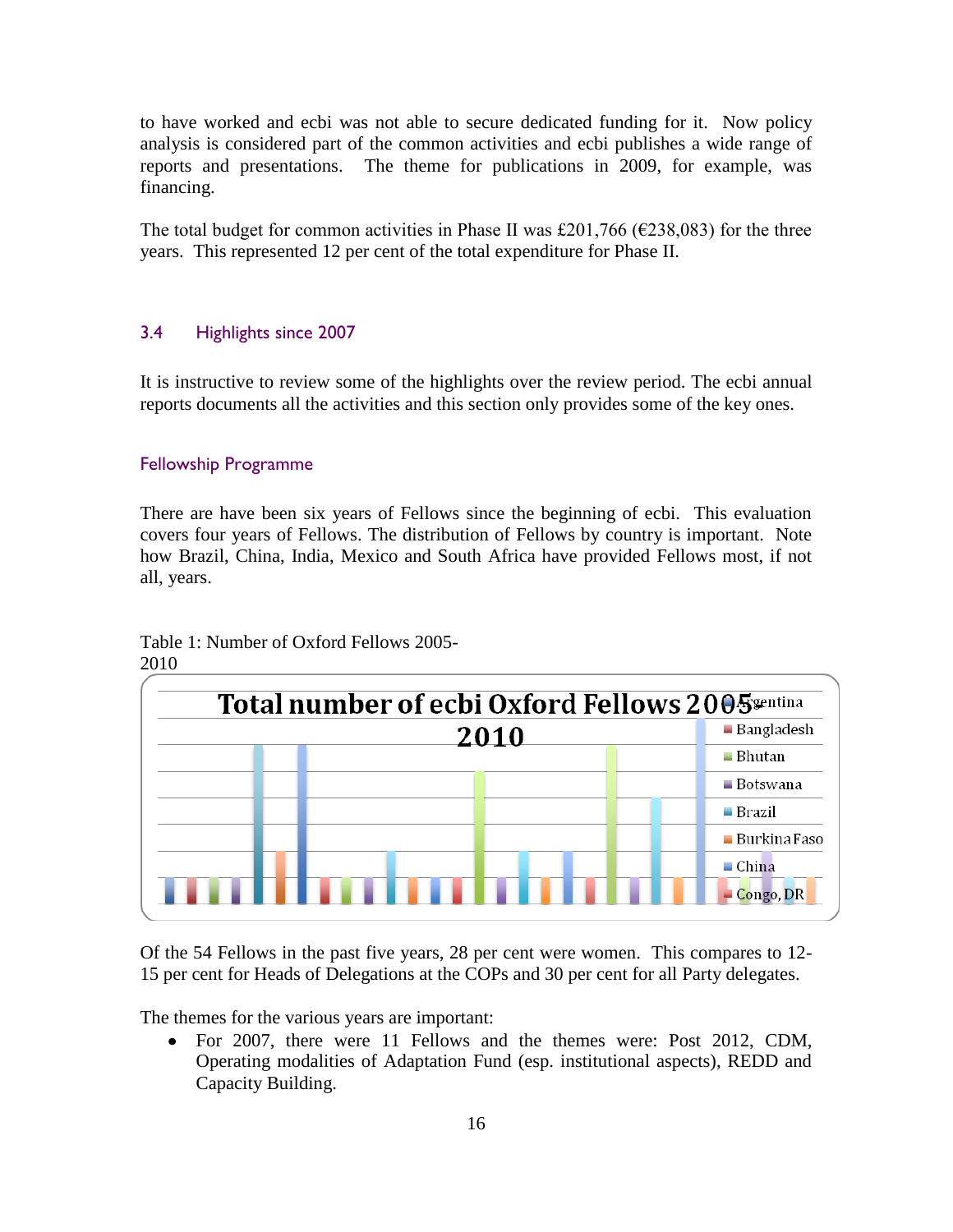to have worked and ecbi was not able to secure dedicated funding for it. Now policy analysis is considered part of the common activities and ecbi publishes a wide range of reports and presentations. The theme for publications in 2009, for example, was financing.

The total budget for common activities in Phase II was £201,766 (€238,083) for the three years. This represented 12 per cent of the total expenditure for Phase II.

### 3.4 Highlights since 2007

It is instructive to review some of the highlights over the review period. The ecbi annual reports documents all the activities and this section only provides some of the key ones.

#### Fellowship Programme

There are have been six years of Fellows since the beginning of ecbi. This evaluation covers four years of Fellows. The distribution of Fellows by country is important. Note how Brazil, China, India, Mexico and South Africa have provided Fellows most, if not all, years.

Table 1: Number of Oxford Fellows 2005-2010

Total number of ecbi Oxford Fellows 2005-2010

Argentina, Bangladesh, Bhutan, Botswana, Brazil, Burkina Faso, China, Congo, DR

Of the 54 Fellows in the past five years, 28 per cent were women. This compares to 12-15 per cent for Heads of Delegations at the COPs and 30 per cent for all Party delegates.

The themes for the various years are important:

- For 2007, there were 11 Fellows and the themes were: Post 2012, CDM, Operating modalities of Adaptation Fund (esp. institutional aspects), REDD and Capacity Building.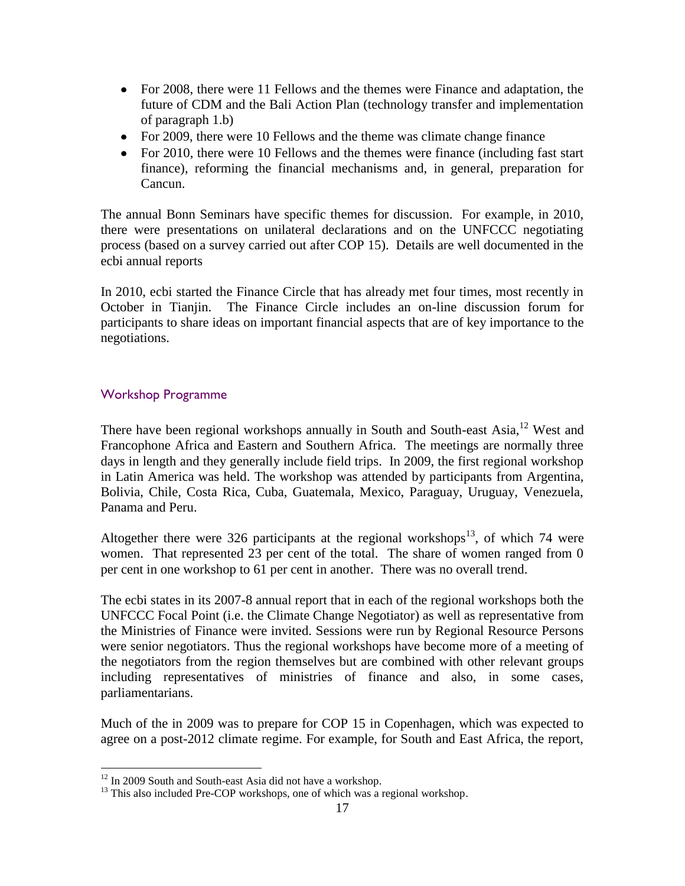- For 2008, there were 11 Fellows and the themes were Finance and adaptation, the future of CDM and the Bali Action Plan (technology transfer and implementation of paragraph 1.b)
- For 2009, there were 10 Fellows and the theme was climate change finance
- For 2010, there were 10 Fellows and the themes were finance (including fast start finance), reforming the financial mechanisms and, in general, preparation for Cancun.

The annual Bonn Seminars have specific themes for discussion. For example, in 2010, there were presentations on unilateral declarations and on the UNFCCC negotiating process (based on a survey carried out after COP 15). Details are well documented in the ecbi annual reports

In 2010, ecbi started the Finance Circle that has already met four times, most recently in October in Tianjin. The Finance Circle includes an on-line discussion forum for participants to share ideas on important financial aspects that are of key importance to the negotiations.

### Workshop Programme

There have been regional workshops annually in South and South-east Asia,[12] West and Francophone Africa and Eastern and Southern Africa. The meetings are normally three days in length and they generally include field trips. In 2009, the first regional workshop in Latin America was held. The workshop was attended by participants from Argentina, Bolivia, Chile, Costa Rica, Cuba, Guatemala, Mexico, Paraguay, Uruguay, Venezuela, Panama and Peru.

Altogether there were 326 participants at the regional workshops[13], of which 74 were women. That represented 23 per cent of the total. The share of women ranged from 0 per cent in one workshop to 61 per cent in another. There was no overall trend.

The ecbi states in its 2007-8 annual report that in each of the regional workshops both the UNFCCC Focal Point (i.e. the Climate Change Negotiator) as well as representative from the Ministries of Finance were invited. Sessions were run by Regional Resource Persons were senior negotiators. Thus the regional workshops have become more of a meeting of the negotiators from the region themselves but are combined with other relevant groups including representatives of ministries of finance and also, in some cases, parliamentarians.

Much of the in 2009 was to prepare for COP 15 in Copenhagen, which was expected to agree on a post-2012 climate regime. For example, for South and East Africa, the report,

[12] In 2009 South and South-east Asia did not have a workshop.

[13] This also included Pre-COP workshops, one of which was a regional workshop.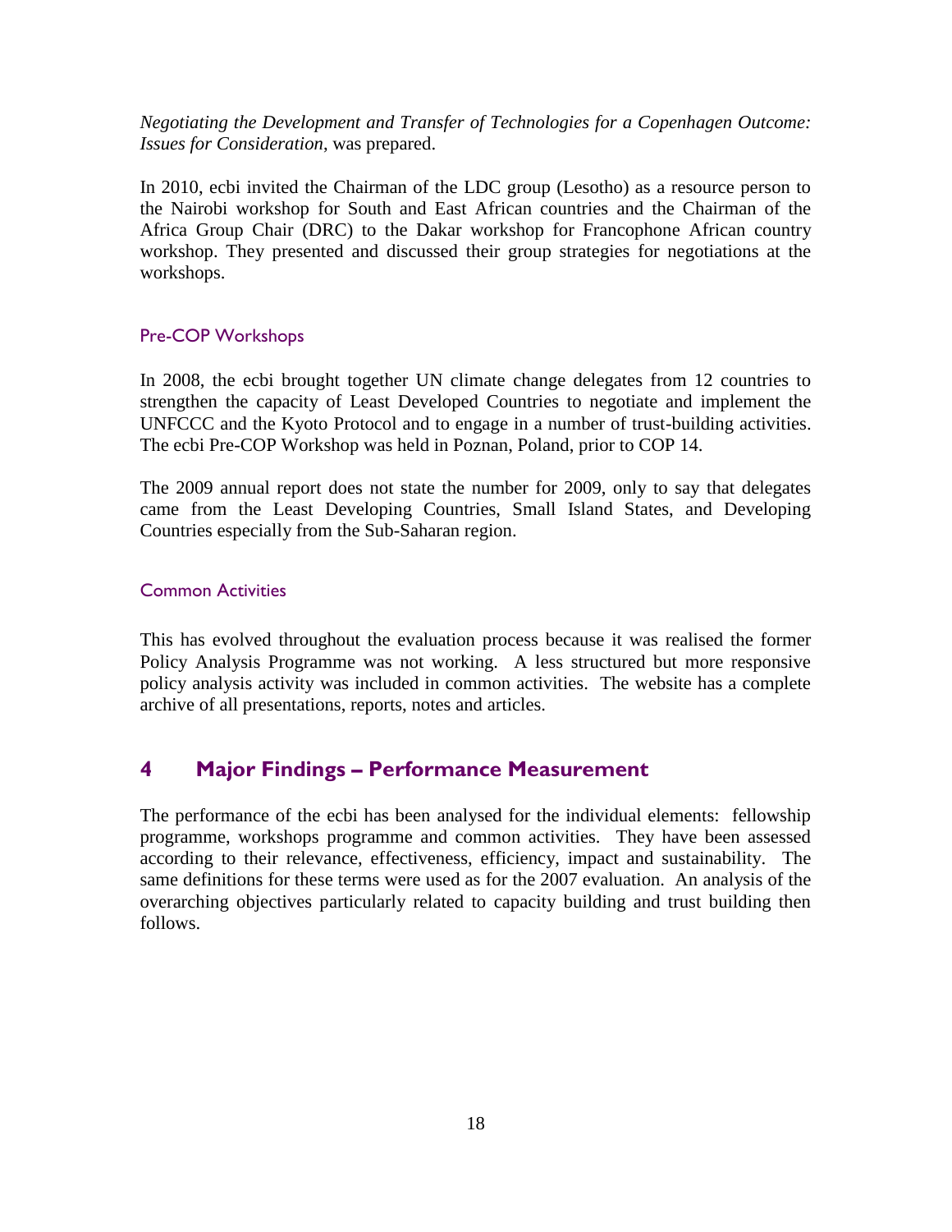*Negotiating the Development and Transfer of Technologies for a Copenhagen Outcome: Issues for Consideration*, was prepared.

In 2010, ecbi invited the Chairman of the LDC group (Lesotho) as a resource person to the Nairobi workshop for South and East African countries and the Chairman of the Africa Group Chair (DRC) to the Dakar workshop for Francophone African country workshop. They presented and discussed their group strategies for negotiations at the workshops.

### Pre-COP Workshops

In 2008, the ecbi brought together UN climate change delegates from 12 countries to strengthen the capacity of Least Developed Countries to negotiate and implement the UNFCCC and the Kyoto Protocol and to engage in a number of trust-building activities. The ecbi Pre-COP Workshop was held in Poznan, Poland, prior to COP 14.

The 2009 annual report does not state the number for 2009, only to say that delegates came from the Least Developing Countries, Small Island States, and Developing Countries especially from the Sub-Saharan region.

### Common Activities

This has evolved throughout the evaluation process because it was realised the former Policy Analysis Programme was not working. A less structured but more responsive policy analysis activity was included in common activities. The website has a complete archive of all presentations, reports, notes and articles.

## 4 Major Findings – Performance Measurement

The performance of the ecbi has been analysed for the individual elements: fellowship programme, workshops programme and common activities. They have been assessed according to their relevance, effectiveness, efficiency, impact and sustainability. The same definitions for these terms were used as for the 2007 evaluation. An analysis of the overarching objectives particularly related to capacity building and trust building then follows.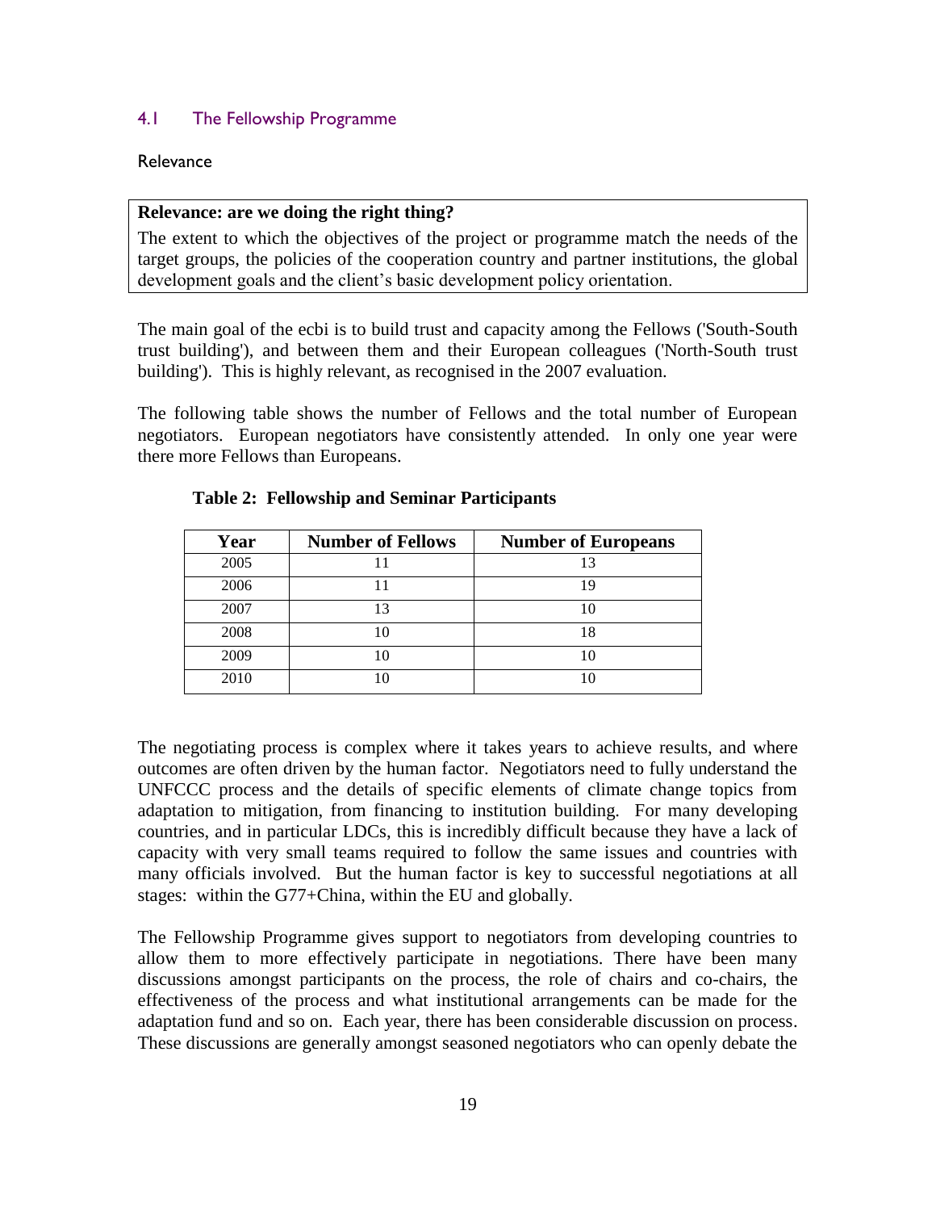### 4.1 The Fellowship Programme

#### Relevance

> **Relevance: are we doing the right thing?**
>
> The extent to which the objectives of the project or programme match the needs of the target groups, the policies of the cooperation country and partner institutions, the global development goals and the client's basic development policy orientation.

The main goal of the ecbi is to build trust and capacity among the Fellows ('South-South trust building'), and between them and their European colleagues ('North-South trust building'). This is highly relevant, as recognised in the 2007 evaluation.

The following table shows the number of Fellows and the total number of European negotiators. European negotiators have consistently attended. In only one year were there more Fellows than Europeans.

**Table 2: Fellowship and Seminar Participants**

| Year | Number of Fellows | Number of Europeans |
|---|---|---|
| 2005 | 11 | 13 |
| 2006 | 11 | 19 |
| 2007 | 13 | 10 |
| 2008 | 10 | 18 |
| 2009 | 10 | 10 |
| 2010 | 10 | 10 |

The negotiating process is complex where it takes years to achieve results, and where outcomes are often driven by the human factor. Negotiators need to fully understand the UNFCCC process and the details of specific elements of climate change topics from adaptation to mitigation, from financing to institution building. For many developing countries, and in particular LDCs, this is incredibly difficult because they have a lack of capacity with very small teams required to follow the same issues and countries with many officials involved. But the human factor is key to successful negotiations at all stages: within the G77+China, within the EU and globally.

The Fellowship Programme gives support to negotiators from developing countries to allow them to more effectively participate in negotiations. There have been many discussions amongst participants on the process, the role of chairs and co-chairs, the effectiveness of the process and what institutional arrangements can be made for the adaptation fund and so on. Each year, there has been considerable discussion on process. These discussions are generally amongst seasoned negotiators who can openly debate the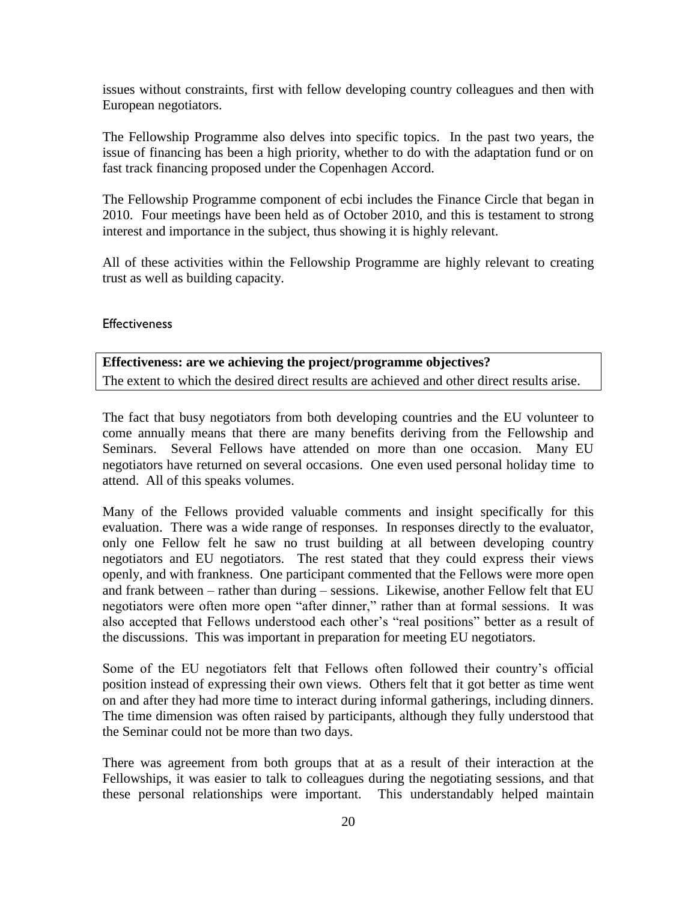issues without constraints, first with fellow developing country colleagues and then with European negotiators.

The Fellowship Programme also delves into specific topics. In the past two years, the issue of financing has been a high priority, whether to do with the adaptation fund or on fast track financing proposed under the Copenhagen Accord.

The Fellowship Programme component of ecbi includes the Finance Circle that began in 2010. Four meetings have been held as of October 2010, and this is testament to strong interest and importance in the subject, thus showing it is highly relevant.

All of these activities within the Fellowship Programme are highly relevant to creating trust as well as building capacity.

### Effectiveness

| **Effectiveness: are we achieving the project/programme objectives?** |
|---|
| The extent to which the desired direct results are achieved and other direct results arise. |

The fact that busy negotiators from both developing countries and the EU volunteer to come annually means that there are many benefits deriving from the Fellowship and Seminars. Several Fellows have attended on more than one occasion. Many EU negotiators have returned on several occasions. One even used personal holiday time to attend. All of this speaks volumes.

Many of the Fellows provided valuable comments and insight specifically for this evaluation. There was a wide range of responses. In responses directly to the evaluator, only one Fellow felt he saw no trust building at all between developing country negotiators and EU negotiators. The rest stated that they could express their views openly, and with frankness. One participant commented that the Fellows were more open and frank between – rather than during – sessions. Likewise, another Fellow felt that EU negotiators were often more open "after dinner," rather than at formal sessions. It was also accepted that Fellows understood each other's "real positions" better as a result of the discussions. This was important in preparation for meeting EU negotiators.

Some of the EU negotiators felt that Fellows often followed their country's official position instead of expressing their own views. Others felt that it got better as time went on and after they had more time to interact during informal gatherings, including dinners. The time dimension was often raised by participants, although they fully understood that the Seminar could not be more than two days.

There was agreement from both groups that at as a result of their interaction at the Fellowships, it was easier to talk to colleagues during the negotiating sessions, and that these personal relationships were important. This understandably helped maintain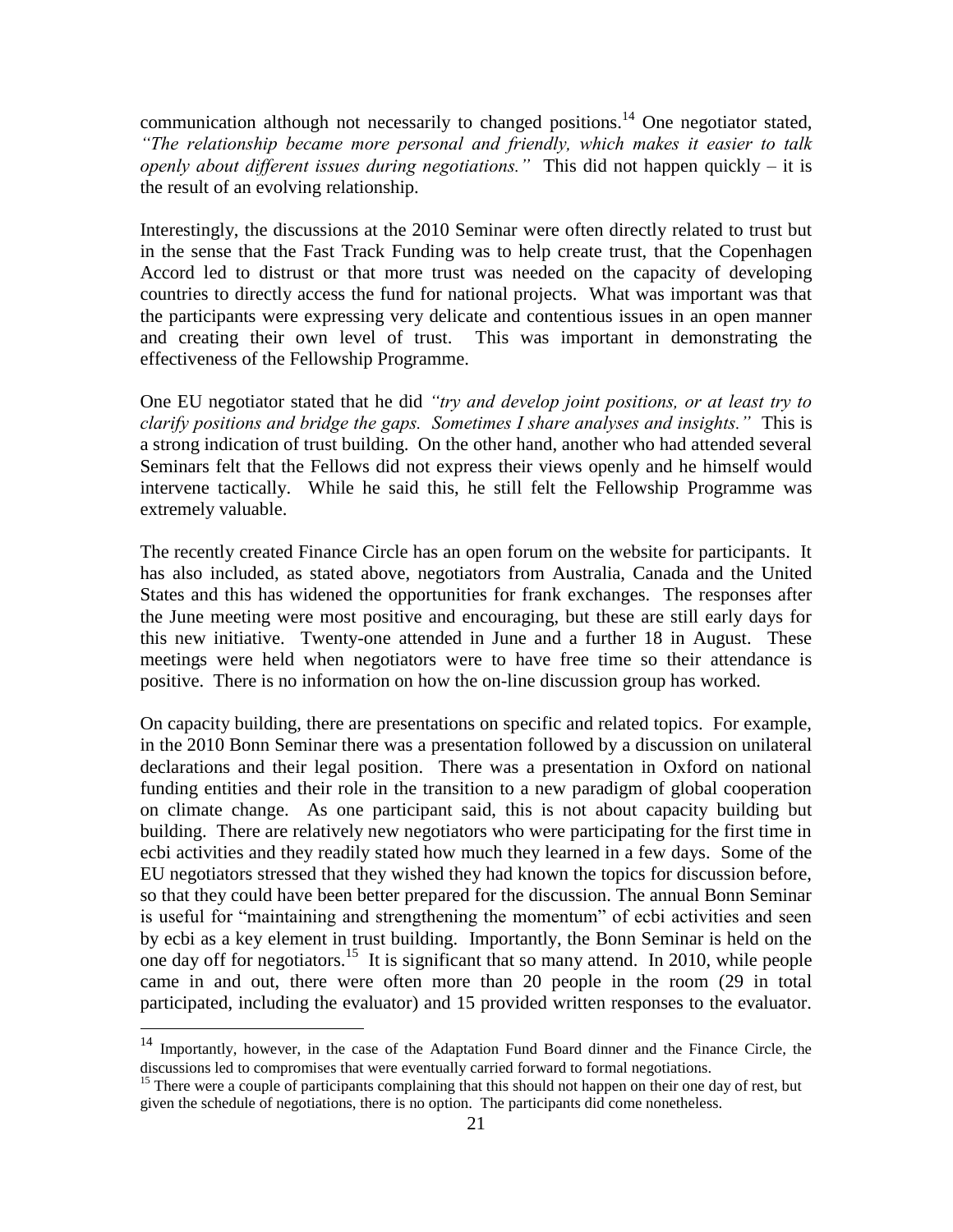communication although not necessarily to changed positions.[14] One negotiator stated, *"The relationship became more personal and friendly, which makes it easier to talk openly about different issues during negotiations."* This did not happen quickly – it is the result of an evolving relationship.

Interestingly, the discussions at the 2010 Seminar were often directly related to trust but in the sense that the Fast Track Funding was to help create trust, that the Copenhagen Accord led to distrust or that more trust was needed on the capacity of developing countries to directly access the fund for national projects. What was important was that the participants were expressing very delicate and contentious issues in an open manner and creating their own level of trust. This was important in demonstrating the effectiveness of the Fellowship Programme.

One EU negotiator stated that he did *"try and develop joint positions, or at least try to clarify positions and bridge the gaps. Sometimes I share analyses and insights."* This is a strong indication of trust building. On the other hand, another who had attended several Seminars felt that the Fellows did not express their views openly and he himself would intervene tactically. While he said this, he still felt the Fellowship Programme was extremely valuable.

The recently created Finance Circle has an open forum on the website for participants. It has also included, as stated above, negotiators from Australia, Canada and the United States and this has widened the opportunities for frank exchanges. The responses after the June meeting were most positive and encouraging, but these are still early days for this new initiative. Twenty-one attended in June and a further 18 in August. These meetings were held when negotiators were to have free time so their attendance is positive. There is no information on how the on-line discussion group has worked.

On capacity building, there are presentations on specific and related topics. For example, in the 2010 Bonn Seminar there was a presentation followed by a discussion on unilateral declarations and their legal position. There was a presentation in Oxford on national funding entities and their role in the transition to a new paradigm of global cooperation on climate change. As one participant said, this is not about capacity building but building. There are relatively new negotiators who were participating for the first time in ecbi activities and they readily stated how much they learned in a few days. Some of the EU negotiators stressed that they wished they had known the topics for discussion before, so that they could have been better prepared for the discussion. The annual Bonn Seminar is useful for "maintaining and strengthening the momentum" of ecbi activities and seen by ecbi as a key element in trust building. Importantly, the Bonn Seminar is held on the one day off for negotiators.[15] It is significant that so many attend. In 2010, while people came in and out, there were often more than 20 people in the room (29 in total participated, including the evaluator) and 15 provided written responses to the evaluator.

---

[14] Importantly, however, in the case of the Adaptation Fund Board dinner and the Finance Circle, the discussions led to compromises that were eventually carried forward to formal negotiations.

[15] There were a couple of participants complaining that this should not happen on their one day of rest, but given the schedule of negotiations, there is no option. The participants did come nonetheless.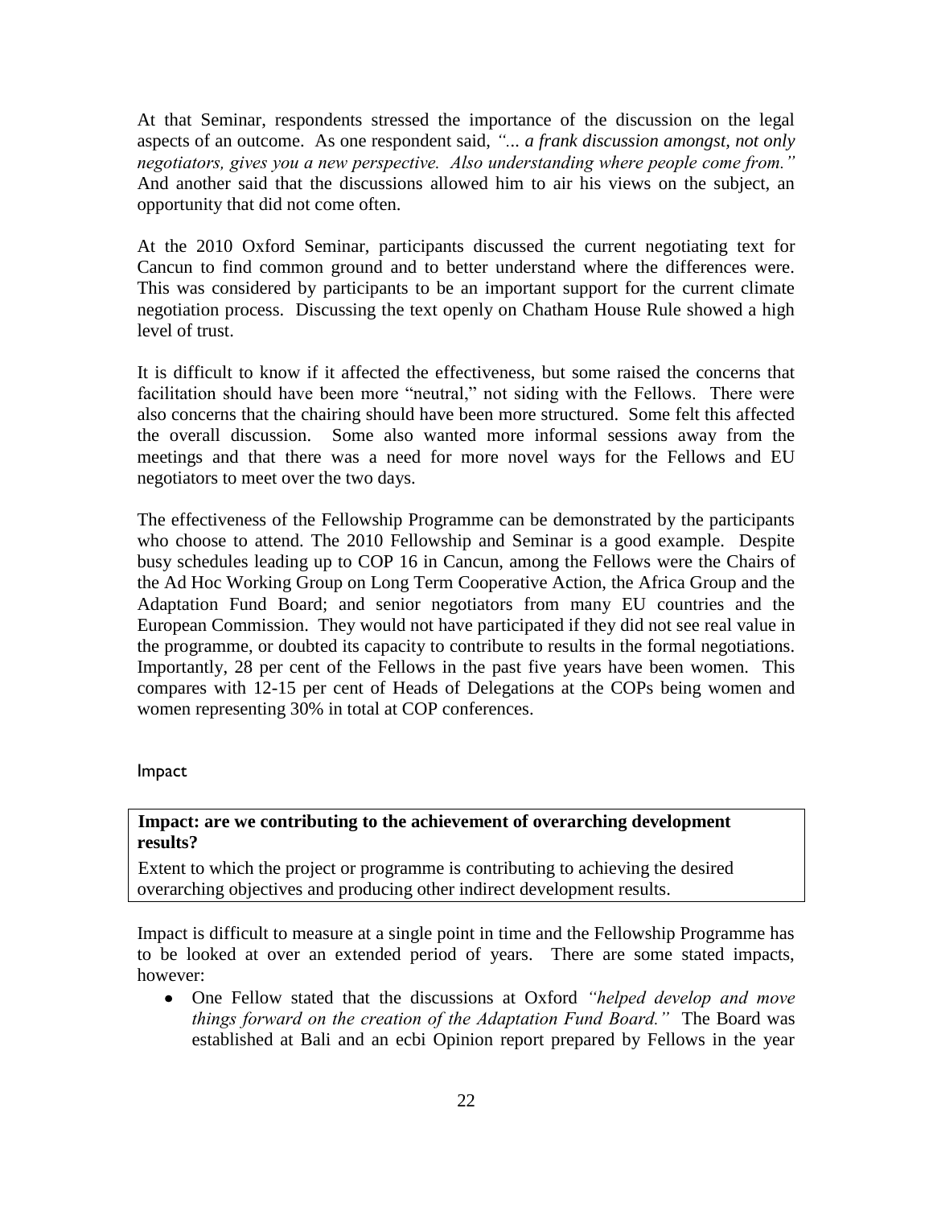At that Seminar, respondents stressed the importance of the discussion on the legal aspects of an outcome. As one respondent said, *"... a frank discussion amongst, not only negotiators, gives you a new perspective. Also understanding where people come from."* And another said that the discussions allowed him to air his views on the subject, an opportunity that did not come often.

At the 2010 Oxford Seminar, participants discussed the current negotiating text for Cancun to find common ground and to better understand where the differences were. This was considered by participants to be an important support for the current climate negotiation process. Discussing the text openly on Chatham House Rule showed a high level of trust.

It is difficult to know if it affected the effectiveness, but some raised the concerns that facilitation should have been more "neutral," not siding with the Fellows. There were also concerns that the chairing should have been more structured. Some felt this affected the overall discussion. Some also wanted more informal sessions away from the meetings and that there was a need for more novel ways for the Fellows and EU negotiators to meet over the two days.

The effectiveness of the Fellowship Programme can be demonstrated by the participants who choose to attend. The 2010 Fellowship and Seminar is a good example. Despite busy schedules leading up to COP 16 in Cancun, among the Fellows were the Chairs of the Ad Hoc Working Group on Long Term Cooperative Action, the Africa Group and the Adaptation Fund Board; and senior negotiators from many EU countries and the European Commission. They would not have participated if they did not see real value in the programme, or doubted its capacity to contribute to results in the formal negotiations. Importantly, 28 per cent of the Fellows in the past five years have been women. This compares with 12-15 per cent of Heads of Delegations at the COPs being women and women representing 30% in total at COP conferences.

### Impact

**Impact: are we contributing to the achievement of overarching development results?**

Extent to which the project or programme is contributing to achieving the desired overarching objectives and producing other indirect development results.

Impact is difficult to measure at a single point in time and the Fellowship Programme has to be looked at over an extended period of years. There are some stated impacts, however:

- One Fellow stated that the discussions at Oxford *"helped develop and move things forward on the creation of the Adaptation Fund Board."* The Board was established at Bali and an ecbi Opinion report prepared by Fellows in the year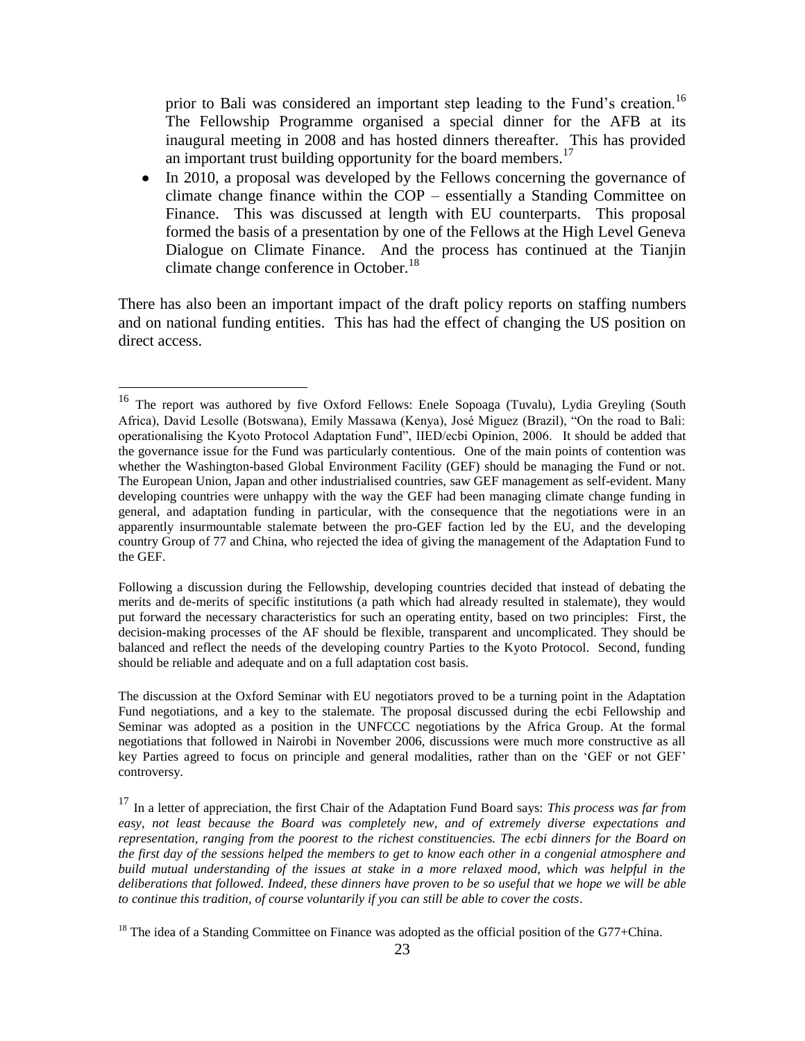prior to Bali was considered an important step leading to the Fund's creation.[16] The Fellowship Programme organised a special dinner for the AFB at its inaugural meeting in 2008 and has hosted dinners thereafter. This has provided an important trust building opportunity for the board members.[17]

- In 2010, a proposal was developed by the Fellows concerning the governance of climate change finance within the COP – essentially a Standing Committee on Finance. This was discussed at length with EU counterparts. This proposal formed the basis of a presentation by one of the Fellows at the High Level Geneva Dialogue on Climate Finance. And the process has continued at the Tianjin climate change conference in October.[18]

There has also been an important impact of the draft policy reports on staffing numbers and on national funding entities. This has had the effect of changing the US position on direct access.

---

[16] The report was authored by five Oxford Fellows: Enele Sopoaga (Tuvalu), Lydia Greyling (South Africa), David Lesolle (Botswana), Emily Massawa (Kenya), José Miguez (Brazil), "On the road to Bali: operationalising the Kyoto Protocol Adaptation Fund", IIED/ecbi Opinion, 2006. It should be added that the governance issue for the Fund was particularly contentious. One of the main points of contention was whether the Washington-based Global Environment Facility (GEF) should be managing the Fund or not. The European Union, Japan and other industrialised countries, saw GEF management as self-evident. Many developing countries were unhappy with the way the GEF had been managing climate change funding in general, and adaptation funding in particular, with the consequence that the negotiations were in an apparently insurmountable stalemate between the pro-GEF faction led by the EU, and the developing country Group of 77 and China, who rejected the idea of giving the management of the Adaptation Fund to the GEF.

Following a discussion during the Fellowship, developing countries decided that instead of debating the merits and de-merits of specific institutions (a path which had already resulted in stalemate), they would put forward the necessary characteristics for such an operating entity, based on two principles: First, the decision-making processes of the AF should be flexible, transparent and uncomplicated. They should be balanced and reflect the needs of the developing country Parties to the Kyoto Protocol. Second, funding should be reliable and adequate and on a full adaptation cost basis.

The discussion at the Oxford Seminar with EU negotiators proved to be a turning point in the Adaptation Fund negotiations, and a key to the stalemate. The proposal discussed during the ecbi Fellowship and Seminar was adopted as a position in the UNFCCC negotiations by the Africa Group. At the formal negotiations that followed in Nairobi in November 2006, discussions were much more constructive as all key Parties agreed to focus on principle and general modalities, rather than on the 'GEF or not GEF' controversy.

[17] In a letter of appreciation, the first Chair of the Adaptation Fund Board says: *This process was far from easy, not least because the Board was completely new, and of extremely diverse expectations and representation, ranging from the poorest to the richest constituencies. The ecbi dinners for the Board on the first day of the sessions helped the members to get to know each other in a congenial atmosphere and build mutual understanding of the issues at stake in a more relaxed mood, which was helpful in the deliberations that followed. Indeed, these dinners have proven to be so useful that we hope we will be able to continue this tradition, of course voluntarily if you can still be able to cover the costs*.

[18] The idea of a Standing Committee on Finance was adopted as the official position of the G77+China.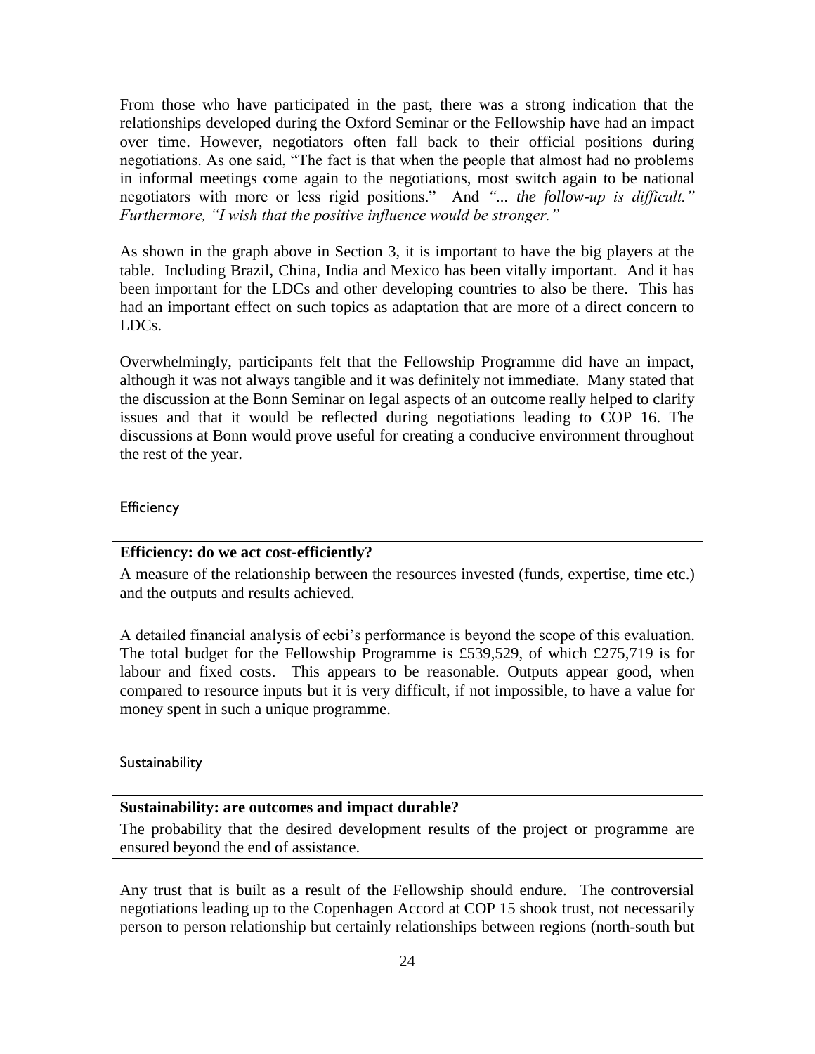From those who have participated in the past, there was a strong indication that the relationships developed during the Oxford Seminar or the Fellowship have had an impact over time. However, negotiators often fall back to their official positions during negotiations. As one said, "The fact is that when the people that almost had no problems in informal meetings come again to the negotiations, most switch again to be national negotiators with more or less rigid positions." And *"... the follow-up is difficult." Furthermore, "I wish that the positive influence would be stronger."*

As shown in the graph above in Section 3, it is important to have the big players at the table. Including Brazil, China, India and Mexico has been vitally important. And it has been important for the LDCs and other developing countries to also be there. This has had an important effect on such topics as adaptation that are more of a direct concern to LDCs.

Overwhelmingly, participants felt that the Fellowship Programme did have an impact, although it was not always tangible and it was definitely not immediate. Many stated that the discussion at the Bonn Seminar on legal aspects of an outcome really helped to clarify issues and that it would be reflected during negotiations leading to COP 16. The discussions at Bonn would prove useful for creating a conducive environment throughout the rest of the year.

### Efficiency

**Efficiency: do we act cost-efficiently?**
A measure of the relationship between the resources invested (funds, expertise, time etc.) and the outputs and results achieved.

A detailed financial analysis of ecbi's performance is beyond the scope of this evaluation. The total budget for the Fellowship Programme is £539,529, of which £275,719 is for labour and fixed costs. This appears to be reasonable. Outputs appear good, when compared to resource inputs but it is very difficult, if not impossible, to have a value for money spent in such a unique programme.

### Sustainability

**Sustainability: are outcomes and impact durable?**
The probability that the desired development results of the project or programme are ensured beyond the end of assistance.

Any trust that is built as a result of the Fellowship should endure. The controversial negotiations leading up to the Copenhagen Accord at COP 15 shook trust, not necessarily person to person relationship but certainly relationships between regions (north-south but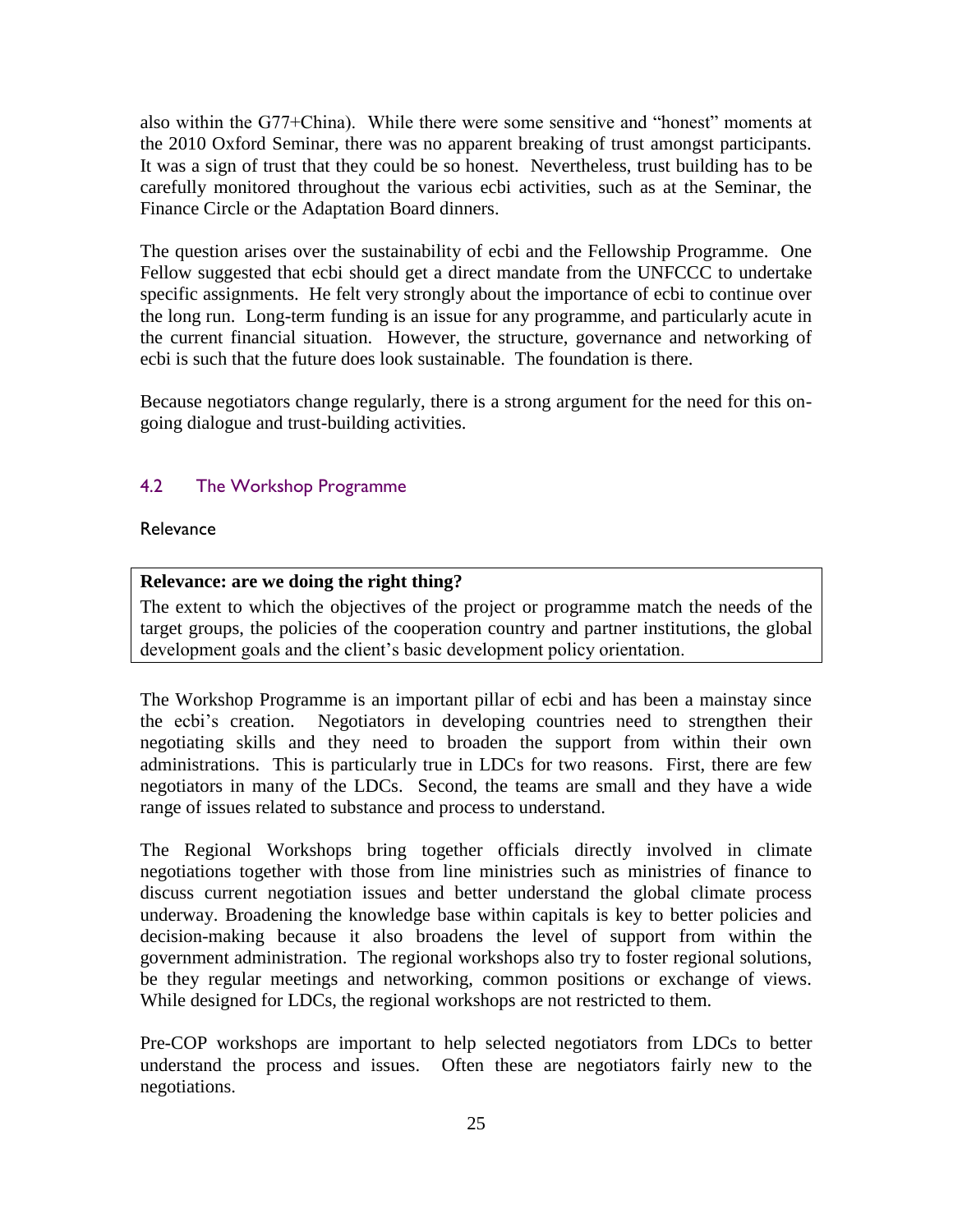also within the G77+China). While there were some sensitive and "honest" moments at the 2010 Oxford Seminar, there was no apparent breaking of trust amongst participants. It was a sign of trust that they could be so honest. Nevertheless, trust building has to be carefully monitored throughout the various ecbi activities, such as at the Seminar, the Finance Circle or the Adaptation Board dinners.

The question arises over the sustainability of ecbi and the Fellowship Programme. One Fellow suggested that ecbi should get a direct mandate from the UNFCCC to undertake specific assignments. He felt very strongly about the importance of ecbi to continue over the long run. Long-term funding is an issue for any programme, and particularly acute in the current financial situation. However, the structure, governance and networking of ecbi is such that the future does look sustainable. The foundation is there.

Because negotiators change regularly, there is a strong argument for the need for this on-going dialogue and trust-building activities.

## 4.2 The Workshop Programme

### Relevance

> **Relevance: are we doing the right thing?**
> The extent to which the objectives of the project or programme match the needs of the target groups, the policies of the cooperation country and partner institutions, the global development goals and the client's basic development policy orientation.

The Workshop Programme is an important pillar of ecbi and has been a mainstay since the ecbi's creation. Negotiators in developing countries need to strengthen their negotiating skills and they need to broaden the support from within their own administrations. This is particularly true in LDCs for two reasons. First, there are few negotiators in many of the LDCs. Second, the teams are small and they have a wide range of issues related to substance and process to understand.

The Regional Workshops bring together officials directly involved in climate negotiations together with those from line ministries such as ministries of finance to discuss current negotiation issues and better understand the global climate process underway. Broadening the knowledge base within capitals is key to better policies and decision-making because it also broadens the level of support from within the government administration. The regional workshops also try to foster regional solutions, be they regular meetings and networking, common positions or exchange of views. While designed for LDCs, the regional workshops are not restricted to them.

Pre-COP workshops are important to help selected negotiators from LDCs to better understand the process and issues. Often these are negotiators fairly new to the negotiations.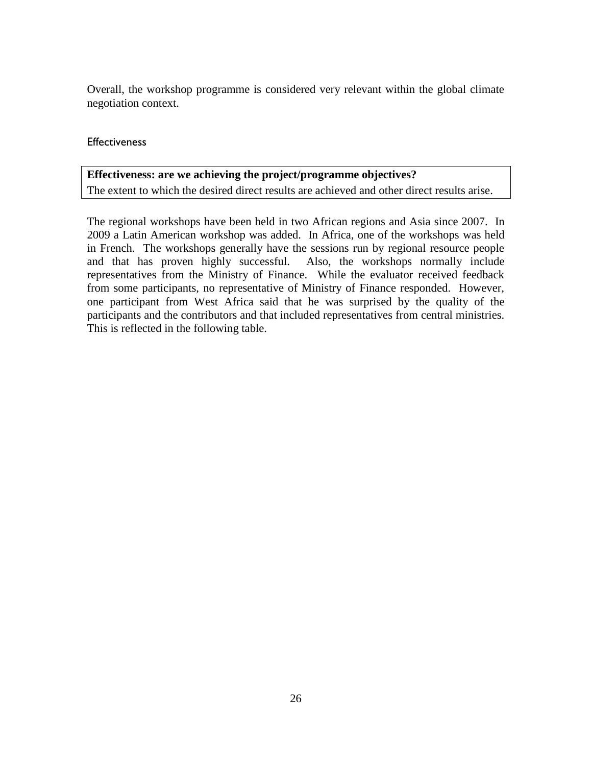Overall, the workshop programme is considered very relevant within the global climate negotiation context.

### Effectiveness

| **Effectiveness: are we achieving the project/programme objectives?** |
|---|
| The extent to which the desired direct results are achieved and other direct results arise. |

The regional workshops have been held in two African regions and Asia since 2007. In 2009 a Latin American workshop was added. In Africa, one of the workshops was held in French. The workshops generally have the sessions run by regional resource people and that has proven highly successful. Also, the workshops normally include representatives from the Ministry of Finance. While the evaluator received feedback from some participants, no representative of Ministry of Finance responded. However, one participant from West Africa said that he was surprised by the quality of the participants and the contributors and that included representatives from central ministries. This is reflected in the following table.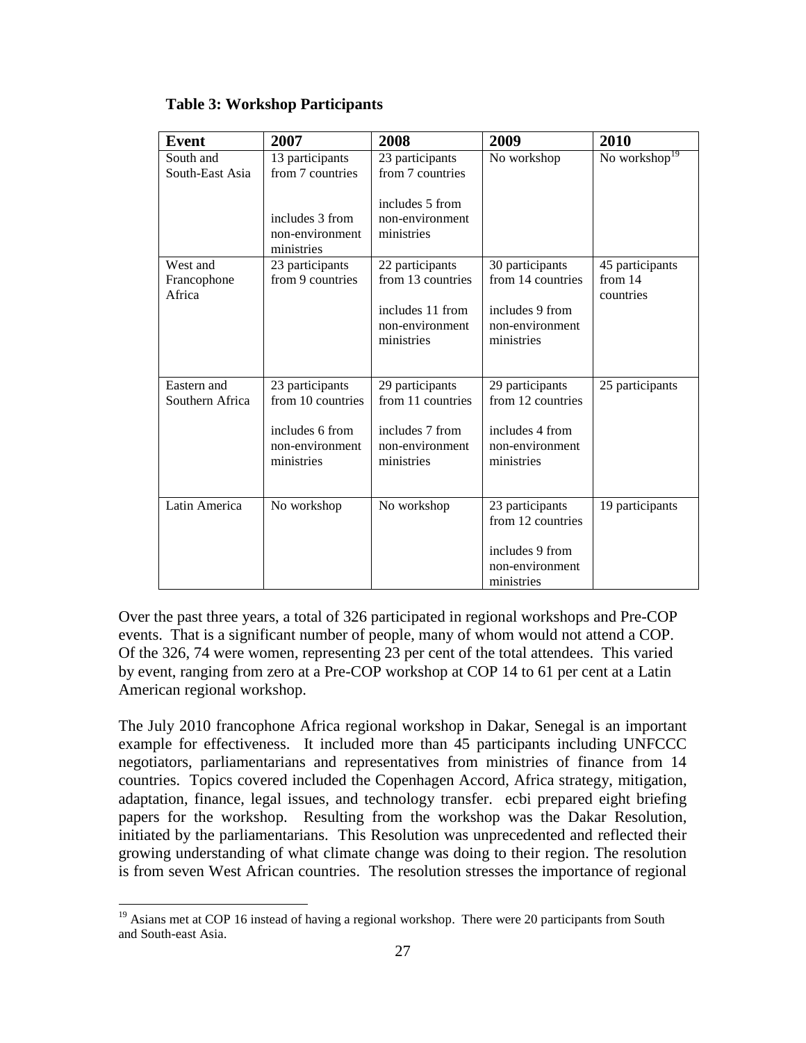**Table 3: Workshop Participants**

| Event | 2007 | 2008 | 2009 | 2010 |
|---|---|---|---|---|
| South and South-East Asia | 13 participants from 7 countries<br><br>includes 3 from non-environment ministries | 23 participants from 7 countries<br><br>includes 5 from non-environment ministries | No workshop | No workshop[19] |
| West and Francophone Africa | 23 participants from 9 countries | 22 participants from 13 countries<br><br>includes 11 from non-environment ministries | 30 participants from 14 countries<br><br>includes 9 from non-environment ministries | 45 participants from 14 countries |
| Eastern and Southern Africa | 23 participants from 10 countries<br><br>includes 6 from non-environment ministries | 29 participants from 11 countries<br><br>includes 7 from non-environment ministries | 29 participants from 12 countries<br><br>includes 4 from non-environment ministries | 25 participants |
| Latin America | No workshop | No workshop | 23 participants from 12 countries<br><br>includes 9 from non-environment ministries | 19 participants |

Over the past three years, a total of 326 participated in regional workshops and Pre-COP events. That is a significant number of people, many of whom would not attend a COP. Of the 326, 74 were women, representing 23 per cent of the total attendees. This varied by event, ranging from zero at a Pre-COP workshop at COP 14 to 61 per cent at a Latin American regional workshop.

The July 2010 francophone Africa regional workshop in Dakar, Senegal is an important example for effectiveness. It included more than 45 participants including UNFCCC negotiators, parliamentarians and representatives from ministries of finance from 14 countries. Topics covered included the Copenhagen Accord, Africa strategy, mitigation, adaptation, finance, legal issues, and technology transfer. ecbi prepared eight briefing papers for the workshop. Resulting from the workshop was the Dakar Resolution, initiated by the parliamentarians. This Resolution was unprecedented and reflected their growing understanding of what climate change was doing to their region. The resolution is from seven West African countries. The resolution stresses the importance of regional

[19] Asians met at COP 16 instead of having a regional workshop. There were 20 participants from South and South-east Asia.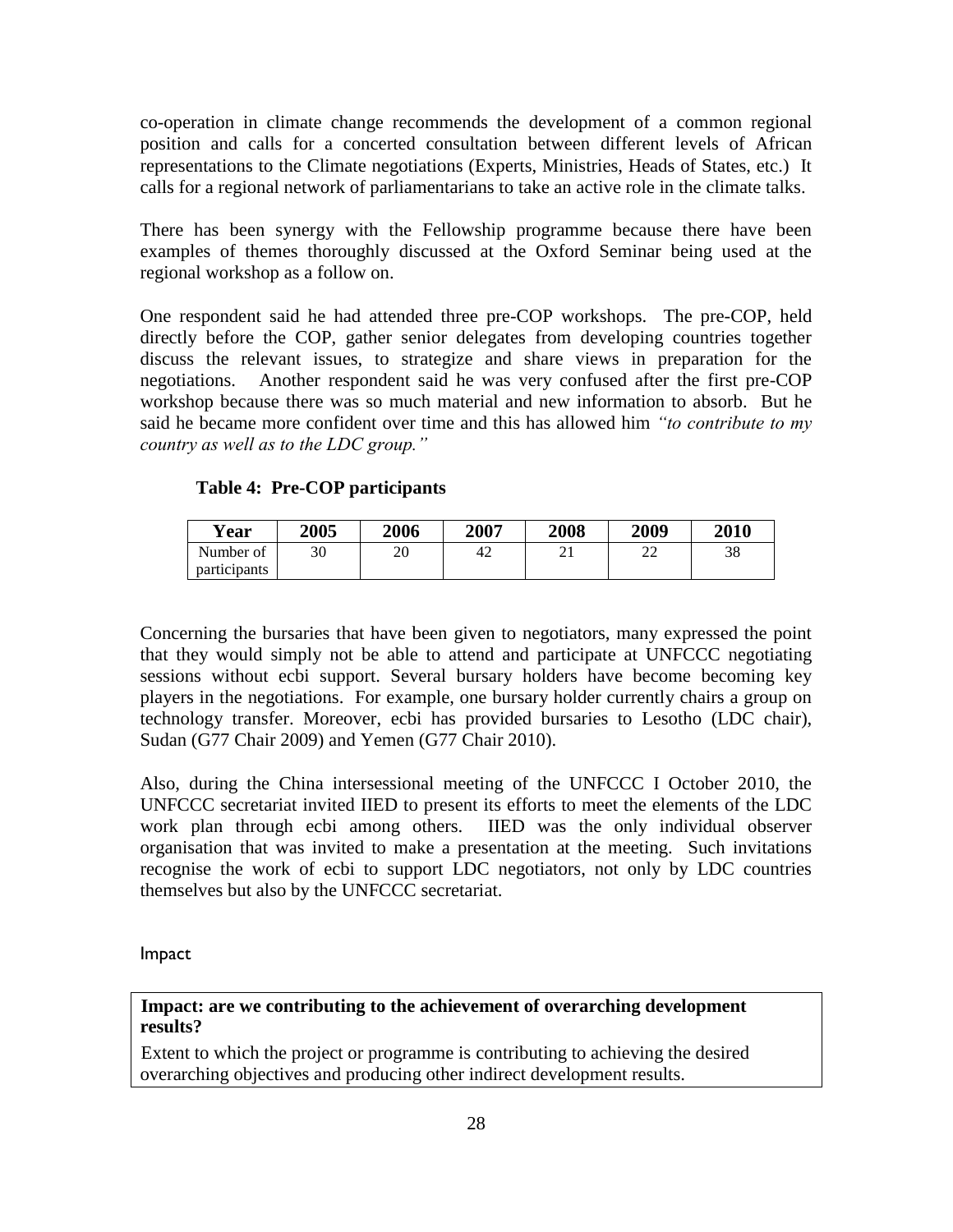co-operation in climate change recommends the development of a common regional position and calls for a concerted consultation between different levels of African representations to the Climate negotiations (Experts, Ministries, Heads of States, etc.) It calls for a regional network of parliamentarians to take an active role in the climate talks.

There has been synergy with the Fellowship programme because there have been examples of themes thoroughly discussed at the Oxford Seminar being used at the regional workshop as a follow on.

One respondent said he had attended three pre-COP workshops. The pre-COP, held directly before the COP, gather senior delegates from developing countries together discuss the relevant issues, to strategize and share views in preparation for the negotiations. Another respondent said he was very confused after the first pre-COP workshop because there was so much material and new information to absorb. But he said he became more confident over time and this has allowed him *"to contribute to my country as well as to the LDC group."*

**Table 4: Pre-COP participants**

| Year | 2005 | 2006 | 2007 | 2008 | 2009 | 2010 |
|---|---|---|---|---|---|---|
| Number of participants | 30 | 20 | 42 | 21 | 22 | 38 |

Concerning the bursaries that have been given to negotiators, many expressed the point that they would simply not be able to attend and participate at UNFCCC negotiating sessions without ecbi support. Several bursary holders have become becoming key players in the negotiations. For example, one bursary holder currently chairs a group on technology transfer. Moreover, ecbi has provided bursaries to Lesotho (LDC chair), Sudan (G77 Chair 2009) and Yemen (G77 Chair 2010).

Also, during the China intersessional meeting of the UNFCCC I October 2010, the UNFCCC secretariat invited IIED to present its efforts to meet the elements of the LDC work plan through ecbi among others. IIED was the only individual observer organisation that was invited to make a presentation at the meeting. Such invitations recognise the work of ecbi to support LDC negotiators, not only by LDC countries themselves but also by the UNFCCC secretariat.

### Impact

**Impact: are we contributing to the achievement of overarching development results?**

Extent to which the project or programme is contributing to achieving the desired overarching objectives and producing other indirect development results.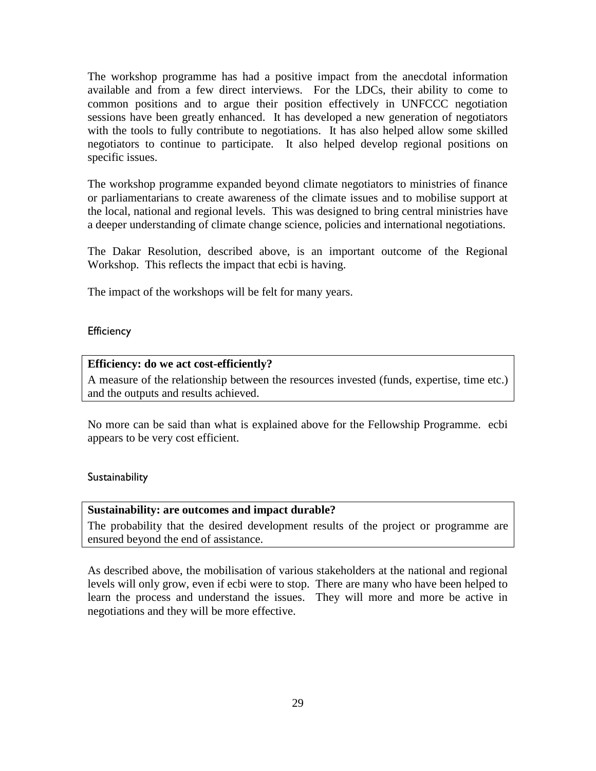The workshop programme has had a positive impact from the anecdotal information available and from a few direct interviews. For the LDCs, their ability to come to common positions and to argue their position effectively in UNFCCC negotiation sessions have been greatly enhanced. It has developed a new generation of negotiators with the tools to fully contribute to negotiations. It has also helped allow some skilled negotiators to continue to participate. It also helped develop regional positions on specific issues.

The workshop programme expanded beyond climate negotiators to ministries of finance or parliamentarians to create awareness of the climate issues and to mobilise support at the local, national and regional levels. This was designed to bring central ministries have a deeper understanding of climate change science, policies and international negotiations.

The Dakar Resolution, described above, is an important outcome of the Regional Workshop. This reflects the impact that ecbi is having.

The impact of the workshops will be felt for many years.

### Efficiency

**Efficiency: do we act cost-efficiently?**

A measure of the relationship between the resources invested (funds, expertise, time etc.) and the outputs and results achieved.

No more can be said than what is explained above for the Fellowship Programme. ecbi appears to be very cost efficient.

### Sustainability

**Sustainability: are outcomes and impact durable?**

The probability that the desired development results of the project or programme are ensured beyond the end of assistance.

As described above, the mobilisation of various stakeholders at the national and regional levels will only grow, even if ecbi were to stop. There are many who have been helped to learn the process and understand the issues. They will more and more be active in negotiations and they will be more effective.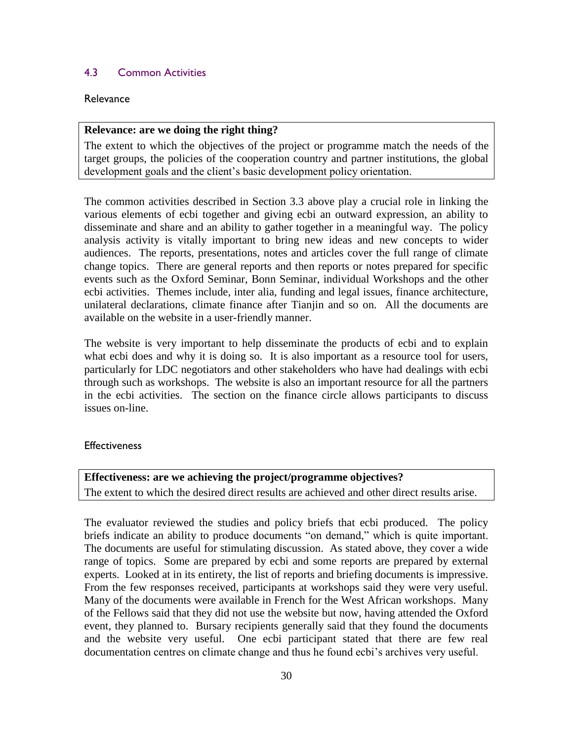### 4.3 Common Activities

#### Relevance

| **Relevance: are we doing the right thing?** |
|---|
| The extent to which the objectives of the project or programme match the needs of the target groups, the policies of the cooperation country and partner institutions, the global development goals and the client's basic development policy orientation. |

The common activities described in Section 3.3 above play a crucial role in linking the various elements of ecbi together and giving ecbi an outward expression, an ability to disseminate and share and an ability to gather together in a meaningful way. The policy analysis activity is vitally important to bring new ideas and new concepts to wider audiences. The reports, presentations, notes and articles cover the full range of climate change topics. There are general reports and then reports or notes prepared for specific events such as the Oxford Seminar, Bonn Seminar, individual Workshops and the other ecbi activities. Themes include, inter alia, funding and legal issues, finance architecture, unilateral declarations, climate finance after Tianjin and so on. All the documents are available on the website in a user-friendly manner.

The website is very important to help disseminate the products of ecbi and to explain what ecbi does and why it is doing so. It is also important as a resource tool for users, particularly for LDC negotiators and other stakeholders who have had dealings with ecbi through such as workshops. The website is also an important resource for all the partners in the ecbi activities. The section on the finance circle allows participants to discuss issues on-line.

#### Effectiveness

| **Effectiveness: are we achieving the project/programme objectives?** |
|---|
| The extent to which the desired direct results are achieved and other direct results arise. |

The evaluator reviewed the studies and policy briefs that ecbi produced. The policy briefs indicate an ability to produce documents "on demand," which is quite important. The documents are useful for stimulating discussion. As stated above, they cover a wide range of topics. Some are prepared by ecbi and some reports are prepared by external experts. Looked at in its entirety, the list of reports and briefing documents is impressive. From the few responses received, participants at workshops said they were very useful. Many of the documents were available in French for the West African workshops. Many of the Fellows said that they did not use the website but now, having attended the Oxford event, they planned to. Bursary recipients generally said that they found the documents and the website very useful. One ecbi participant stated that there are few real documentation centres on climate change and thus he found ecbi's archives very useful.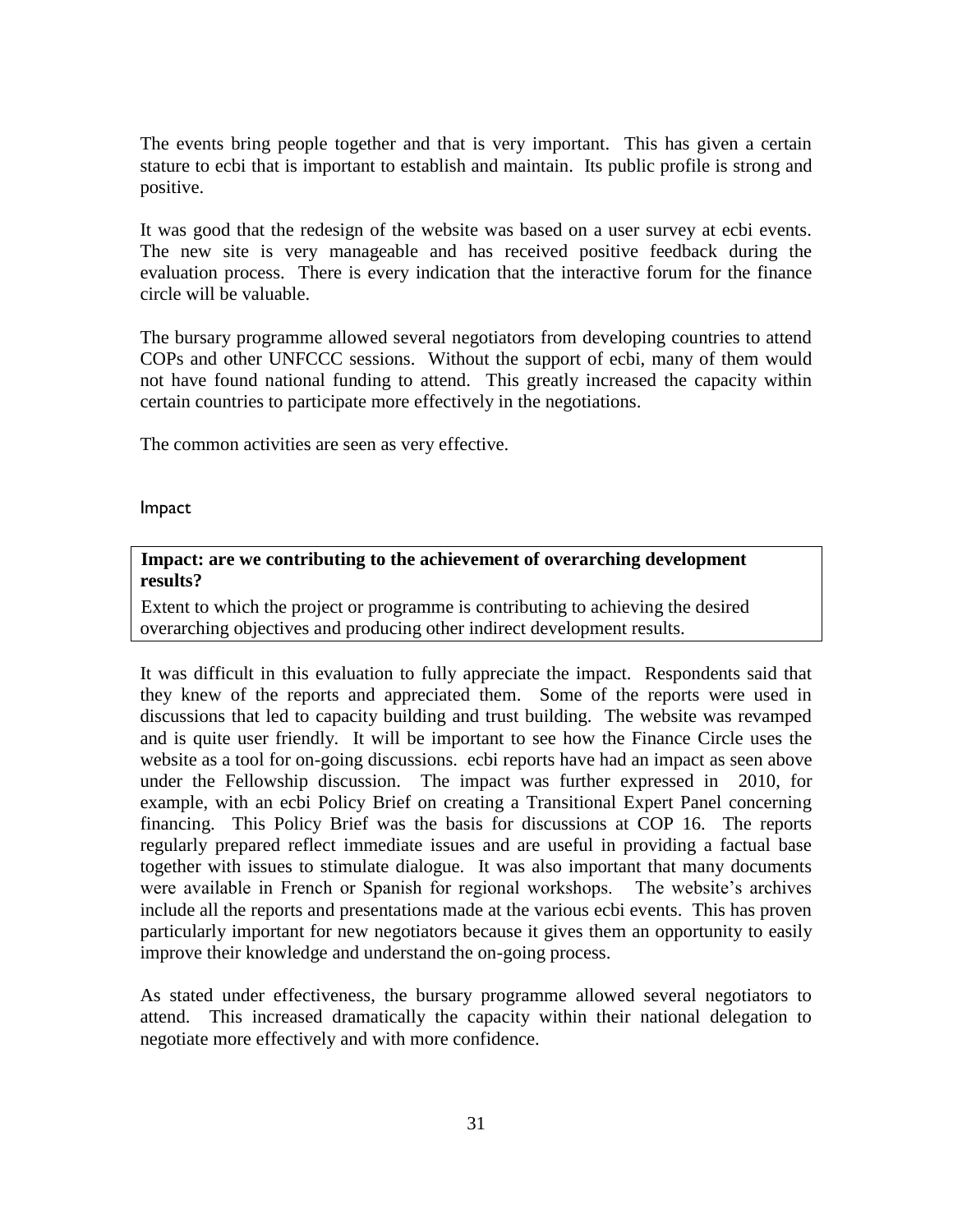The events bring people together and that is very important. This has given a certain stature to ecbi that is important to establish and maintain. Its public profile is strong and positive.

It was good that the redesign of the website was based on a user survey at ecbi events. The new site is very manageable and has received positive feedback during the evaluation process. There is every indication that the interactive forum for the finance circle will be valuable.

The bursary programme allowed several negotiators from developing countries to attend COPs and other UNFCCC sessions. Without the support of ecbi, many of them would not have found national funding to attend. This greatly increased the capacity within certain countries to participate more effectively in the negotiations.

The common activities are seen as very effective.

### Impact

| **Impact: are we contributing to the achievement of overarching development results?** |
|---|
| Extent to which the project or programme is contributing to achieving the desired overarching objectives and producing other indirect development results. |

It was difficult in this evaluation to fully appreciate the impact. Respondents said that they knew of the reports and appreciated them. Some of the reports were used in discussions that led to capacity building and trust building. The website was revamped and is quite user friendly. It will be important to see how the Finance Circle uses the website as a tool for on-going discussions. ecbi reports have had an impact as seen above under the Fellowship discussion. The impact was further expressed in 2010, for example, with an ecbi Policy Brief on creating a Transitional Expert Panel concerning financing. This Policy Brief was the basis for discussions at COP 16. The reports regularly prepared reflect immediate issues and are useful in providing a factual base together with issues to stimulate dialogue. It was also important that many documents were available in French or Spanish for regional workshops. The website's archives include all the reports and presentations made at the various ecbi events. This has proven particularly important for new negotiators because it gives them an opportunity to easily improve their knowledge and understand the on-going process.

As stated under effectiveness, the bursary programme allowed several negotiators to attend. This increased dramatically the capacity within their national delegation to negotiate more effectively and with more confidence.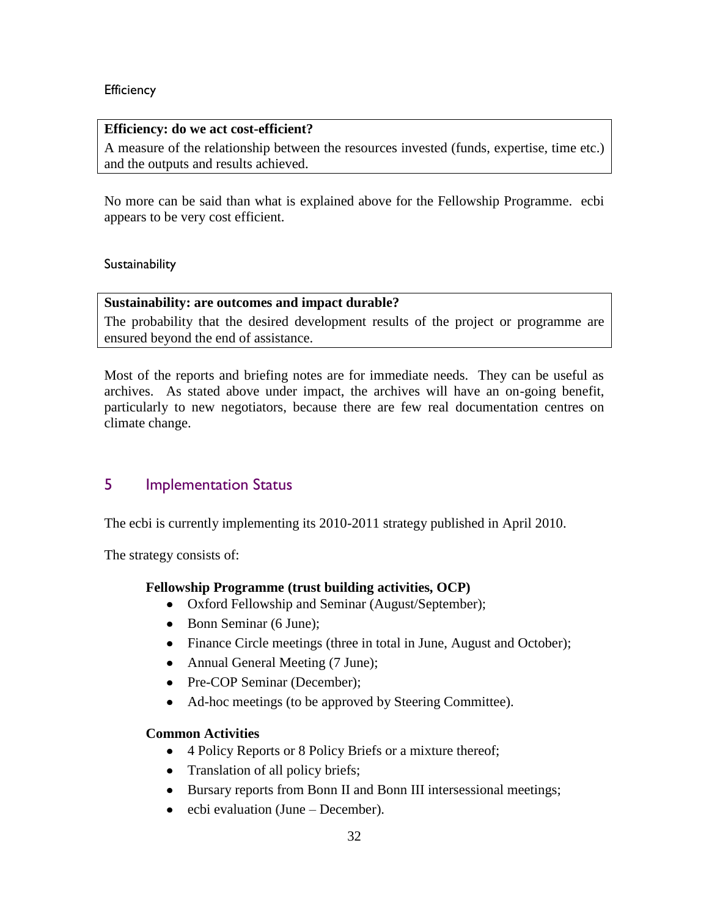### Efficiency

**Efficiency: do we act cost-efficient?**

A measure of the relationship between the resources invested (funds, expertise, time etc.) and the outputs and results achieved.

No more can be said than what is explained above for the Fellowship Programme. ecbi appears to be very cost efficient.

### Sustainability

**Sustainability: are outcomes and impact durable?**

The probability that the desired development results of the project or programme are ensured beyond the end of assistance.

Most of the reports and briefing notes are for immediate needs. They can be useful as archives. As stated above under impact, the archives will have an on-going benefit, particularly to new negotiators, because there are few real documentation centres on climate change.

## 5 Implementation Status

The ecbi is currently implementing its 2010-2011 strategy published in April 2010.

The strategy consists of:

**Fellowship Programme (trust building activities, OCP)**

- Oxford Fellowship and Seminar (August/September);
- Bonn Seminar (6 June);
- Finance Circle meetings (three in total in June, August and October);
- Annual General Meeting (7 June);
- Pre-COP Seminar (December);
- Ad-hoc meetings (to be approved by Steering Committee).

**Common Activities**

- 4 Policy Reports or 8 Policy Briefs or a mixture thereof;
- Translation of all policy briefs;
- Bursary reports from Bonn II and Bonn III intersessional meetings;
- ecbi evaluation (June – December).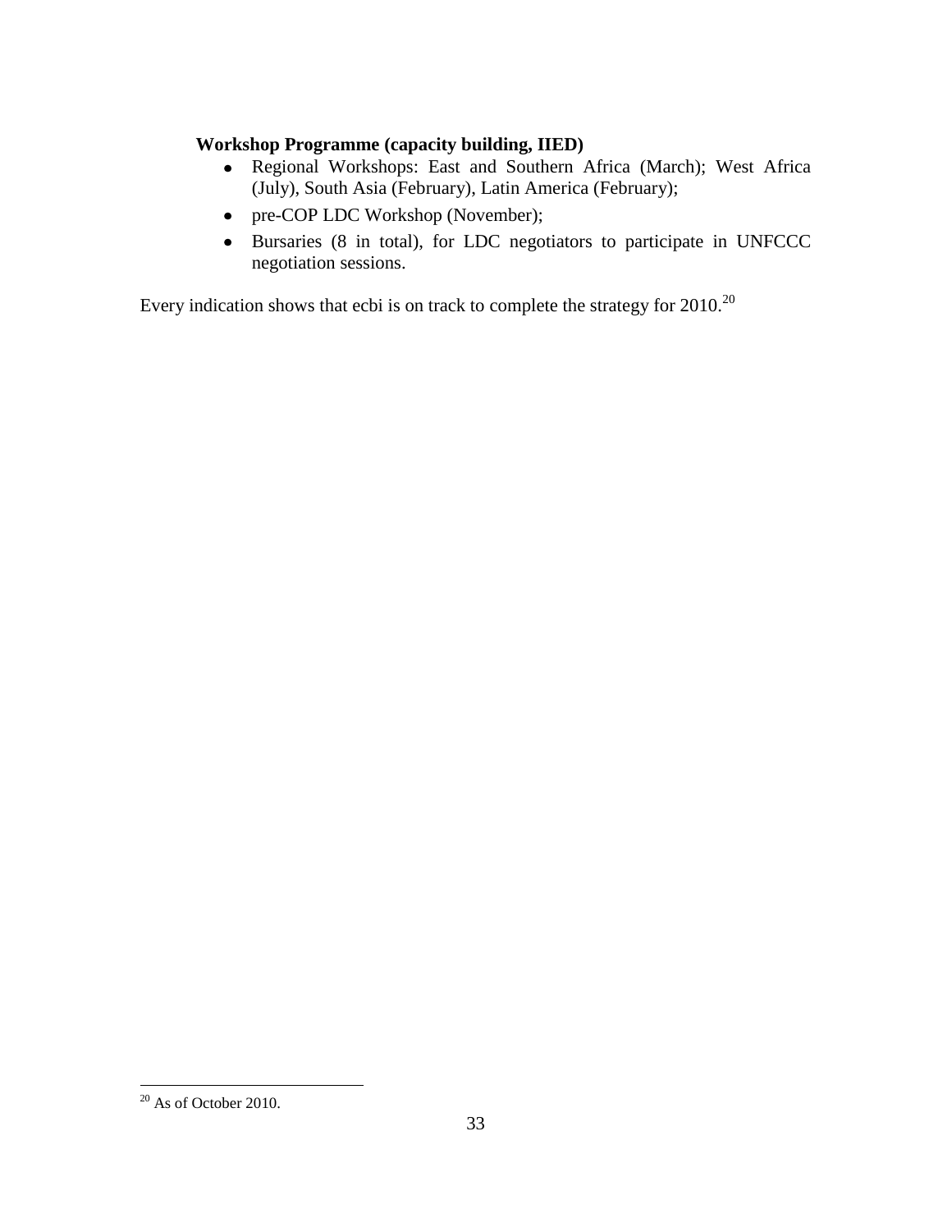**Workshop Programme (capacity building, IIED)**

- Regional Workshops: East and Southern Africa (March); West Africa (July), South Asia (February), Latin America (February);
- pre-COP LDC Workshop (November);
- Bursaries (8 in total), for LDC negotiators to participate in UNFCCC negotiation sessions.

Every indication shows that ecbi is on track to complete the strategy for 2010.[20]

[20] As of October 2010.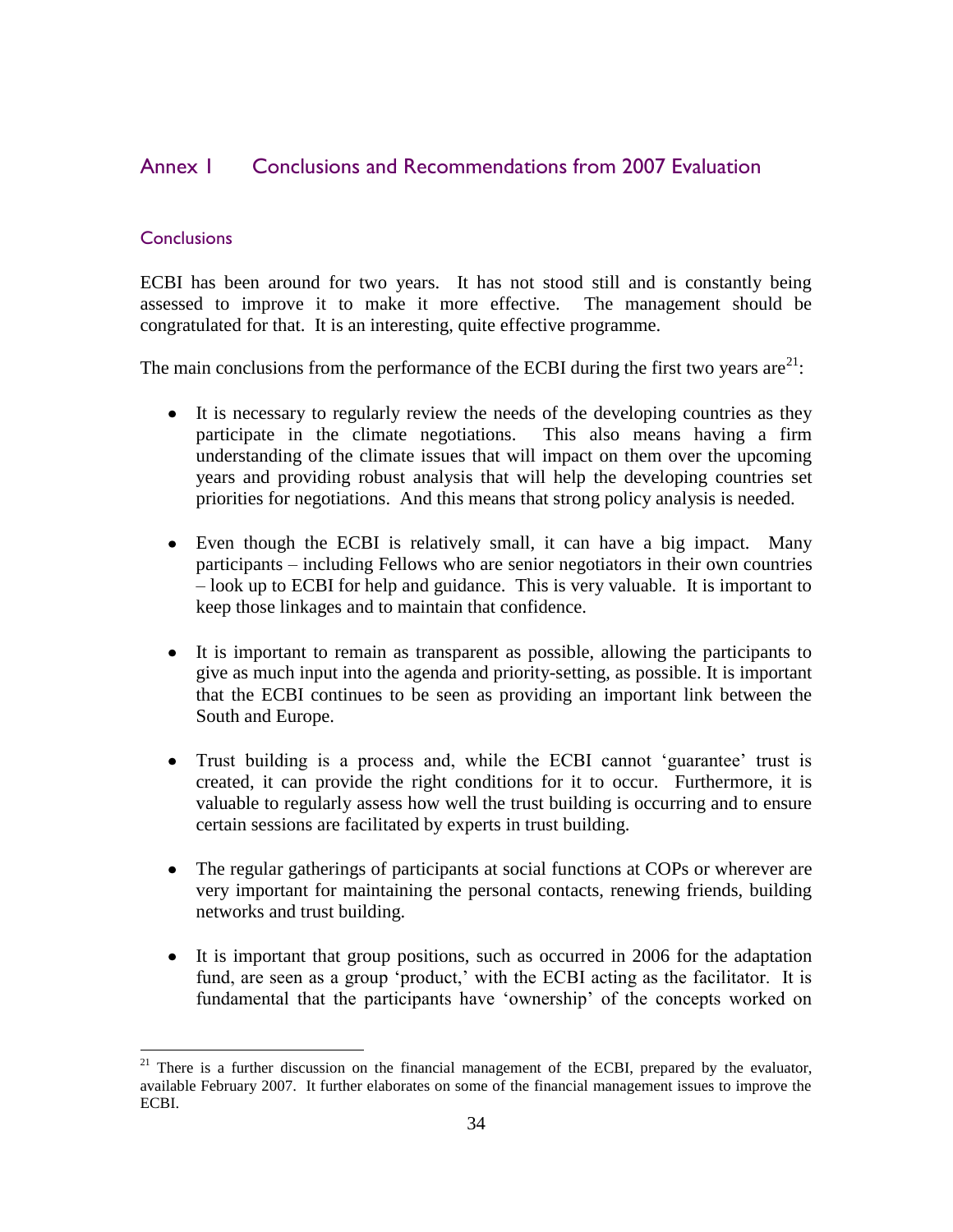## Annex I Conclusions and Recommendations from 2007 Evaluation

### Conclusions

ECBI has been around for two years. It has not stood still and is constantly being assessed to improve it to make it more effective. The management should be congratulated for that. It is an interesting, quite effective programme.

The main conclusions from the performance of the ECBI during the first two years are[21]:

- It is necessary to regularly review the needs of the developing countries as they participate in the climate negotiations. This also means having a firm understanding of the climate issues that will impact on them over the upcoming years and providing robust analysis that will help the developing countries set priorities for negotiations. And this means that strong policy analysis is needed.

- Even though the ECBI is relatively small, it can have a big impact. Many participants – including Fellows who are senior negotiators in their own countries – look up to ECBI for help and guidance. This is very valuable. It is important to keep those linkages and to maintain that confidence.

- It is important to remain as transparent as possible, allowing the participants to give as much input into the agenda and priority-setting, as possible. It is important that the ECBI continues to be seen as providing an important link between the South and Europe.

- Trust building is a process and, while the ECBI cannot 'guarantee' trust is created, it can provide the right conditions for it to occur. Furthermore, it is valuable to regularly assess how well the trust building is occurring and to ensure certain sessions are facilitated by experts in trust building.

- The regular gatherings of participants at social functions at COPs or wherever are very important for maintaining the personal contacts, renewing friends, building networks and trust building.

- It is important that group positions, such as occurred in 2006 for the adaptation fund, are seen as a group 'product,' with the ECBI acting as the facilitator. It is fundamental that the participants have 'ownership' of the concepts worked on

[21] There is a further discussion on the financial management of the ECBI, prepared by the evaluator, available February 2007. It further elaborates on some of the financial management issues to improve the ECBI.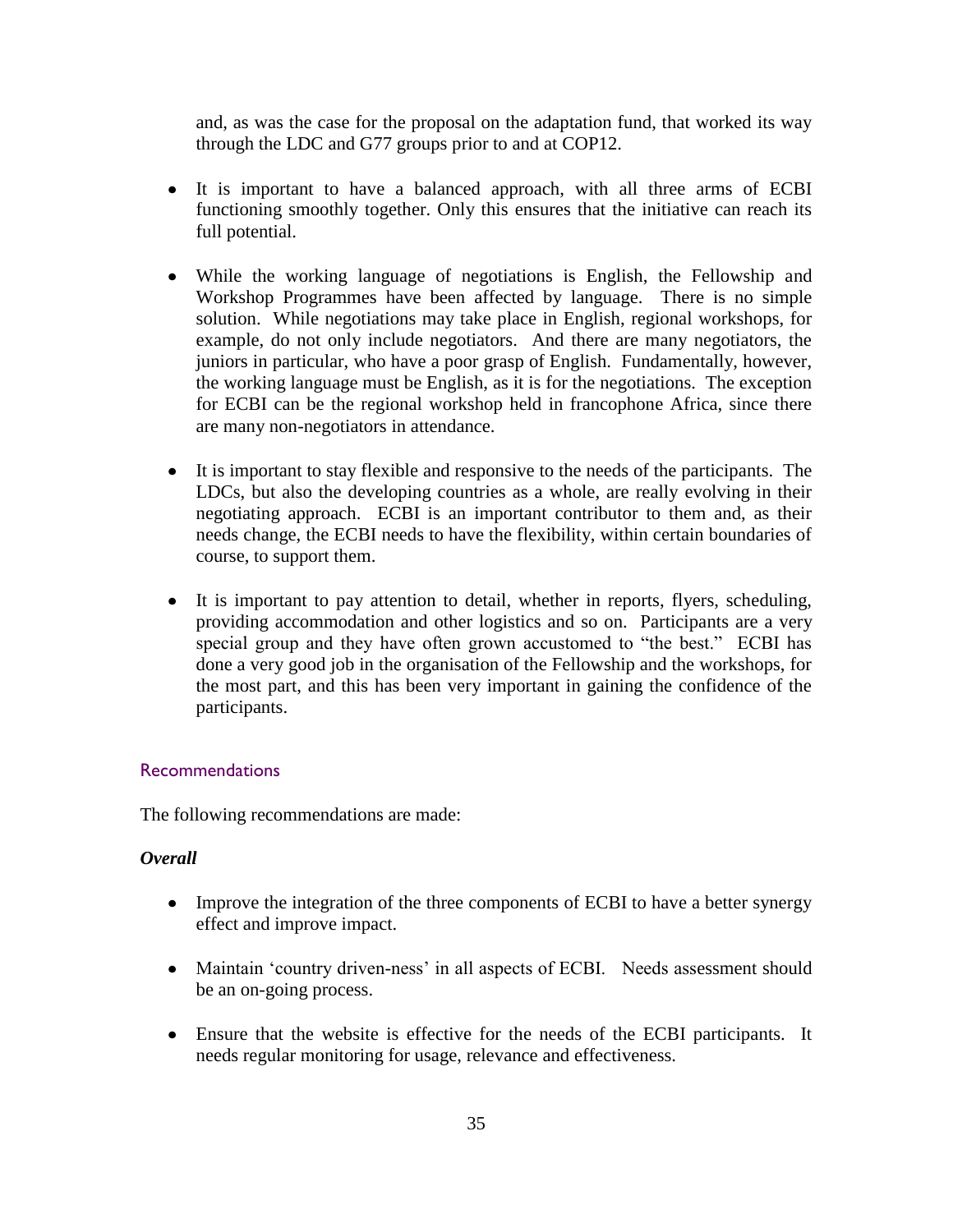and, as was the case for the proposal on the adaptation fund, that worked its way through the LDC and G77 groups prior to and at COP12.

- It is important to have a balanced approach, with all three arms of ECBI functioning smoothly together. Only this ensures that the initiative can reach its full potential.

- While the working language of negotiations is English, the Fellowship and Workshop Programmes have been affected by language. There is no simple solution. While negotiations may take place in English, regional workshops, for example, do not only include negotiators. And there are many negotiators, the juniors in particular, who have a poor grasp of English. Fundamentally, however, the working language must be English, as it is for the negotiations. The exception for ECBI can be the regional workshop held in francophone Africa, since there are many non-negotiators in attendance.

- It is important to stay flexible and responsive to the needs of the participants. The LDCs, but also the developing countries as a whole, are really evolving in their negotiating approach. ECBI is an important contributor to them and, as their needs change, the ECBI needs to have the flexibility, within certain boundaries of course, to support them.

- It is important to pay attention to detail, whether in reports, flyers, scheduling, providing accommodation and other logistics and so on. Participants are a very special group and they have often grown accustomed to "the best." ECBI has done a very good job in the organisation of the Fellowship and the workshops, for the most part, and this has been very important in gaining the confidence of the participants.

## Recommendations

The following recommendations are made:

***Overall***

- Improve the integration of the three components of ECBI to have a better synergy effect and improve impact.

- Maintain 'country driven-ness' in all aspects of ECBI. Needs assessment should be an on-going process.

- Ensure that the website is effective for the needs of the ECBI participants. It needs regular monitoring for usage, relevance and effectiveness.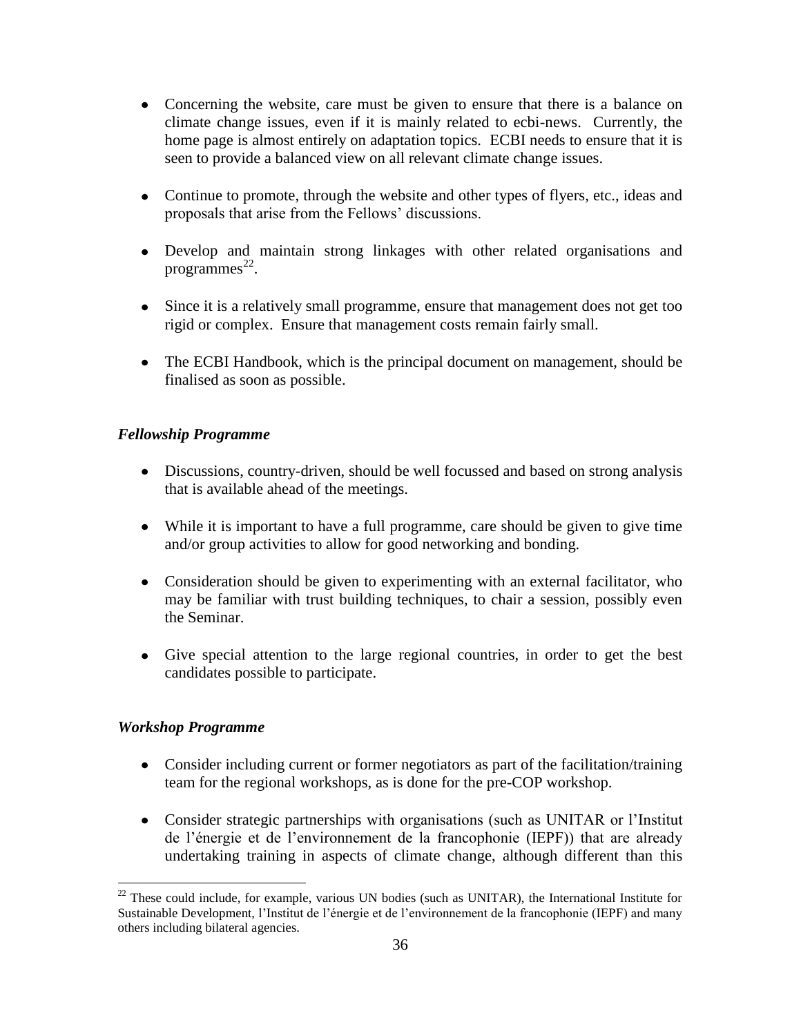- Concerning the website, care must be given to ensure that there is a balance on climate change issues, even if it is mainly related to ecbi-news. Currently, the home page is almost entirely on adaptation topics. ECBI needs to ensure that it is seen to provide a balanced view on all relevant climate change issues.

- Continue to promote, through the website and other types of flyers, etc., ideas and proposals that arise from the Fellows' discussions.

- Develop and maintain strong linkages with other related organisations and programmes[22].

- Since it is a relatively small programme, ensure that management does not get too rigid or complex. Ensure that management costs remain fairly small.

- The ECBI Handbook, which is the principal document on management, should be finalised as soon as possible.

### *Fellowship Programme*

- Discussions, country-driven, should be well focussed and based on strong analysis that is available ahead of the meetings.

- While it is important to have a full programme, care should be given to give time and/or group activities to allow for good networking and bonding.

- Consideration should be given to experimenting with an external facilitator, who may be familiar with trust building techniques, to chair a session, possibly even the Seminar.

- Give special attention to the large regional countries, in order to get the best candidates possible to participate.

### *Workshop Programme*

- Consider including current or former negotiators as part of the facilitation/training team for the regional workshops, as is done for the pre-COP workshop.

- Consider strategic partnerships with organisations (such as UNITAR or l'Institut de l'énergie et de l'environnement de la francophonie (IEPF)) that are already undertaking training in aspects of climate change, although different than this

---

[22] These could include, for example, various UN bodies (such as UNITAR), the International Institute for Sustainable Development, l'Institut de l'énergie et de l'environnement de la francophonie (IEPF) and many others including bilateral agencies.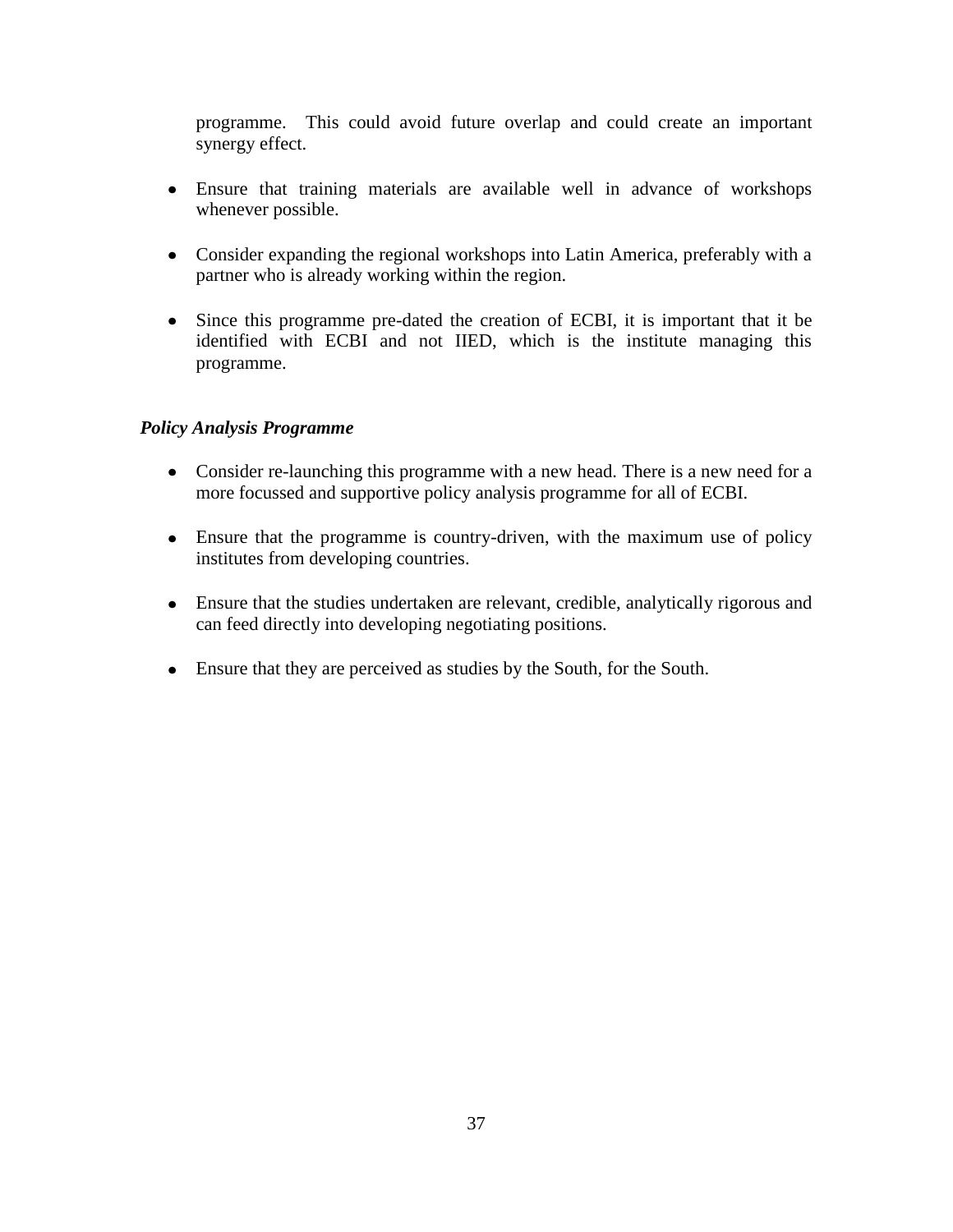programme. This could avoid future overlap and could create an important synergy effect.

- Ensure that training materials are available well in advance of workshops whenever possible.

- Consider expanding the regional workshops into Latin America, preferably with a partner who is already working within the region.

- Since this programme pre-dated the creation of ECBI, it is important that it be identified with ECBI and not IIED, which is the institute managing this programme.

***Policy Analysis Programme***

- Consider re-launching this programme with a new head. There is a new need for a more focussed and supportive policy analysis programme for all of ECBI.

- Ensure that the programme is country-driven, with the maximum use of policy institutes from developing countries.

- Ensure that the studies undertaken are relevant, credible, analytically rigorous and can feed directly into developing negotiating positions.

- Ensure that they are perceived as studies by the South, for the South.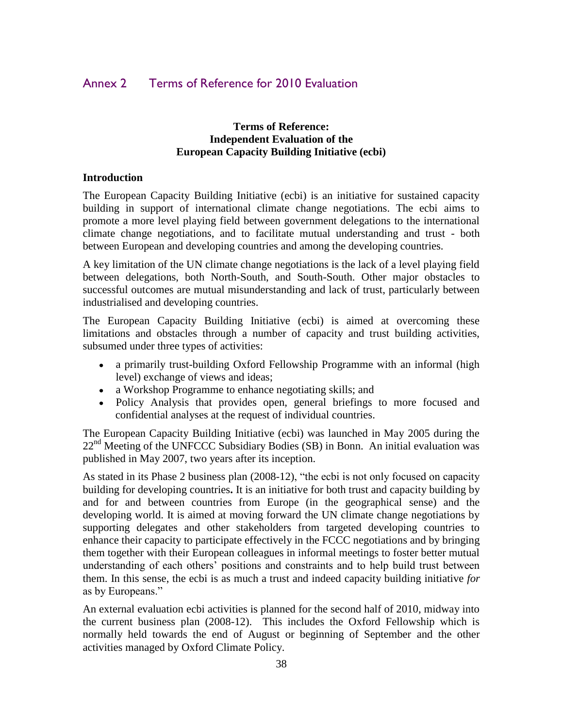# Annex 2 Terms of Reference for 2010 Evaluation

**Terms of Reference:**
**Independent Evaluation of the**
**European Capacity Building Initiative (ecbi)**

### Introduction

The European Capacity Building Initiative (ecbi) is an initiative for sustained capacity building in support of international climate change negotiations. The ecbi aims to promote a more level playing field between government delegations to the international climate change negotiations, and to facilitate mutual understanding and trust - both between European and developing countries and among the developing countries.

A key limitation of the UN climate change negotiations is the lack of a level playing field between delegations, both North-South, and South-South. Other major obstacles to successful outcomes are mutual misunderstanding and lack of trust, particularly between industrialised and developing countries.

The European Capacity Building Initiative (ecbi) is aimed at overcoming these limitations and obstacles through a number of capacity and trust building activities, subsumed under three types of activities:

- a primarily trust-building Oxford Fellowship Programme with an informal (high level) exchange of views and ideas;
- a Workshop Programme to enhance negotiating skills; and
- Policy Analysis that provides open, general briefings to more focused and confidential analyses at the request of individual countries.

The European Capacity Building Initiative (ecbi) was launched in May 2005 during the 22nd Meeting of the UNFCCC Subsidiary Bodies (SB) in Bonn. An initial evaluation was published in May 2007, two years after its inception.

As stated in its Phase 2 business plan (2008-12), "the ecbi is not only focused on capacity building for developing countries**.** It is an initiative for both trust and capacity building by and for and between countries from Europe (in the geographical sense) and the developing world. It is aimed at moving forward the UN climate change negotiations by supporting delegates and other stakeholders from targeted developing countries to enhance their capacity to participate effectively in the FCCC negotiations and by bringing them together with their European colleagues in informal meetings to foster better mutual understanding of each others' positions and constraints and to help build trust between them. In this sense, the ecbi is as much a trust and indeed capacity building initiative *for* as by Europeans."

An external evaluation ecbi activities is planned for the second half of 2010, midway into the current business plan (2008-12). This includes the Oxford Fellowship which is normally held towards the end of August or beginning of September and the other activities managed by Oxford Climate Policy.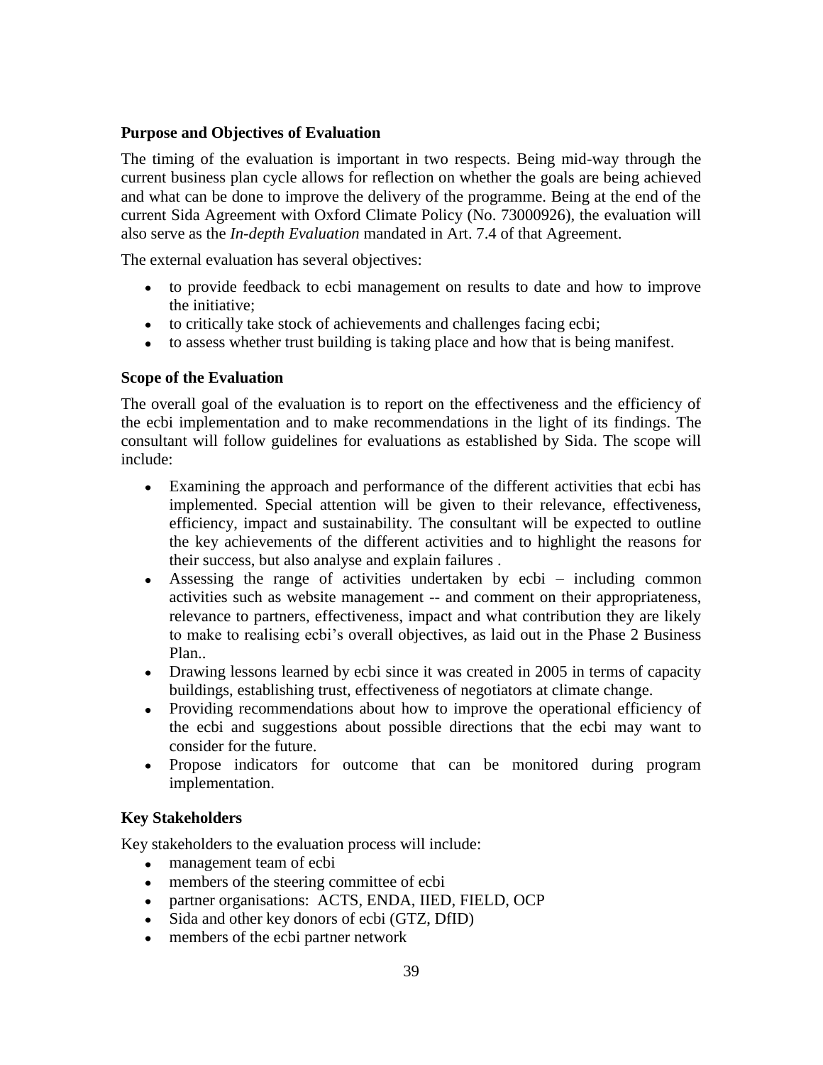### Purpose and Objectives of Evaluation

The timing of the evaluation is important in two respects. Being mid-way through the current business plan cycle allows for reflection on whether the goals are being achieved and what can be done to improve the delivery of the programme. Being at the end of the current Sida Agreement with Oxford Climate Policy (No. 73000926), the evaluation will also serve as the *In-depth Evaluation* mandated in Art. 7.4 of that Agreement.

The external evaluation has several objectives:

- to provide feedback to ecbi management on results to date and how to improve the initiative;
- to critically take stock of achievements and challenges facing ecbi;
- to assess whether trust building is taking place and how that is being manifest.

### Scope of the Evaluation

The overall goal of the evaluation is to report on the effectiveness and the efficiency of the ecbi implementation and to make recommendations in the light of its findings. The consultant will follow guidelines for evaluations as established by Sida. The scope will include:

- Examining the approach and performance of the different activities that ecbi has implemented. Special attention will be given to their relevance, effectiveness, efficiency, impact and sustainability. The consultant will be expected to outline the key achievements of the different activities and to highlight the reasons for their success, but also analyse and explain failures .
- Assessing the range of activities undertaken by ecbi – including common activities such as website management -- and comment on their appropriateness, relevance to partners, effectiveness, impact and what contribution they are likely to make to realising ecbi's overall objectives, as laid out in the Phase 2 Business Plan..
- Drawing lessons learned by ecbi since it was created in 2005 in terms of capacity buildings, establishing trust, effectiveness of negotiators at climate change.
- Providing recommendations about how to improve the operational efficiency of the ecbi and suggestions about possible directions that the ecbi may want to consider for the future.
- Propose indicators for outcome that can be monitored during program implementation.

### Key Stakeholders

Key stakeholders to the evaluation process will include:

- management team of ecbi
- members of the steering committee of ecbi
- partner organisations: ACTS, ENDA, IIED, FIELD, OCP
- Sida and other key donors of ecbi (GTZ, DfID)
- members of the ecbi partner network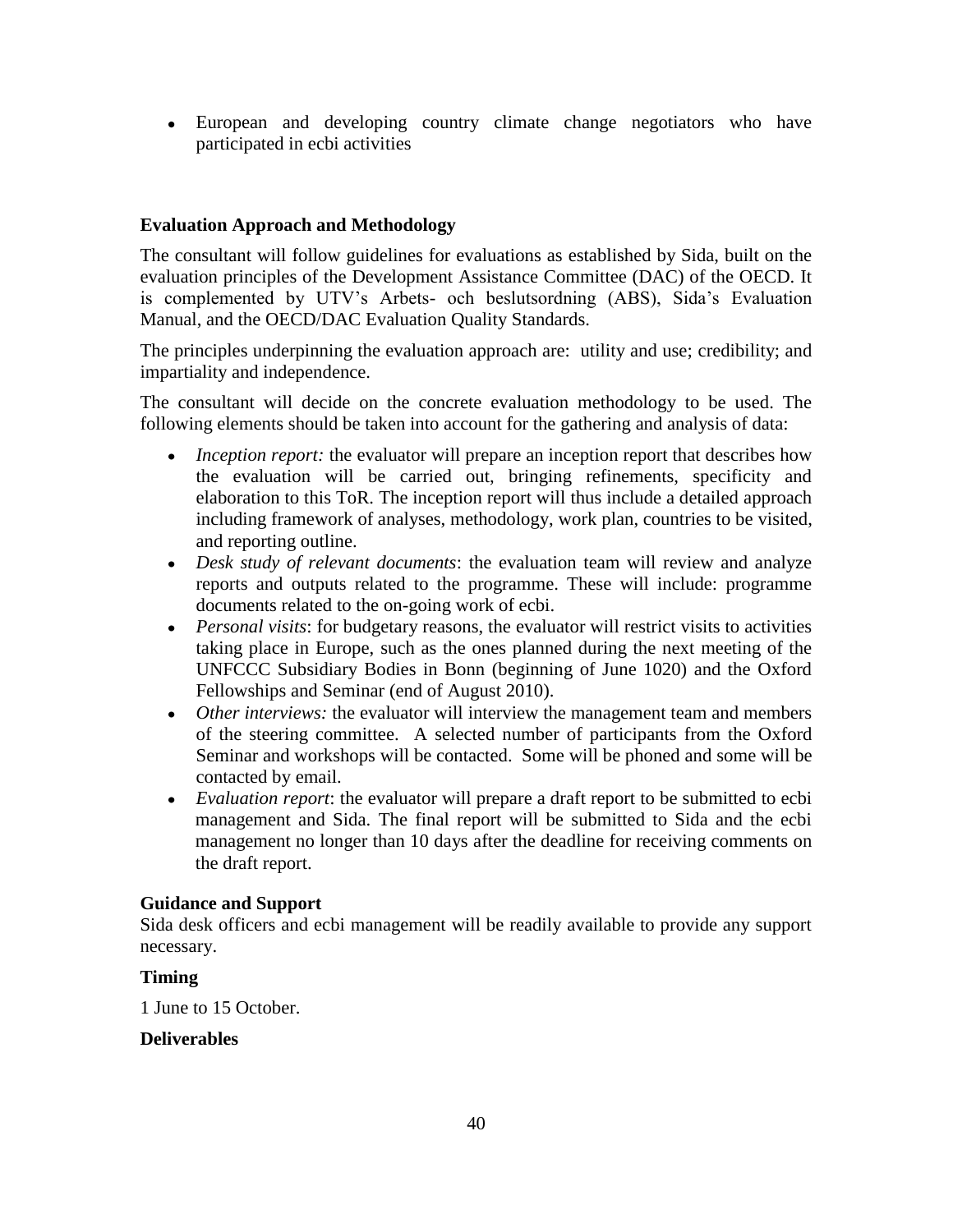- European and developing country climate change negotiators who have participated in ecbi activities

**Evaluation Approach and Methodology**

The consultant will follow guidelines for evaluations as established by Sida, built on the evaluation principles of the Development Assistance Committee (DAC) of the OECD. It is complemented by UTV's Arbets- och beslutsordning (ABS), Sida's Evaluation Manual, and the OECD/DAC Evaluation Quality Standards.

The principles underpinning the evaluation approach are: utility and use; credibility; and impartiality and independence.

The consultant will decide on the concrete evaluation methodology to be used. The following elements should be taken into account for the gathering and analysis of data:

- *Inception report:* the evaluator will prepare an inception report that describes how the evaluation will be carried out, bringing refinements, specificity and elaboration to this ToR. The inception report will thus include a detailed approach including framework of analyses, methodology, work plan, countries to be visited, and reporting outline.
- *Desk study of relevant documents*: the evaluation team will review and analyze reports and outputs related to the programme. These will include: programme documents related to the on-going work of ecbi.
- *Personal visits*: for budgetary reasons, the evaluator will restrict visits to activities taking place in Europe, such as the ones planned during the next meeting of the UNFCCC Subsidiary Bodies in Bonn (beginning of June 1020) and the Oxford Fellowships and Seminar (end of August 2010).
- *Other interviews:* the evaluator will interview the management team and members of the steering committee. A selected number of participants from the Oxford Seminar and workshops will be contacted. Some will be phoned and some will be contacted by email.
- *Evaluation report*: the evaluator will prepare a draft report to be submitted to ecbi management and Sida. The final report will be submitted to Sida and the ecbi management no longer than 10 days after the deadline for receiving comments on the draft report.

**Guidance and Support**

Sida desk officers and ecbi management will be readily available to provide any support necessary.

**Timing**

1 June to 15 October.

**Deliverables**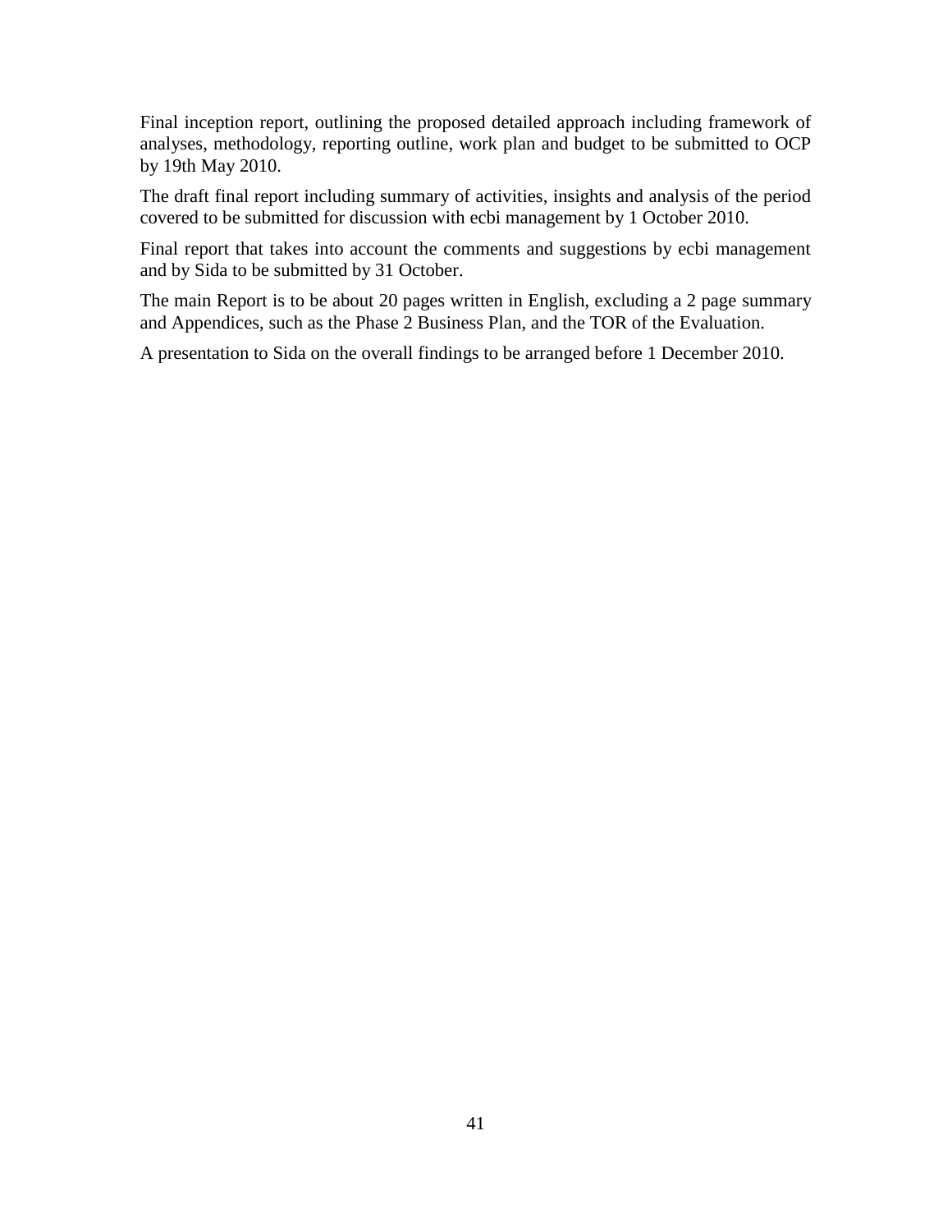Final inception report, outlining the proposed detailed approach including framework of analyses, methodology, reporting outline, work plan and budget to be submitted to OCP by 19th May 2010.

The draft final report including summary of activities, insights and analysis of the period covered to be submitted for discussion with ecbi management by 1 October 2010.

Final report that takes into account the comments and suggestions by ecbi management and by Sida to be submitted by 31 October.

The main Report is to be about 20 pages written in English, excluding a 2 page summary and Appendices, such as the Phase 2 Business Plan, and the TOR of the Evaluation.

A presentation to Sida on the overall findings to be arranged before 1 December 2010.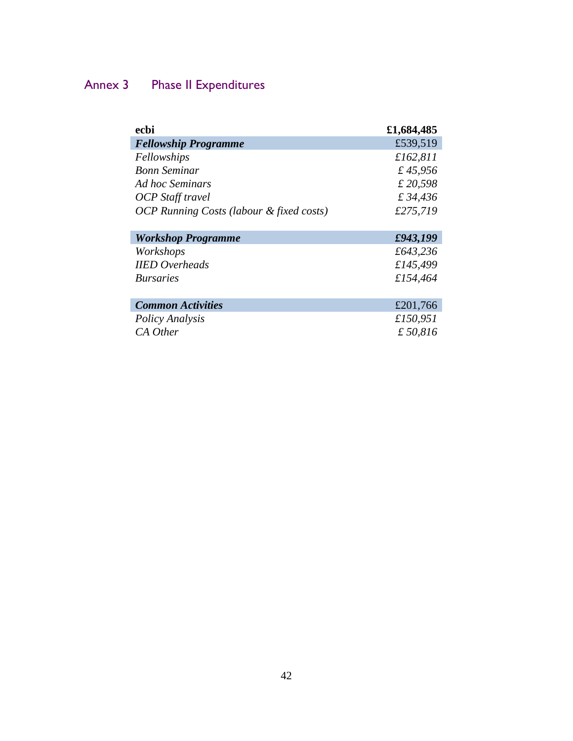## Annex 3 Phase II Expenditures

| **ecbi** | **£1,684,485** |
|---|---|
| ***Fellowship Programme*** | £539,519 |
| *Fellowships* | *£162,811* |
| *Bonn Seminar* | *£ 45,956* |
| *Ad hoc Seminars* | *£ 20,598* |
| *OCP Staff travel* | *£ 34,436* |
| *OCP Running Costs (labour & fixed costs)* | *£275,719* |
| | |
| ***Workshop Programme*** | ***£943,199*** |
| *Workshops* | *£643,236* |
| *IIED Overheads* | *£145,499* |
| *Bursaries* | *£154,464* |
| | |
| ***Common Activities*** | £201,766 |
| *Policy Analysis* | *£150,951* |
| *CA Other* | *£ 50,816* |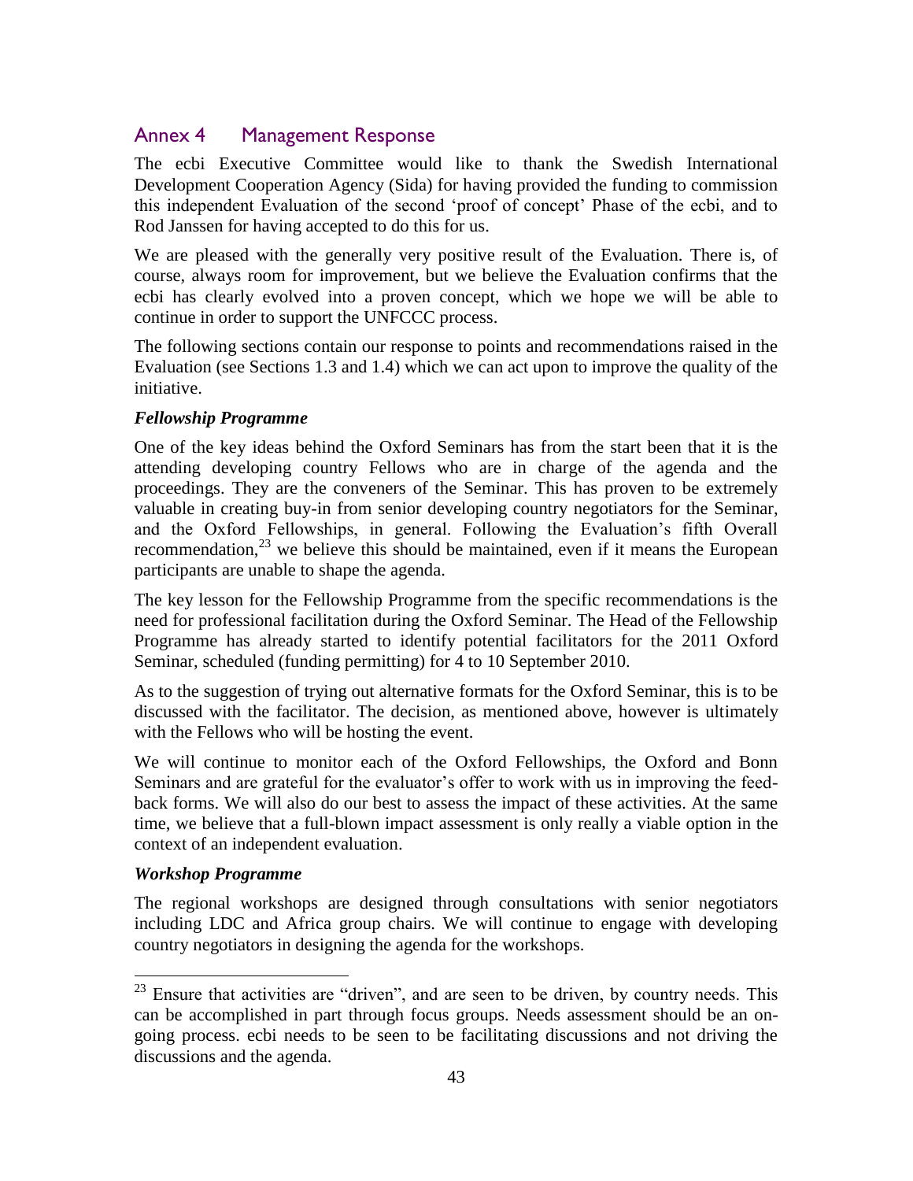## Annex 4 Management Response

The ecbi Executive Committee would like to thank the Swedish International Development Cooperation Agency (Sida) for having provided the funding to commission this independent Evaluation of the second 'proof of concept' Phase of the ecbi, and to Rod Janssen for having accepted to do this for us.

We are pleased with the generally very positive result of the Evaluation. There is, of course, always room for improvement, but we believe the Evaluation confirms that the ecbi has clearly evolved into a proven concept, which we hope we will be able to continue in order to support the UNFCCC process.

The following sections contain our response to points and recommendations raised in the Evaluation (see Sections 1.3 and 1.4) which we can act upon to improve the quality of the initiative.

### *Fellowship Programme*

One of the key ideas behind the Oxford Seminars has from the start been that it is the attending developing country Fellows who are in charge of the agenda and the proceedings. They are the conveners of the Seminar. This has proven to be extremely valuable in creating buy-in from senior developing country negotiators for the Seminar, and the Oxford Fellowships, in general. Following the Evaluation's fifth Overall recommendation,[23] we believe this should be maintained, even if it means the European participants are unable to shape the agenda.

The key lesson for the Fellowship Programme from the specific recommendations is the need for professional facilitation during the Oxford Seminar. The Head of the Fellowship Programme has already started to identify potential facilitators for the 2011 Oxford Seminar, scheduled (funding permitting) for 4 to 10 September 2010.

As to the suggestion of trying out alternative formats for the Oxford Seminar, this is to be discussed with the facilitator. The decision, as mentioned above, however is ultimately with the Fellows who will be hosting the event.

We will continue to monitor each of the Oxford Fellowships, the Oxford and Bonn Seminars and are grateful for the evaluator's offer to work with us in improving the feed-back forms. We will also do our best to assess the impact of these activities. At the same time, we believe that a full-blown impact assessment is only really a viable option in the context of an independent evaluation.

### *Workshop Programme*

The regional workshops are designed through consultations with senior negotiators including LDC and Africa group chairs. We will continue to engage with developing country negotiators in designing the agenda for the workshops.

---

[23] Ensure that activities are "driven", and are seen to be driven, by country needs. This can be accomplished in part through focus groups. Needs assessment should be an on-going process. ecbi needs to be seen to be facilitating discussions and not driving the discussions and the agenda.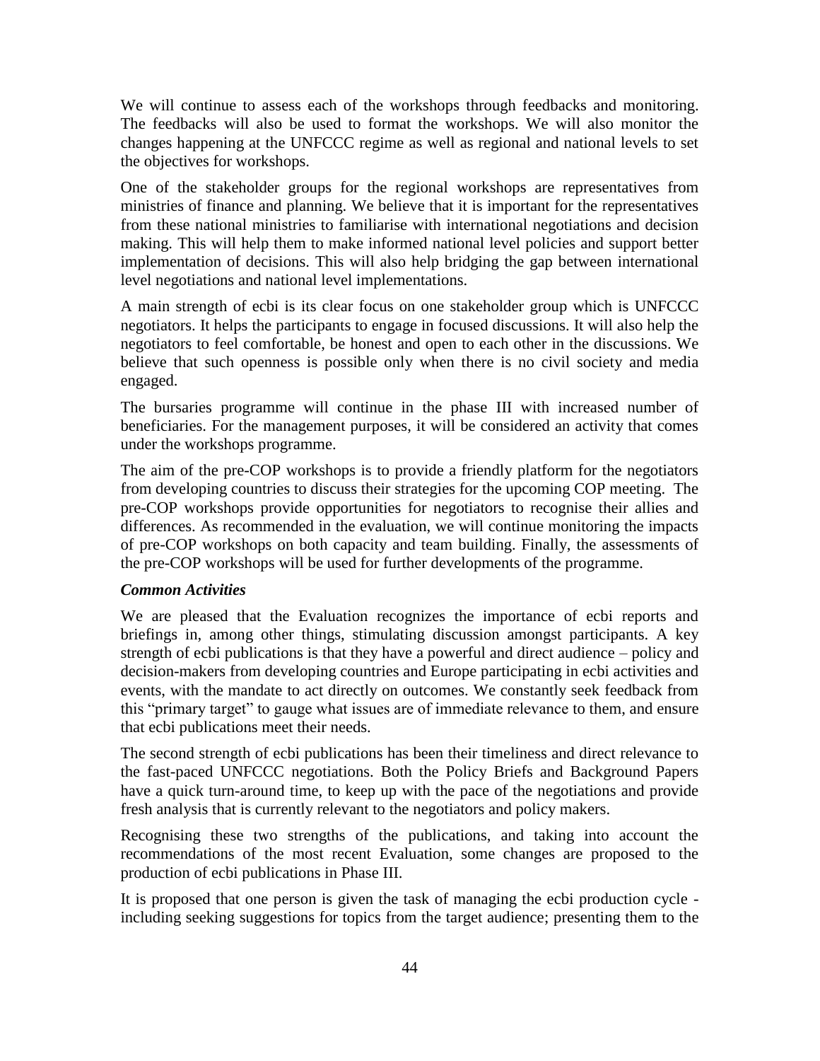We will continue to assess each of the workshops through feedbacks and monitoring. The feedbacks will also be used to format the workshops. We will also monitor the changes happening at the UNFCCC regime as well as regional and national levels to set the objectives for workshops.

One of the stakeholder groups for the regional workshops are representatives from ministries of finance and planning. We believe that it is important for the representatives from these national ministries to familiarise with international negotiations and decision making. This will help them to make informed national level policies and support better implementation of decisions. This will also help bridging the gap between international level negotiations and national level implementations.

A main strength of ecbi is its clear focus on one stakeholder group which is UNFCCC negotiators. It helps the participants to engage in focused discussions. It will also help the negotiators to feel comfortable, be honest and open to each other in the discussions. We believe that such openness is possible only when there is no civil society and media engaged.

The bursaries programme will continue in the phase III with increased number of beneficiaries. For the management purposes, it will be considered an activity that comes under the workshops programme.

The aim of the pre-COP workshops is to provide a friendly platform for the negotiators from developing countries to discuss their strategies for the upcoming COP meeting. The pre-COP workshops provide opportunities for negotiators to recognise their allies and differences. As recommended in the evaluation, we will continue monitoring the impacts of pre-COP workshops on both capacity and team building. Finally, the assessments of the pre-COP workshops will be used for further developments of the programme.

***Common Activities***

We are pleased that the Evaluation recognizes the importance of ecbi reports and briefings in, among other things, stimulating discussion amongst participants. A key strength of ecbi publications is that they have a powerful and direct audience – policy and decision-makers from developing countries and Europe participating in ecbi activities and events, with the mandate to act directly on outcomes. We constantly seek feedback from this "primary target" to gauge what issues are of immediate relevance to them, and ensure that ecbi publications meet their needs.

The second strength of ecbi publications has been their timeliness and direct relevance to the fast-paced UNFCCC negotiations. Both the Policy Briefs and Background Papers have a quick turn-around time, to keep up with the pace of the negotiations and provide fresh analysis that is currently relevant to the negotiators and policy makers.

Recognising these two strengths of the publications, and taking into account the recommendations of the most recent Evaluation, some changes are proposed to the production of ecbi publications in Phase III.

It is proposed that one person is given the task of managing the ecbi production cycle - including seeking suggestions for topics from the target audience; presenting them to the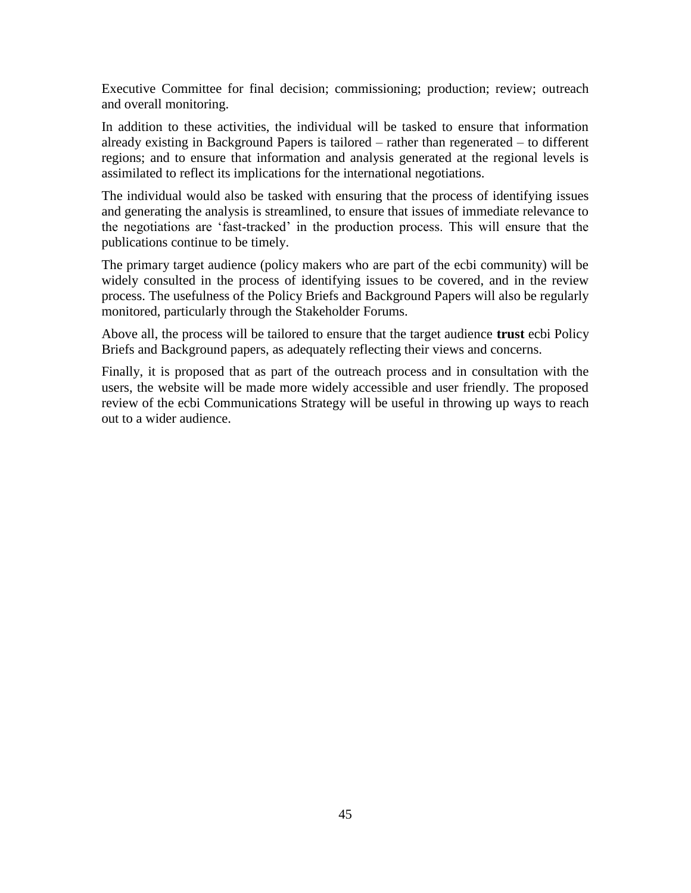Executive Committee for final decision; commissioning; production; review; outreach and overall monitoring.

In addition to these activities, the individual will be tasked to ensure that information already existing in Background Papers is tailored – rather than regenerated – to different regions; and to ensure that information and analysis generated at the regional levels is assimilated to reflect its implications for the international negotiations.

The individual would also be tasked with ensuring that the process of identifying issues and generating the analysis is streamlined, to ensure that issues of immediate relevance to the negotiations are 'fast-tracked' in the production process. This will ensure that the publications continue to be timely.

The primary target audience (policy makers who are part of the ecbi community) will be widely consulted in the process of identifying issues to be covered, and in the review process. The usefulness of the Policy Briefs and Background Papers will also be regularly monitored, particularly through the Stakeholder Forums.

Above all, the process will be tailored to ensure that the target audience **trust** ecbi Policy Briefs and Background papers, as adequately reflecting their views and concerns.

Finally, it is proposed that as part of the outreach process and in consultation with the users, the website will be made more widely accessible and user friendly. The proposed review of the ecbi Communications Strategy will be useful in throwing up ways to reach out to a wider audience.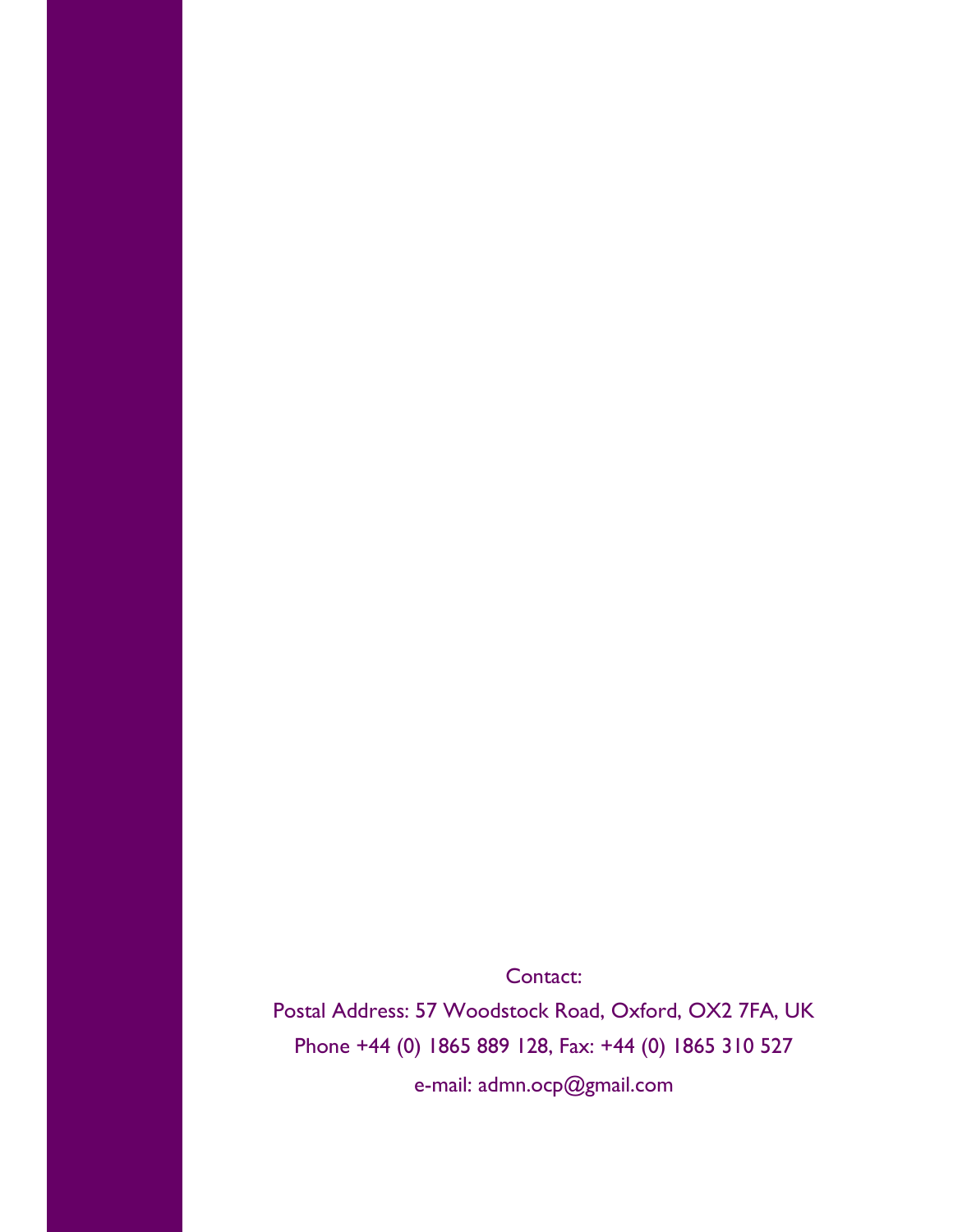Contact:

Postal Address: 57 Woodstock Road, Oxford, OX2 7FA, UK

Phone +44 (0) 1865 889 128, Fax: +44 (0) 1865 310 527

e-mail: admn.ocp@gmail.com